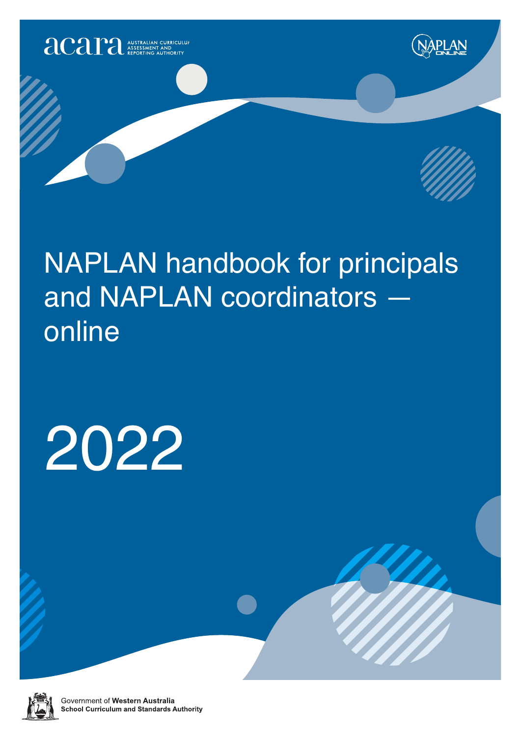acara AUSTRALIAN CURRICULUM ASSESSMENT AND REPORTING AUTHORITY

NAPLAN ONLINE

# NAPLAN handbook for principals and NAPLAN coordinators — online

# 2022

Government of **Western Australia**
**School Curriculum and Standards Authority**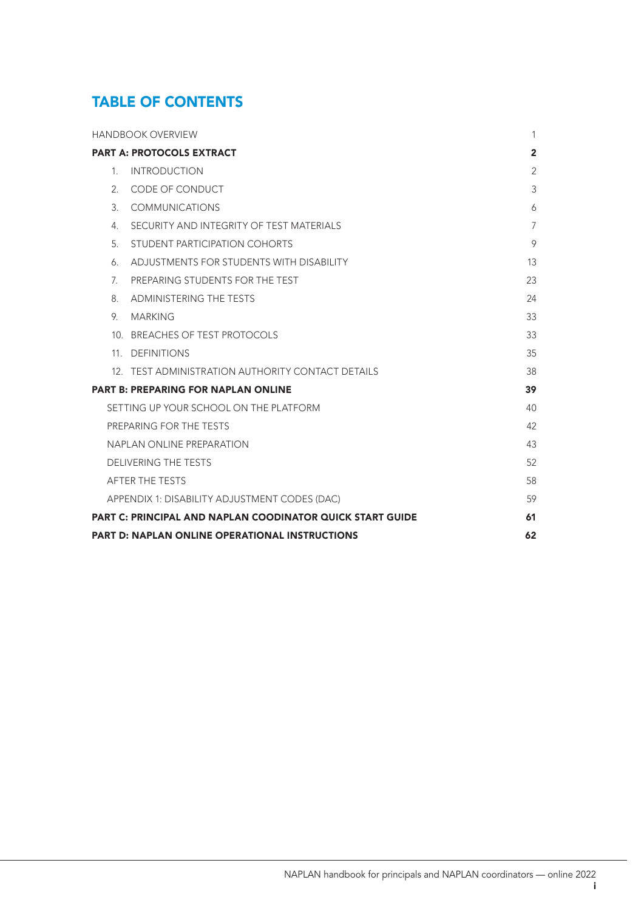# TABLE OF CONTENTS

| | |
|---|---|
| HANDBOOK OVERVIEW | 1 |
| **PART A: PROTOCOLS EXTRACT** | **2** |
| 1. INTRODUCTION | 2 |
| 2. CODE OF CONDUCT | 3 |
| 3. COMMUNICATIONS | 6 |
| 4. SECURITY AND INTEGRITY OF TEST MATERIALS | 7 |
| 5. STUDENT PARTICIPATION COHORTS | 9 |
| 6. ADJUSTMENTS FOR STUDENTS WITH DISABILITY | 13 |
| 7. PREPARING STUDENTS FOR THE TEST | 23 |
| 8. ADMINISTERING THE TESTS | 24 |
| 9. MARKING | 33 |
| 10. BREACHES OF TEST PROTOCOLS | 33 |
| 11. DEFINITIONS | 35 |
| 12. TEST ADMINISTRATION AUTHORITY CONTACT DETAILS | 38 |
| **PART B: PREPARING FOR NAPLAN ONLINE** | **39** |
| SETTING UP YOUR SCHOOL ON THE PLATFORM | 40 |
| PREPARING FOR THE TESTS | 42 |
| NAPLAN ONLINE PREPARATION | 43 |
| DELIVERING THE TESTS | 52 |
| AFTER THE TESTS | 58 |
| APPENDIX 1: DISABILITY ADJUSTMENT CODES (DAC) | 59 |
| **PART C: PRINCIPAL AND NAPLAN COODINATOR QUICK START GUIDE** | **61** |
| **PART D: NAPLAN ONLINE OPERATIONAL INSTRUCTIONS** | **62** |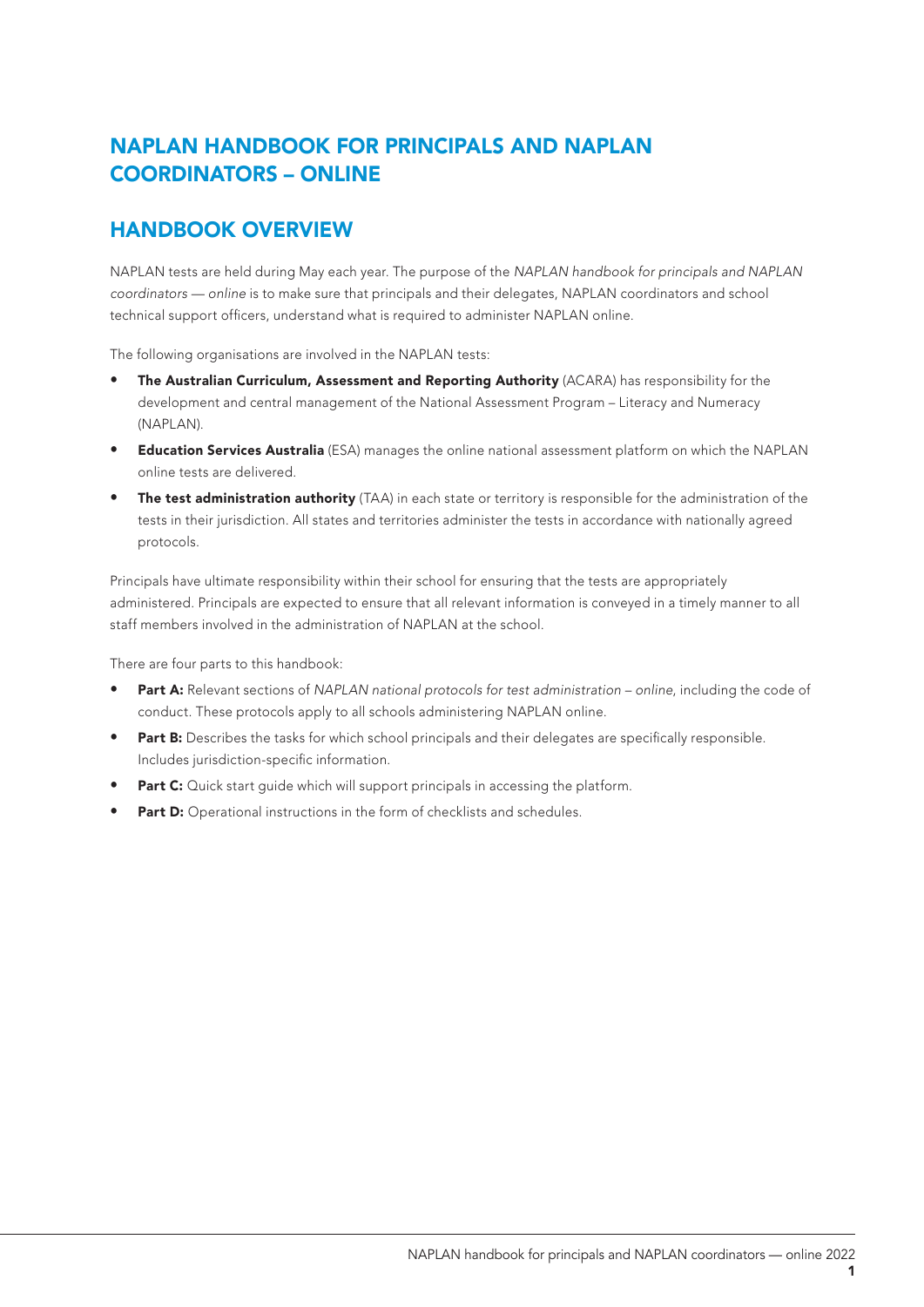# NAPLAN HANDBOOK FOR PRINCIPALS AND NAPLAN COORDINATORS – ONLINE

## HANDBOOK OVERVIEW

NAPLAN tests are held during May each year. The purpose of the *NAPLAN handbook for principals and NAPLAN coordinators — online* is to make sure that principals and their delegates, NAPLAN coordinators and school technical support officers, understand what is required to administer NAPLAN online.

The following organisations are involved in the NAPLAN tests:

- **The Australian Curriculum, Assessment and Reporting Authority** (ACARA) has responsibility for the development and central management of the National Assessment Program – Literacy and Numeracy (NAPLAN).
- **Education Services Australia** (ESA) manages the online national assessment platform on which the NAPLAN online tests are delivered.
- **The test administration authority** (TAA) in each state or territory is responsible for the administration of the tests in their jurisdiction. All states and territories administer the tests in accordance with nationally agreed protocols.

Principals have ultimate responsibility within their school for ensuring that the tests are appropriately administered. Principals are expected to ensure that all relevant information is conveyed in a timely manner to all staff members involved in the administration of NAPLAN at the school.

There are four parts to this handbook:

- **Part A:** Relevant sections of *NAPLAN national protocols for test administration – online*, including the code of conduct. These protocols apply to all schools administering NAPLAN online.
- **Part B:** Describes the tasks for which school principals and their delegates are specifically responsible. Includes jurisdiction-specific information.
- **Part C:** Quick start guide which will support principals in accessing the platform.
- **Part D:** Operational instructions in the form of checklists and schedules.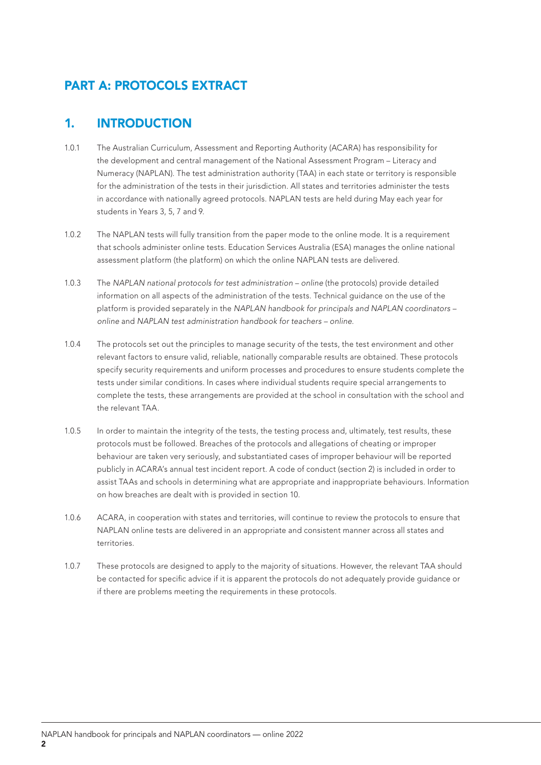# PART A: PROTOCOLS EXTRACT

## 1. INTRODUCTION

1.0.1 The Australian Curriculum, Assessment and Reporting Authority (ACARA) has responsibility for the development and central management of the National Assessment Program – Literacy and Numeracy (NAPLAN). The test administration authority (TAA) in each state or territory is responsible for the administration of the tests in their jurisdiction. All states and territories administer the tests in accordance with nationally agreed protocols. NAPLAN tests are held during May each year for students in Years 3, 5, 7 and 9.

1.0.2 The NAPLAN tests will fully transition from the paper mode to the online mode. It is a requirement that schools administer online tests. Education Services Australia (ESA) manages the online national assessment platform (the platform) on which the online NAPLAN tests are delivered.

1.0.3 The *NAPLAN national protocols for test administration – online* (the protocols) provide detailed information on all aspects of the administration of the tests. Technical guidance on the use of the platform is provided separately in the *NAPLAN handbook for principals and NAPLAN coordinators – online* and *NAPLAN test administration handbook for teachers – online*.

1.0.4 The protocols set out the principles to manage security of the tests, the test environment and other relevant factors to ensure valid, reliable, nationally comparable results are obtained. These protocols specify security requirements and uniform processes and procedures to ensure students complete the tests under similar conditions. In cases where individual students require special arrangements to complete the tests, these arrangements are provided at the school in consultation with the school and the relevant TAA.

1.0.5 In order to maintain the integrity of the tests, the testing process and, ultimately, test results, these protocols must be followed. Breaches of the protocols and allegations of cheating or improper behaviour are taken very seriously, and substantiated cases of improper behaviour will be reported publicly in ACARA's annual test incident report. A code of conduct (section 2) is included in order to assist TAAs and schools in determining what are appropriate and inappropriate behaviours. Information on how breaches are dealt with is provided in section 10.

1.0.6 ACARA, in cooperation with states and territories, will continue to review the protocols to ensure that NAPLAN online tests are delivered in an appropriate and consistent manner across all states and territories.

1.0.7 These protocols are designed to apply to the majority of situations. However, the relevant TAA should be contacted for specific advice if it is apparent the protocols do not adequately provide guidance or if there are problems meeting the requirements in these protocols.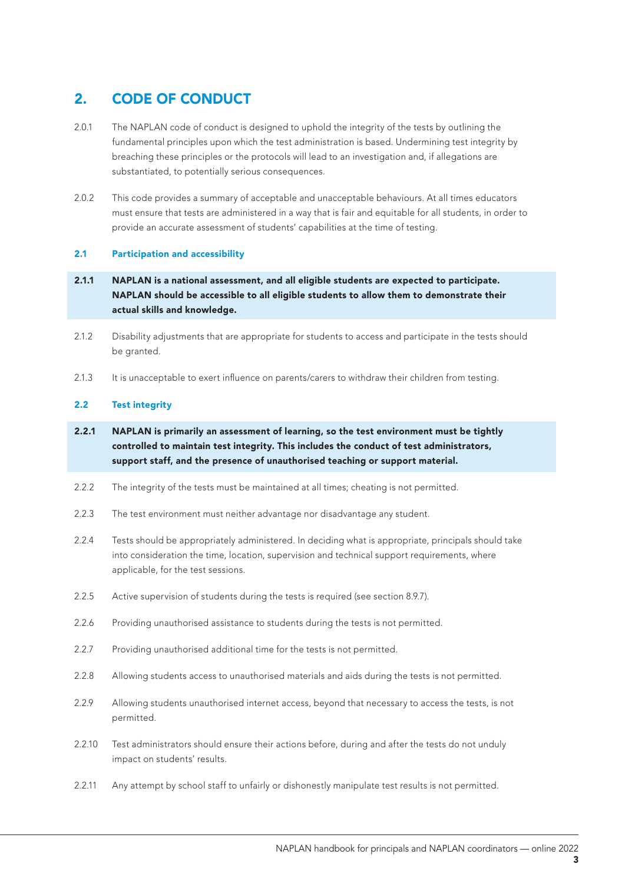## 2. CODE OF CONDUCT

2.0.1 The NAPLAN code of conduct is designed to uphold the integrity of the tests by outlining the fundamental principles upon which the test administration is based. Undermining test integrity by breaching these principles or the protocols will lead to an investigation and, if allegations are substantiated, to potentially serious consequences.

2.0.2 This code provides a summary of acceptable and unacceptable behaviours. At all times educators must ensure that tests are administered in a way that is fair and equitable for all students, in order to provide an accurate assessment of students' capabilities at the time of testing.

### 2.1 Participation and accessibility

**2.1.1 NAPLAN is a national assessment, and all eligible students are expected to participate. NAPLAN should be accessible to all eligible students to allow them to demonstrate their actual skills and knowledge.**

2.1.2 Disability adjustments that are appropriate for students to access and participate in the tests should be granted.

2.1.3 It is unacceptable to exert influence on parents/carers to withdraw their children from testing.

### 2.2 Test integrity

**2.2.1 NAPLAN is primarily an assessment of learning, so the test environment must be tightly controlled to maintain test integrity. This includes the conduct of test administrators, support staff, and the presence of unauthorised teaching or support material.**

2.2.2 The integrity of the tests must be maintained at all times; cheating is not permitted.

2.2.3 The test environment must neither advantage nor disadvantage any student.

2.2.4 Tests should be appropriately administered. In deciding what is appropriate, principals should take into consideration the time, location, supervision and technical support requirements, where applicable, for the test sessions.

2.2.5 Active supervision of students during the tests is required (see section 8.9.7).

2.2.6 Providing unauthorised assistance to students during the tests is not permitted.

2.2.7 Providing unauthorised additional time for the tests is not permitted.

2.2.8 Allowing students access to unauthorised materials and aids during the tests is not permitted.

2.2.9 Allowing students unauthorised internet access, beyond that necessary to access the tests, is not permitted.

2.2.10 Test administrators should ensure their actions before, during and after the tests do not unduly impact on students' results.

2.2.11 Any attempt by school staff to unfairly or dishonestly manipulate test results is not permitted.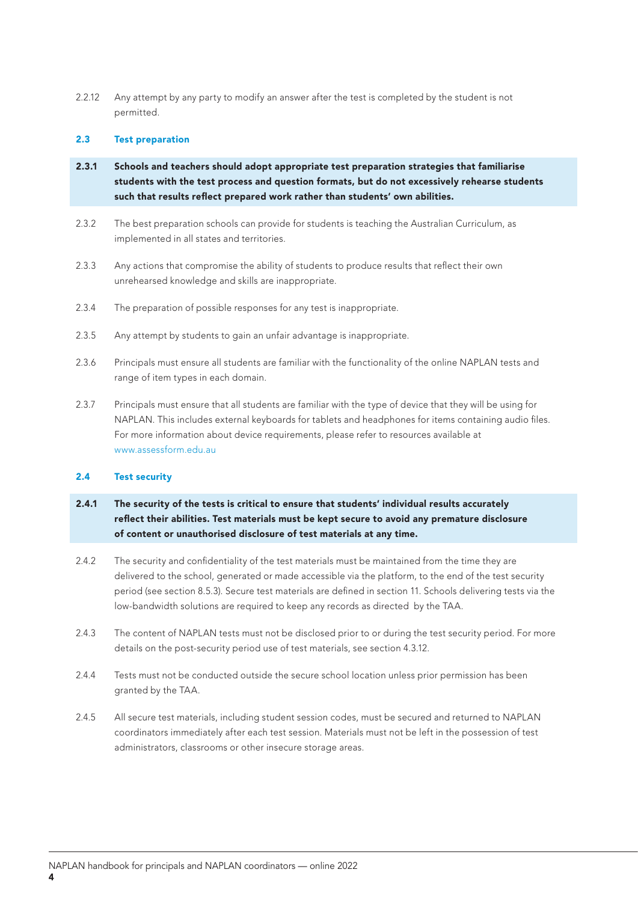2.2.12 Any attempt by any party to modify an answer after the test is completed by the student is not permitted.

### 2.3 Test preparation

**2.3.1 Schools and teachers should adopt appropriate test preparation strategies that familiarise students with the test process and question formats, but do not excessively rehearse students such that results reflect prepared work rather than students' own abilities.**

2.3.2 The best preparation schools can provide for students is teaching the Australian Curriculum, as implemented in all states and territories.

2.3.3 Any actions that compromise the ability of students to produce results that reflect their own unrehearsed knowledge and skills are inappropriate.

2.3.4 The preparation of possible responses for any test is inappropriate.

2.3.5 Any attempt by students to gain an unfair advantage is inappropriate.

2.3.6 Principals must ensure all students are familiar with the functionality of the online NAPLAN tests and range of item types in each domain.

2.3.7 Principals must ensure that all students are familiar with the type of device that they will be using for NAPLAN. This includes external keyboards for tablets and headphones for items containing audio files. For more information about device requirements, please refer to resources available at www.assessform.edu.au

### 2.4 Test security

**2.4.1 The security of the tests is critical to ensure that students' individual results accurately reflect their abilities. Test materials must be kept secure to avoid any premature disclosure of content or unauthorised disclosure of test materials at any time.**

2.4.2 The security and confidentiality of the test materials must be maintained from the time they are delivered to the school, generated or made accessible via the platform, to the end of the test security period (see section 8.5.3). Secure test materials are defined in section 11. Schools delivering tests via the low-bandwidth solutions are required to keep any records as directed by the TAA.

2.4.3 The content of NAPLAN tests must not be disclosed prior to or during the test security period. For more details on the post-security period use of test materials, see section 4.3.12.

2.4.4 Tests must not be conducted outside the secure school location unless prior permission has been granted by the TAA.

2.4.5 All secure test materials, including student session codes, must be secured and returned to NAPLAN coordinators immediately after each test session. Materials must not be left in the possession of test administrators, classrooms or other insecure storage areas.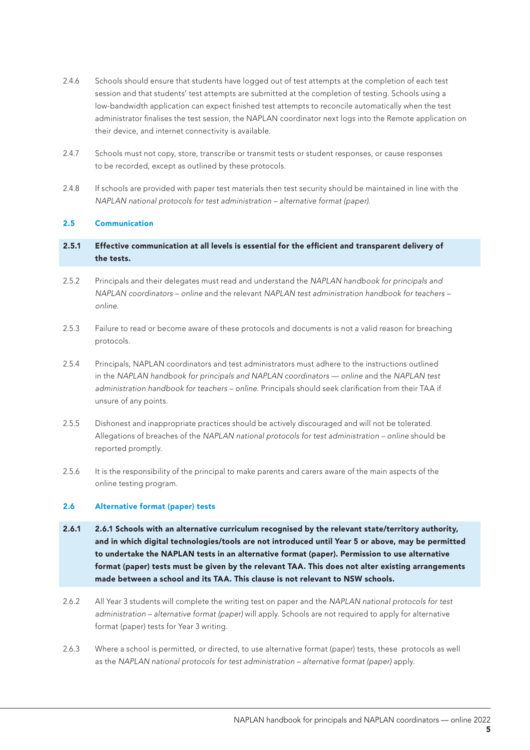2.4.6 Schools should ensure that students have logged out of test attempts at the completion of each test session and that students' test attempts are submitted at the completion of testing. Schools using a low-bandwidth application can expect finished test attempts to reconcile automatically when the test administrator finalises the test session, the NAPLAN coordinator next logs into the Remote application on their device, and internet connectivity is available.

2.4.7 Schools must not copy, store, transcribe or transmit tests or student responses, or cause responses to be recorded, except as outlined by these protocols.

2.4.8 If schools are provided with paper test materials then test security should be maintained in line with the *NAPLAN national protocols for test administration – alternative format (paper).*

### 2.5 Communication

**2.5.1 Effective communication at all levels is essential for the efficient and transparent delivery of the tests.**

2.5.2 Principals and their delegates must read and understand the *NAPLAN handbook for principals and NAPLAN coordinators – online* and the relevant *NAPLAN test administration handbook for teachers – online.*

2.5.3 Failure to read or become aware of these protocols and documents is not a valid reason for breaching protocols.

2.5.4 Principals, NAPLAN coordinators and test administrators must adhere to the instructions outlined in the *NAPLAN handbook for principals and NAPLAN coordinators — online* and the *NAPLAN test administration handbook for teachers – online.* Principals should seek clarification from their TAA if unsure of any points.

2.5.5 Dishonest and inappropriate practices should be actively discouraged and will not be tolerated. Allegations of breaches of the *NAPLAN national protocols for test administration – online* should be reported promptly.

2.5.6 It is the responsibility of the principal to make parents and carers aware of the main aspects of the online testing program.

### 2.6 Alternative format (paper) tests

**2.6.1 2.6.1 Schools with an alternative curriculum recognised by the relevant state/territory authority, and in which digital technologies/tools are not introduced until Year 5 or above, may be permitted to undertake the NAPLAN tests in an alternative format (paper). Permission to use alternative format (paper) tests must be given by the relevant TAA. This does not alter existing arrangements made between a school and its TAA. This clause is not relevant to NSW schools.**

2.6.2 All Year 3 students will complete the writing test on paper and the *NAPLAN national protocols for test administration – alternative format (paper)* will apply. Schools are not required to apply for alternative format (paper) tests for Year 3 writing.

2.6.3 Where a school is permitted, or directed, to use alternative format (paper) tests, these protocols as well as the *NAPLAN national protocols for test administration – alternative format (paper)* apply.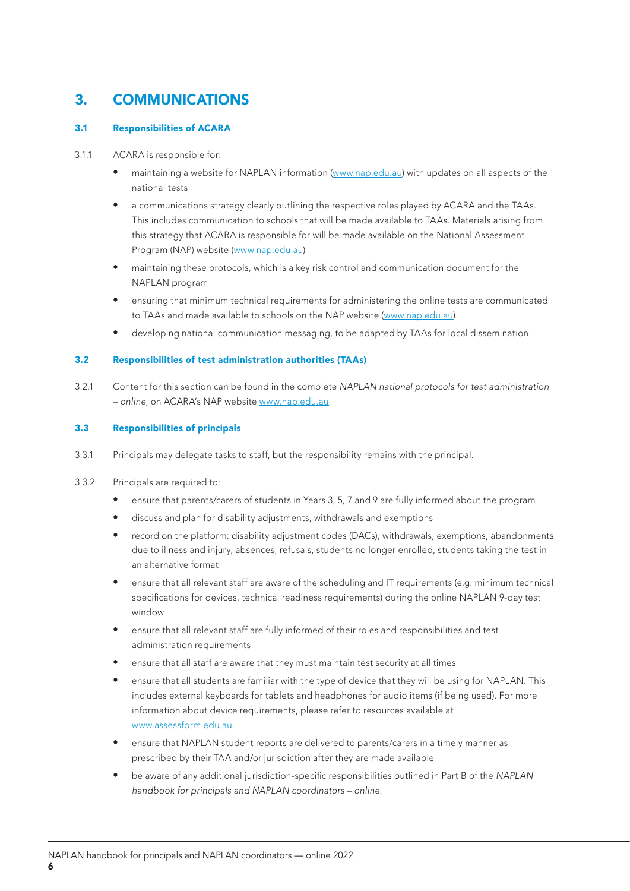# 3. COMMUNICATIONS

## 3.1 Responsibilities of ACARA

3.1.1 ACARA is responsible for:

- maintaining a website for NAPLAN information (www.nap.edu.au) with updates on all aspects of the national tests
- a communications strategy clearly outlining the respective roles played by ACARA and the TAAs. This includes communication to schools that will be made available to TAAs. Materials arising from this strategy that ACARA is responsible for will be made available on the National Assessment Program (NAP) website (www.nap.edu.au)
- maintaining these protocols, which is a key risk control and communication document for the NAPLAN program
- ensuring that minimum technical requirements for administering the online tests are communicated to TAAs and made available to schools on the NAP website (www.nap.edu.au)
- developing national communication messaging, to be adapted by TAAs for local dissemination.

## 3.2 Responsibilities of test administration authorities (TAAs)

3.2.1 Content for this section can be found in the complete *NAPLAN national protocols for test administration – online*, on ACARA's NAP website www.nap.edu.au.

## 3.3 Responsibilities of principals

3.3.1 Principals may delegate tasks to staff, but the responsibility remains with the principal.

3.3.2 Principals are required to:

- ensure that parents/carers of students in Years 3, 5, 7 and 9 are fully informed about the program
- discuss and plan for disability adjustments, withdrawals and exemptions
- record on the platform: disability adjustment codes (DACs), withdrawals, exemptions, abandonments due to illness and injury, absences, refusals, students no longer enrolled, students taking the test in an alternative format
- ensure that all relevant staff are aware of the scheduling and IT requirements (e.g. minimum technical specifications for devices, technical readiness requirements) during the online NAPLAN 9-day test window
- ensure that all relevant staff are fully informed of their roles and responsibilities and test administration requirements
- ensure that all staff are aware that they must maintain test security at all times
- ensure that all students are familiar with the type of device that they will be using for NAPLAN. This includes external keyboards for tablets and headphones for audio items (if being used). For more information about device requirements, please refer to resources available at www.assessform.edu.au
- ensure that NAPLAN student reports are delivered to parents/carers in a timely manner as prescribed by their TAA and/or jurisdiction after they are made available
- be aware of any additional jurisdiction-specific responsibilities outlined in Part B of the *NAPLAN handbook for principals and NAPLAN coordinators – online.*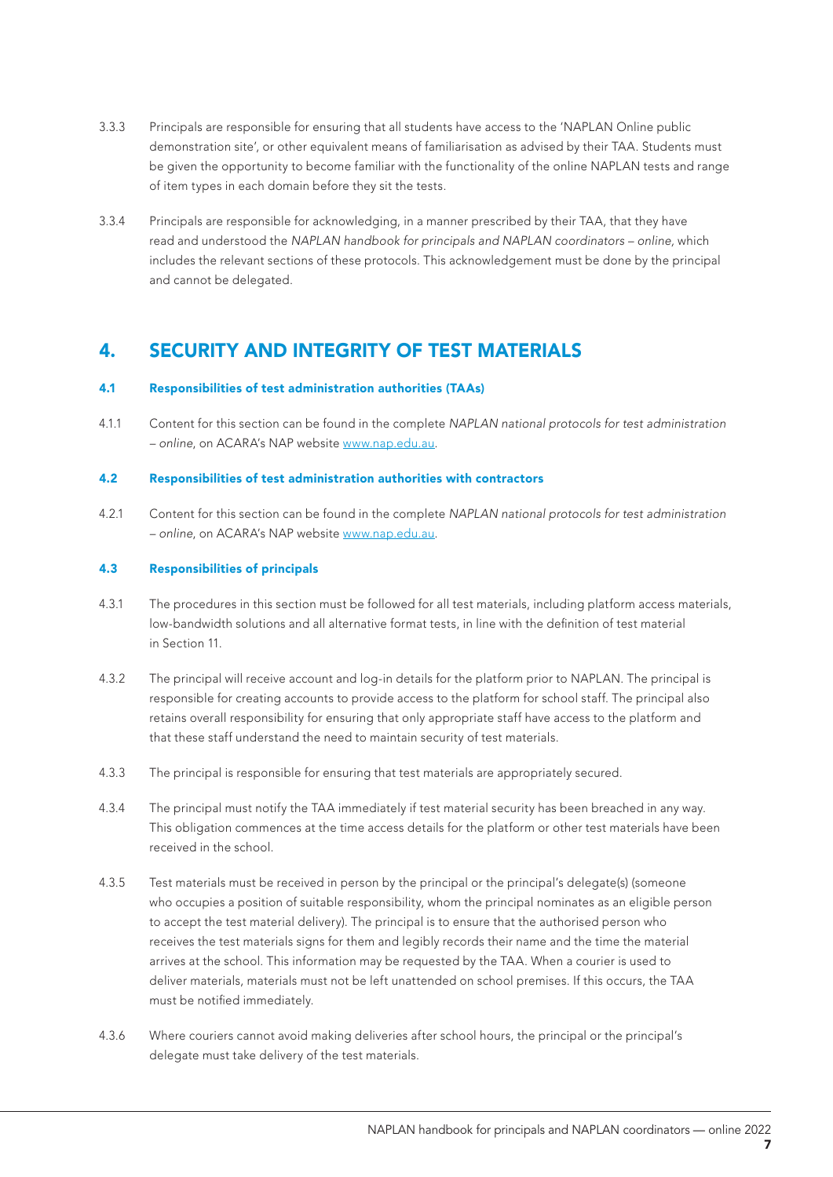3.3.3 Principals are responsible for ensuring that all students have access to the 'NAPLAN Online public demonstration site', or other equivalent means of familiarisation as advised by their TAA. Students must be given the opportunity to become familiar with the functionality of the online NAPLAN tests and range of item types in each domain before they sit the tests.

3.3.4 Principals are responsible for acknowledging, in a manner prescribed by their TAA, that they have read and understood the *NAPLAN handbook for principals and NAPLAN coordinators – online*, which includes the relevant sections of these protocols. This acknowledgement must be done by the principal and cannot be delegated.

## 4. SECURITY AND INTEGRITY OF TEST MATERIALS

### 4.1 Responsibilities of test administration authorities (TAAs)

4.1.1 Content for this section can be found in the complete *NAPLAN national protocols for test administration – online*, on ACARA's NAP website www.nap.edu.au.

### 4.2 Responsibilities of test administration authorities with contractors

4.2.1 Content for this section can be found in the complete *NAPLAN national protocols for test administration – online*, on ACARA's NAP website www.nap.edu.au.

### 4.3 Responsibilities of principals

4.3.1 The procedures in this section must be followed for all test materials, including platform access materials, low-bandwidth solutions and all alternative format tests, in line with the definition of test material in Section 11.

4.3.2 The principal will receive account and log-in details for the platform prior to NAPLAN. The principal is responsible for creating accounts to provide access to the platform for school staff. The principal also retains overall responsibility for ensuring that only appropriate staff have access to the platform and that these staff understand the need to maintain security of test materials.

4.3.3 The principal is responsible for ensuring that test materials are appropriately secured.

4.3.4 The principal must notify the TAA immediately if test material security has been breached in any way. This obligation commences at the time access details for the platform or other test materials have been received in the school.

4.3.5 Test materials must be received in person by the principal or the principal's delegate(s) (someone who occupies a position of suitable responsibility, whom the principal nominates as an eligible person to accept the test material delivery). The principal is to ensure that the authorised person who receives the test materials signs for them and legibly records their name and the time the material arrives at the school. This information may be requested by the TAA. When a courier is used to deliver materials, materials must not be left unattended on school premises. If this occurs, the TAA must be notified immediately.

4.3.6 Where couriers cannot avoid making deliveries after school hours, the principal or the principal's delegate must take delivery of the test materials.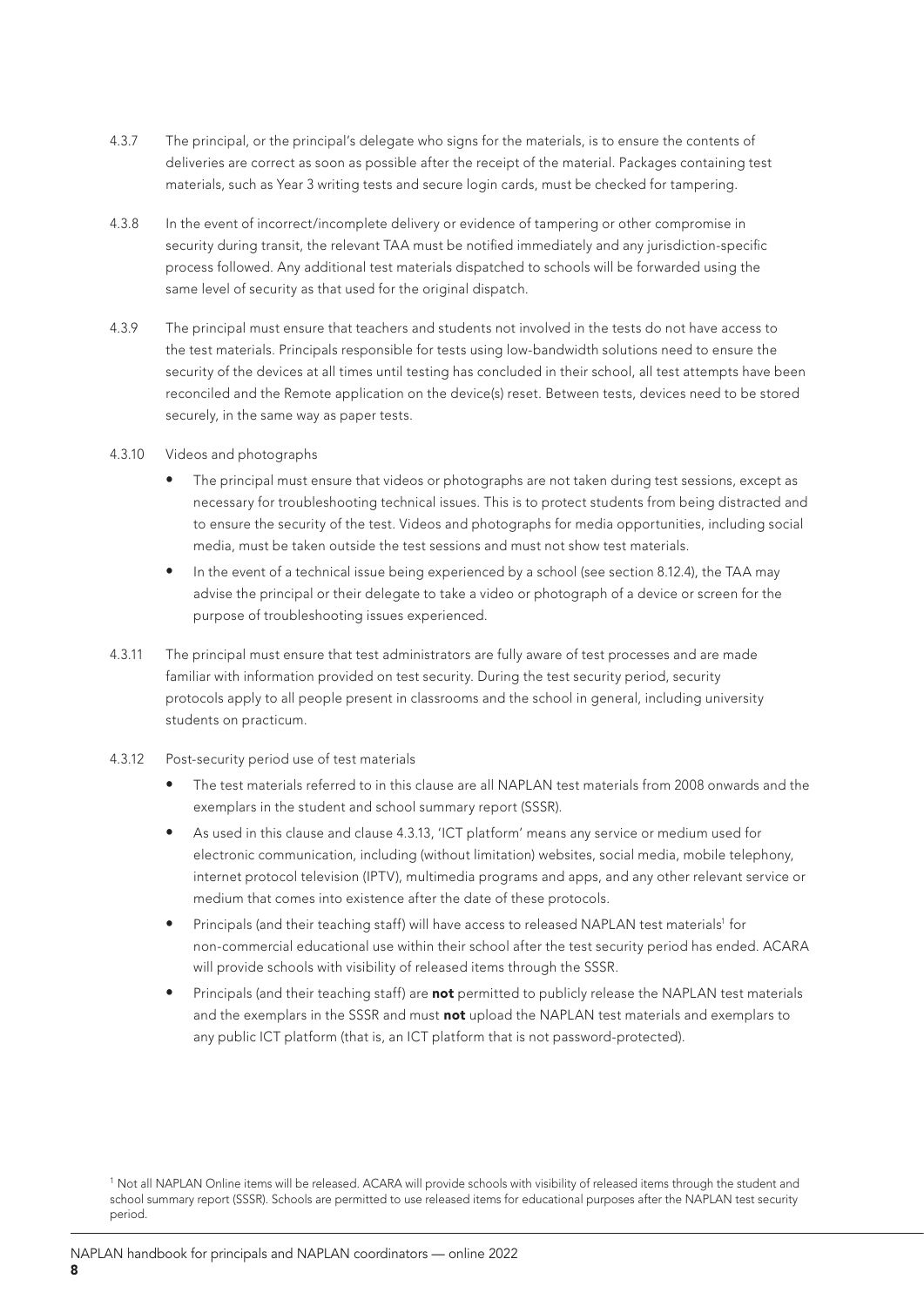4.3.7 The principal, or the principal's delegate who signs for the materials, is to ensure the contents of deliveries are correct as soon as possible after the receipt of the material. Packages containing test materials, such as Year 3 writing tests and secure login cards, must be checked for tampering.

4.3.8 In the event of incorrect/incomplete delivery or evidence of tampering or other compromise in security during transit, the relevant TAA must be notified immediately and any jurisdiction-specific process followed. Any additional test materials dispatched to schools will be forwarded using the same level of security as that used for the original dispatch.

4.3.9 The principal must ensure that teachers and students not involved in the tests do not have access to the test materials. Principals responsible for tests using low-bandwidth solutions need to ensure the security of the devices at all times until testing has concluded in their school, all test attempts have been reconciled and the Remote application on the device(s) reset. Between tests, devices need to be stored securely, in the same way as paper tests.

4.3.10 Videos and photographs

- The principal must ensure that videos or photographs are not taken during test sessions, except as necessary for troubleshooting technical issues. This is to protect students from being distracted and to ensure the security of the test. Videos and photographs for media opportunities, including social media, must be taken outside the test sessions and must not show test materials.
- In the event of a technical issue being experienced by a school (see section 8.12.4), the TAA may advise the principal or their delegate to take a video or photograph of a device or screen for the purpose of troubleshooting issues experienced.

4.3.11 The principal must ensure that test administrators are fully aware of test processes and are made familiar with information provided on test security. During the test security period, security protocols apply to all people present in classrooms and the school in general, including university students on practicum.

4.3.12 Post-security period use of test materials

- The test materials referred to in this clause are all NAPLAN test materials from 2008 onwards and the exemplars in the student and school summary report (SSSR).
- As used in this clause and clause 4.3.13, 'ICT platform' means any service or medium used for electronic communication, including (without limitation) websites, social media, mobile telephony, internet protocol television (IPTV), multimedia programs and apps, and any other relevant service or medium that comes into existence after the date of these protocols.
- Principals (and their teaching staff) will have access to released NAPLAN test materials[1] for non-commercial educational use within their school after the test security period has ended. ACARA will provide schools with visibility of released items through the SSSR.
- Principals (and their teaching staff) are **not** permitted to publicly release the NAPLAN test materials and the exemplars in the SSSR and must **not** upload the NAPLAN test materials and exemplars to any public ICT platform (that is, an ICT platform that is not password-protected).

[1] Not all NAPLAN Online items will be released. ACARA will provide schools with visibility of released items through the student and school summary report (SSSR). Schools are permitted to use released items for educational purposes after the NAPLAN test security period.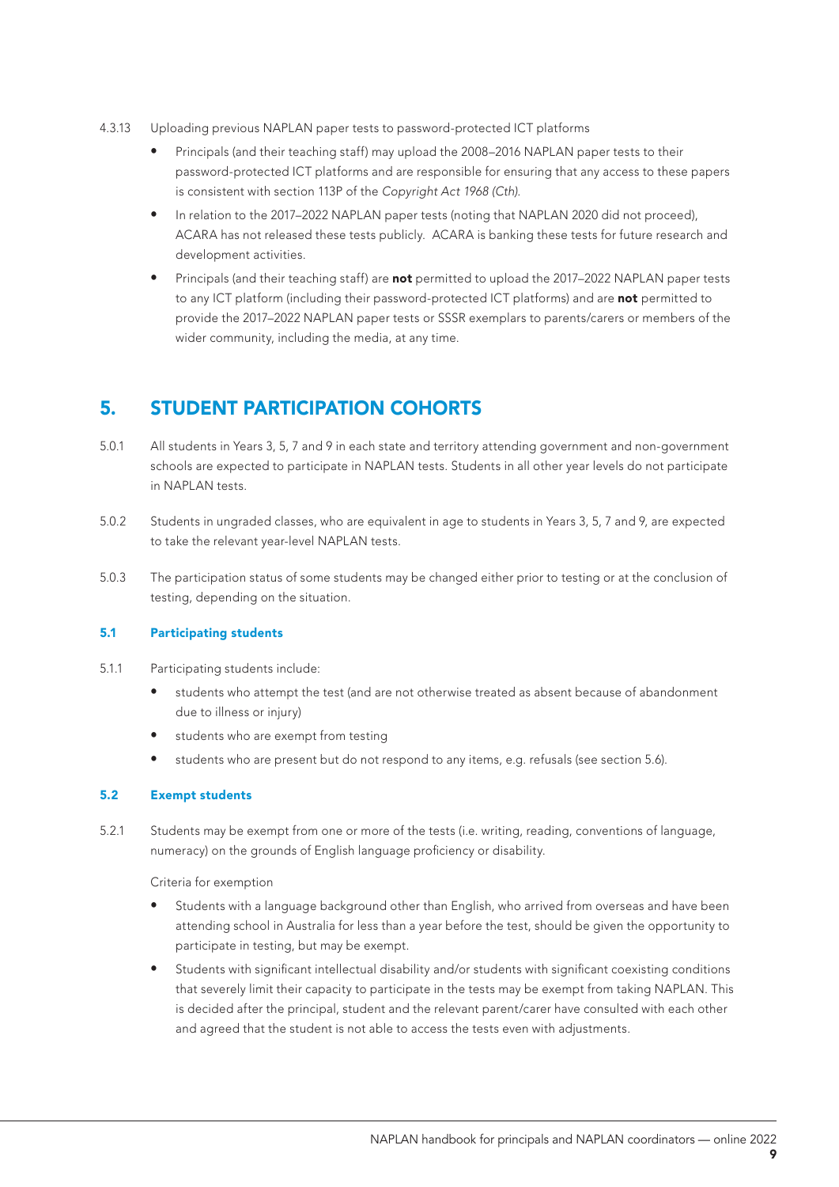4.3.13 Uploading previous NAPLAN paper tests to password-protected ICT platforms

- Principals (and their teaching staff) may upload the 2008–2016 NAPLAN paper tests to their password-protected ICT platforms and are responsible for ensuring that any access to these papers is consistent with section 113P of the *Copyright Act 1968 (Cth)*.
- In relation to the 2017–2022 NAPLAN paper tests (noting that NAPLAN 2020 did not proceed), ACARA has not released these tests publicly. ACARA is banking these tests for future research and development activities.
- Principals (and their teaching staff) are **not** permitted to upload the 2017–2022 NAPLAN paper tests to any ICT platform (including their password-protected ICT platforms) and are **not** permitted to provide the 2017–2022 NAPLAN paper tests or SSSR exemplars to parents/carers or members of the wider community, including the media, at any time.

# 5. STUDENT PARTICIPATION COHORTS

5.0.1 All students in Years 3, 5, 7 and 9 in each state and territory attending government and non-government schools are expected to participate in NAPLAN tests. Students in all other year levels do not participate in NAPLAN tests.

5.0.2 Students in ungraded classes, who are equivalent in age to students in Years 3, 5, 7 and 9, are expected to take the relevant year-level NAPLAN tests.

5.0.3 The participation status of some students may be changed either prior to testing or at the conclusion of testing, depending on the situation.

### 5.1 Participating students

5.1.1 Participating students include:

- students who attempt the test (and are not otherwise treated as absent because of abandonment due to illness or injury)
- students who are exempt from testing
- students who are present but do not respond to any items, e.g. refusals (see section 5.6).

### 5.2 Exempt students

5.2.1 Students may be exempt from one or more of the tests (i.e. writing, reading, conventions of language, numeracy) on the grounds of English language proficiency or disability.

Criteria for exemption

- Students with a language background other than English, who arrived from overseas and have been attending school in Australia for less than a year before the test, should be given the opportunity to participate in testing, but may be exempt.
- Students with significant intellectual disability and/or students with significant coexisting conditions that severely limit their capacity to participate in the tests may be exempt from taking NAPLAN. This is decided after the principal, student and the relevant parent/carer have consulted with each other and agreed that the student is not able to access the tests even with adjustments.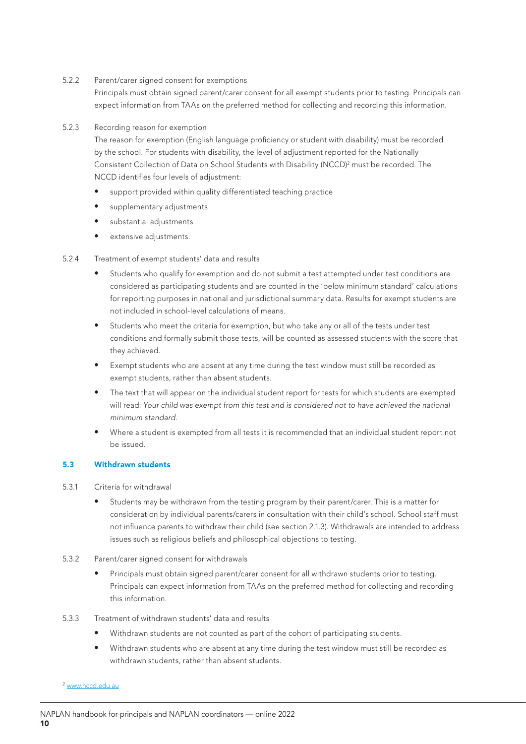5.2.2 Parent/carer signed consent for exemptions

Principals must obtain signed parent/carer consent for all exempt students prior to testing. Principals can expect information from TAAs on the preferred method for collecting and recording this information.

5.2.3 Recording reason for exemption

The reason for exemption (English language proficiency or student with disability) must be recorded by the school. For students with disability, the level of adjustment reported for the Nationally Consistent Collection of Data on School Students with Disability (NCCD)[2] must be recorded. The NCCD identifies four levels of adjustment:

- support provided within quality differentiated teaching practice
- supplementary adjustments
- substantial adjustments
- extensive adjustments.

5.2.4 Treatment of exempt students' data and results

- Students who qualify for exemption and do not submit a test attempted under test conditions are considered as participating students and are counted in the 'below minimum standard' calculations for reporting purposes in national and jurisdictional summary data. Results for exempt students are not included in school-level calculations of means.
- Students who meet the criteria for exemption, but who take any or all of the tests under test conditions and formally submit those tests, will be counted as assessed students with the score that they achieved.
- Exempt students who are absent at any time during the test window must still be recorded as exempt students, rather than absent students.
- The text that will appear on the individual student report for tests for which students are exempted will read: *Your child was exempt from this test and is considered not to have achieved the national minimum standard.*
- Where a student is exempted from all tests it is recommended that an individual student report not be issued.

### 5.3 Withdrawn students

5.3.1 Criteria for withdrawal

- Students may be withdrawn from the testing program by their parent/carer. This is a matter for consideration by individual parents/carers in consultation with their child's school. School staff must not influence parents to withdraw their child (see section 2.1.3). Withdrawals are intended to address issues such as religious beliefs and philosophical objections to testing.

5.3.2 Parent/carer signed consent for withdrawals

- Principals must obtain signed parent/carer consent for all withdrawn students prior to testing. Principals can expect information from TAAs on the preferred method for collecting and recording this information.

5.3.3 Treatment of withdrawn students' data and results

- Withdrawn students are not counted as part of the cohort of participating students.
- Withdrawn students who are absent at any time during the test window must still be recorded as withdrawn students, rather than absent students.

[2] www.nccd.edu.au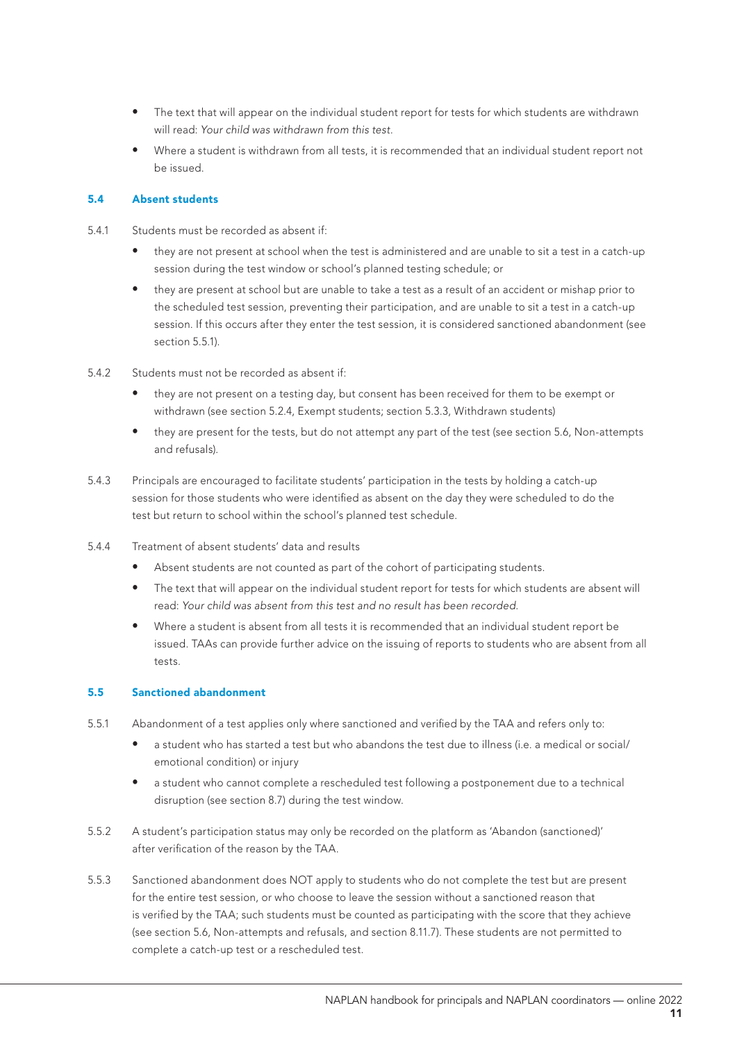- The text that will appear on the individual student report for tests for which students are withdrawn will read: *Your child was withdrawn from this test*.
- Where a student is withdrawn from all tests, it is recommended that an individual student report not be issued.

### 5.4 Absent students

5.4.1 Students must be recorded as absent if:

- they are not present at school when the test is administered and are unable to sit a test in a catch-up session during the test window or school's planned testing schedule; or
- they are present at school but are unable to take a test as a result of an accident or mishap prior to the scheduled test session, preventing their participation, and are unable to sit a test in a catch-up session. If this occurs after they enter the test session, it is considered sanctioned abandonment (see section 5.5.1).

5.4.2 Students must not be recorded as absent if:

- they are not present on a testing day, but consent has been received for them to be exempt or withdrawn (see section 5.2.4, Exempt students; section 5.3.3, Withdrawn students)
- they are present for the tests, but do not attempt any part of the test (see section 5.6, Non-attempts and refusals).

5.4.3 Principals are encouraged to facilitate students' participation in the tests by holding a catch-up session for those students who were identified as absent on the day they were scheduled to do the test but return to school within the school's planned test schedule.

5.4.4 Treatment of absent students' data and results

- Absent students are not counted as part of the cohort of participating students.
- The text that will appear on the individual student report for tests for which students are absent will read: *Your child was absent from this test and no result has been recorded.*
- Where a student is absent from all tests it is recommended that an individual student report be issued. TAAs can provide further advice on the issuing of reports to students who are absent from all tests.

### 5.5 Sanctioned abandonment

5.5.1 Abandonment of a test applies only where sanctioned and verified by the TAA and refers only to:

- a student who has started a test but who abandons the test due to illness (i.e. a medical or social/emotional condition) or injury
- a student who cannot complete a rescheduled test following a postponement due to a technical disruption (see section 8.7) during the test window.

5.5.2 A student's participation status may only be recorded on the platform as 'Abandon (sanctioned)' after verification of the reason by the TAA.

5.5.3 Sanctioned abandonment does NOT apply to students who do not complete the test but are present for the entire test session, or who choose to leave the session without a sanctioned reason that is verified by the TAA; such students must be counted as participating with the score that they achieve (see section 5.6, Non-attempts and refusals, and section 8.11.7). These students are not permitted to complete a catch-up test or a rescheduled test.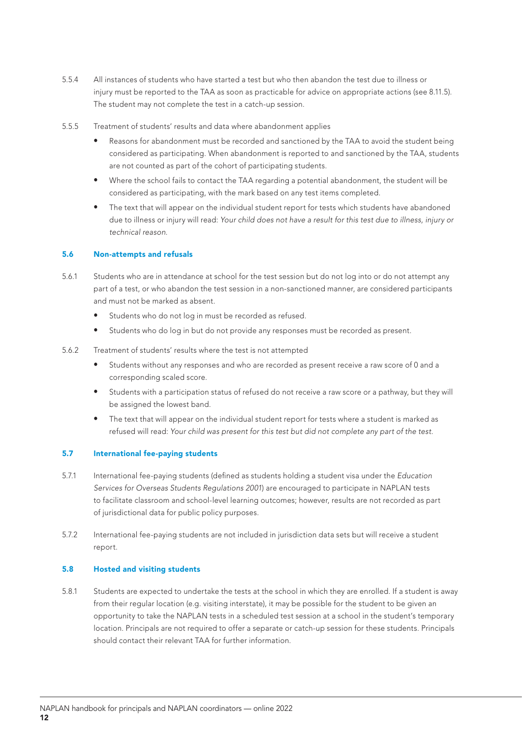5.5.4 All instances of students who have started a test but who then abandon the test due to illness or injury must be reported to the TAA as soon as practicable for advice on appropriate actions (see 8.11.5). The student may not complete the test in a catch-up session.

5.5.5 Treatment of students' results and data where abandonment applies

- Reasons for abandonment must be recorded and sanctioned by the TAA to avoid the student being considered as participating. When abandonment is reported to and sanctioned by the TAA, students are not counted as part of the cohort of participating students.
- Where the school fails to contact the TAA regarding a potential abandonment, the student will be considered as participating, with the mark based on any test items completed.
- The text that will appear on the individual student report for tests which students have abandoned due to illness or injury will read: *Your child does not have a result for this test due to illness, injury or technical reason.*

### 5.6 Non-attempts and refusals

5.6.1 Students who are in attendance at school for the test session but do not log into or do not attempt any part of a test, or who abandon the test session in a non-sanctioned manner, are considered participants and must not be marked as absent.

- Students who do not log in must be recorded as refused.
- Students who do log in but do not provide any responses must be recorded as present.

5.6.2 Treatment of students' results where the test is not attempted

- Students without any responses and who are recorded as present receive a raw score of 0 and a corresponding scaled score.
- Students with a participation status of refused do not receive a raw score or a pathway, but they will be assigned the lowest band.
- The text that will appear on the individual student report for tests where a student is marked as refused will read: *Your child was present for this test but did not complete any part of the test.*

### 5.7 International fee-paying students

5.7.1 International fee-paying students (defined as students holding a student visa under the *Education Services for Overseas Students Regulations 2001*) are encouraged to participate in NAPLAN tests to facilitate classroom and school-level learning outcomes; however, results are not recorded as part of jurisdictional data for public policy purposes.

5.7.2 International fee-paying students are not included in jurisdiction data sets but will receive a student report.

### 5.8 Hosted and visiting students

5.8.1 Students are expected to undertake the tests at the school in which they are enrolled. If a student is away from their regular location (e.g. visiting interstate), it may be possible for the student to be given an opportunity to take the NAPLAN tests in a scheduled test session at a school in the student's temporary location. Principals are not required to offer a separate or catch-up session for these students. Principals should contact their relevant TAA for further information.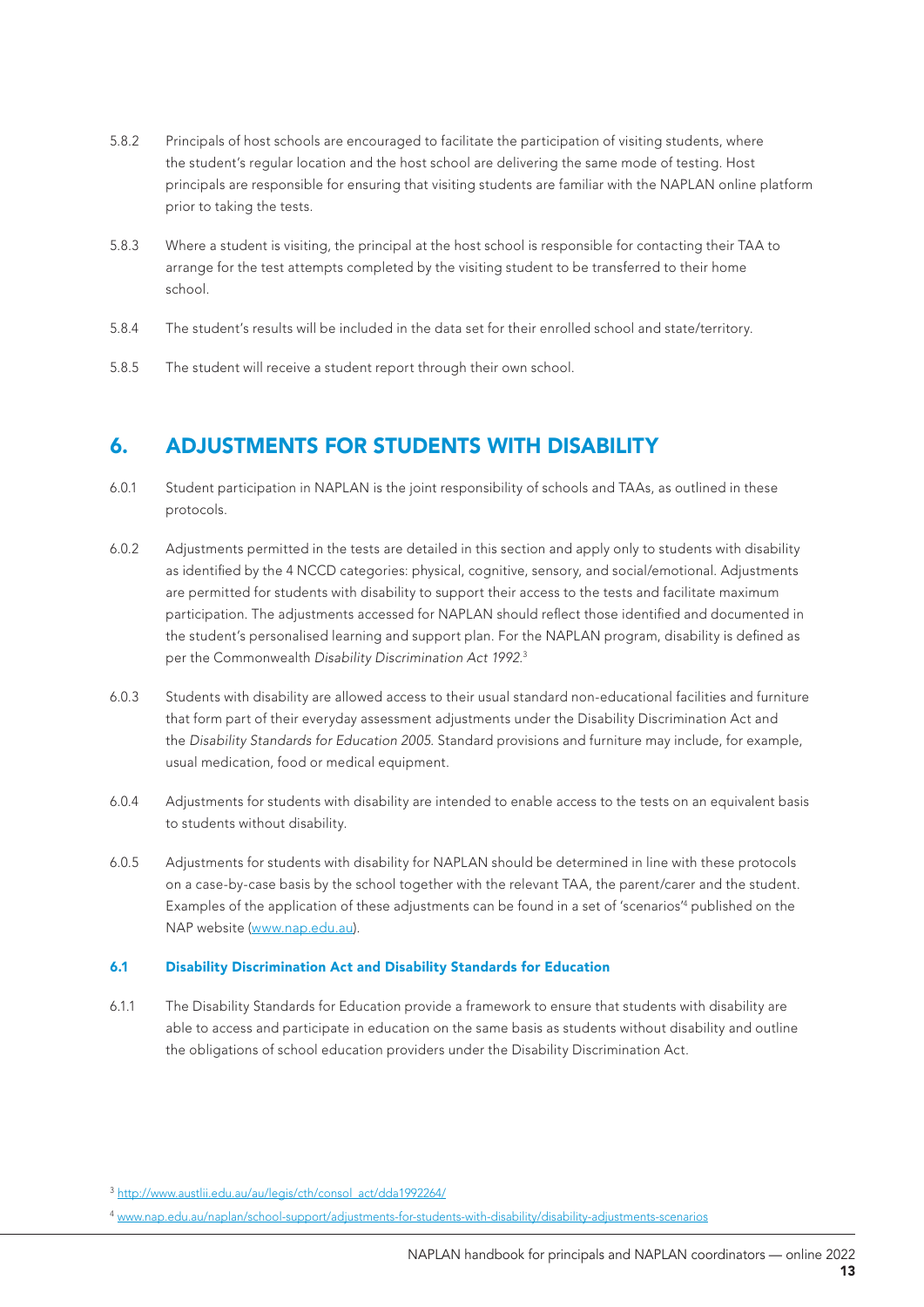5.8.2 Principals of host schools are encouraged to facilitate the participation of visiting students, where the student's regular location and the host school are delivering the same mode of testing. Host principals are responsible for ensuring that visiting students are familiar with the NAPLAN online platform prior to taking the tests.

5.8.3 Where a student is visiting, the principal at the host school is responsible for contacting their TAA to arrange for the test attempts completed by the visiting student to be transferred to their home school.

5.8.4 The student's results will be included in the data set for their enrolled school and state/territory.

5.8.5 The student will receive a student report through their own school.

## 6. ADJUSTMENTS FOR STUDENTS WITH DISABILITY

6.0.1 Student participation in NAPLAN is the joint responsibility of schools and TAAs, as outlined in these protocols.

6.0.2 Adjustments permitted in the tests are detailed in this section and apply only to students with disability as identified by the 4 NCCD categories: physical, cognitive, sensory, and social/emotional. Adjustments are permitted for students with disability to support their access to the tests and facilitate maximum participation. The adjustments accessed for NAPLAN should reflect those identified and documented in the student's personalised learning and support plan. For the NAPLAN program, disability is defined as per the Commonwealth *Disability Discrimination Act 1992*.[3]

6.0.3 Students with disability are allowed access to their usual standard non-educational facilities and furniture that form part of their everyday assessment adjustments under the Disability Discrimination Act and the *Disability Standards for Education 2005*. Standard provisions and furniture may include, for example, usual medication, food or medical equipment.

6.0.4 Adjustments for students with disability are intended to enable access to the tests on an equivalent basis to students without disability.

6.0.5 Adjustments for students with disability for NAPLAN should be determined in line with these protocols on a case-by-case basis by the school together with the relevant TAA, the parent/carer and the student. Examples of the application of these adjustments can be found in a set of 'scenarios'[4] published on the NAP website (www.nap.edu.au).

### 6.1 Disability Discrimination Act and Disability Standards for Education

6.1.1 The Disability Standards for Education provide a framework to ensure that students with disability are able to access and participate in education on the same basis as students without disability and outline the obligations of school education providers under the Disability Discrimination Act.

[3] http://www.austlii.edu.au/au/legis/cth/consol_act/dda1992264/

[4] www.nap.edu.au/naplan/school-support/adjustments-for-students-with-disability/disability-adjustments-scenarios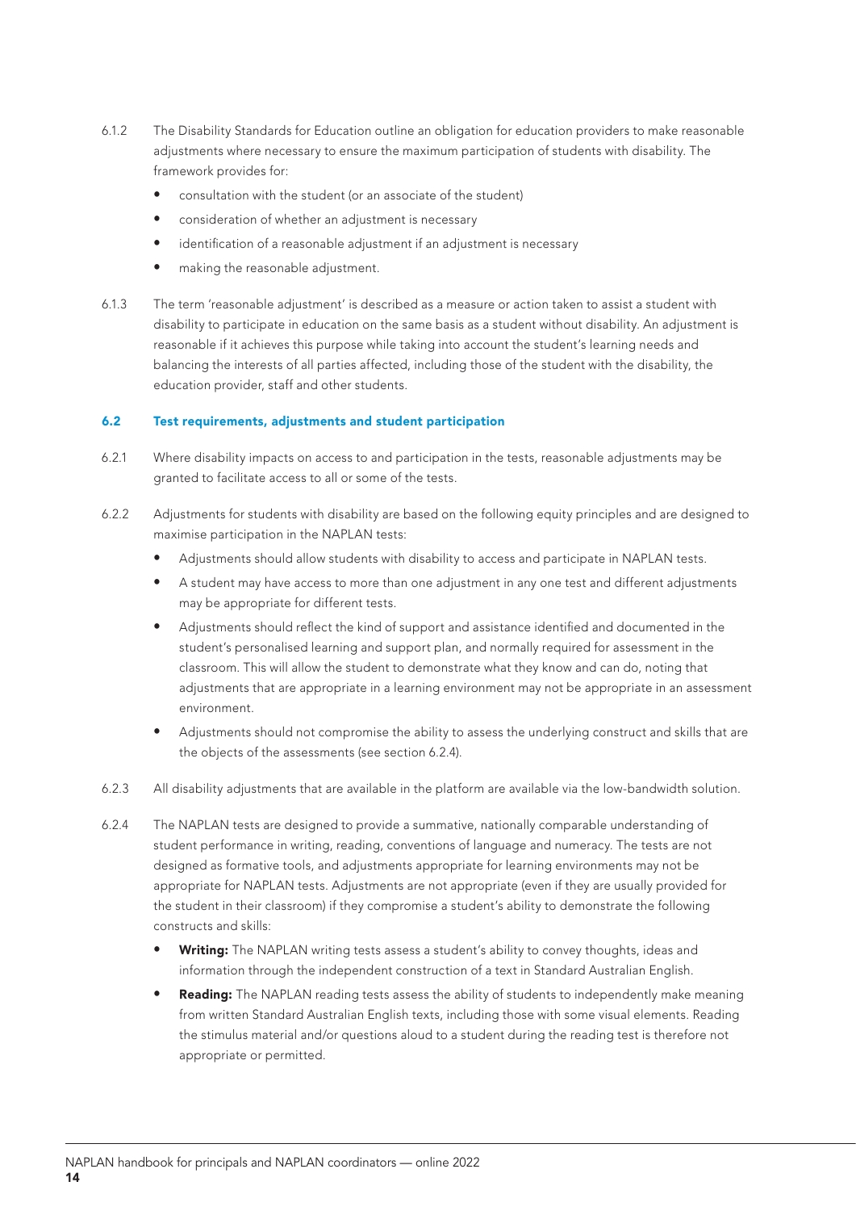6.1.2 The Disability Standards for Education outline an obligation for education providers to make reasonable adjustments where necessary to ensure the maximum participation of students with disability. The framework provides for:

- consultation with the student (or an associate of the student)
- consideration of whether an adjustment is necessary
- identification of a reasonable adjustment if an adjustment is necessary
- making the reasonable adjustment.

6.1.3 The term 'reasonable adjustment' is described as a measure or action taken to assist a student with disability to participate in education on the same basis as a student without disability. An adjustment is reasonable if it achieves this purpose while taking into account the student's learning needs and balancing the interests of all parties affected, including those of the student with the disability, the education provider, staff and other students.

### 6.2 Test requirements, adjustments and student participation

6.2.1 Where disability impacts on access to and participation in the tests, reasonable adjustments may be granted to facilitate access to all or some of the tests.

6.2.2 Adjustments for students with disability are based on the following equity principles and are designed to maximise participation in the NAPLAN tests:

- Adjustments should allow students with disability to access and participate in NAPLAN tests.
- A student may have access to more than one adjustment in any one test and different adjustments may be appropriate for different tests.
- Adjustments should reflect the kind of support and assistance identified and documented in the student's personalised learning and support plan, and normally required for assessment in the classroom. This will allow the student to demonstrate what they know and can do, noting that adjustments that are appropriate in a learning environment may not be appropriate in an assessment environment.
- Adjustments should not compromise the ability to assess the underlying construct and skills that are the objects of the assessments (see section 6.2.4).

6.2.3 All disability adjustments that are available in the platform are available via the low-bandwidth solution.

6.2.4 The NAPLAN tests are designed to provide a summative, nationally comparable understanding of student performance in writing, reading, conventions of language and numeracy. The tests are not designed as formative tools, and adjustments appropriate for learning environments may not be appropriate for NAPLAN tests. Adjustments are not appropriate (even if they are usually provided for the student in their classroom) if they compromise a student's ability to demonstrate the following constructs and skills:

- **Writing:** The NAPLAN writing tests assess a student's ability to convey thoughts, ideas and information through the independent construction of a text in Standard Australian English.
- **Reading:** The NAPLAN reading tests assess the ability of students to independently make meaning from written Standard Australian English texts, including those with some visual elements. Reading the stimulus material and/or questions aloud to a student during the reading test is therefore not appropriate or permitted.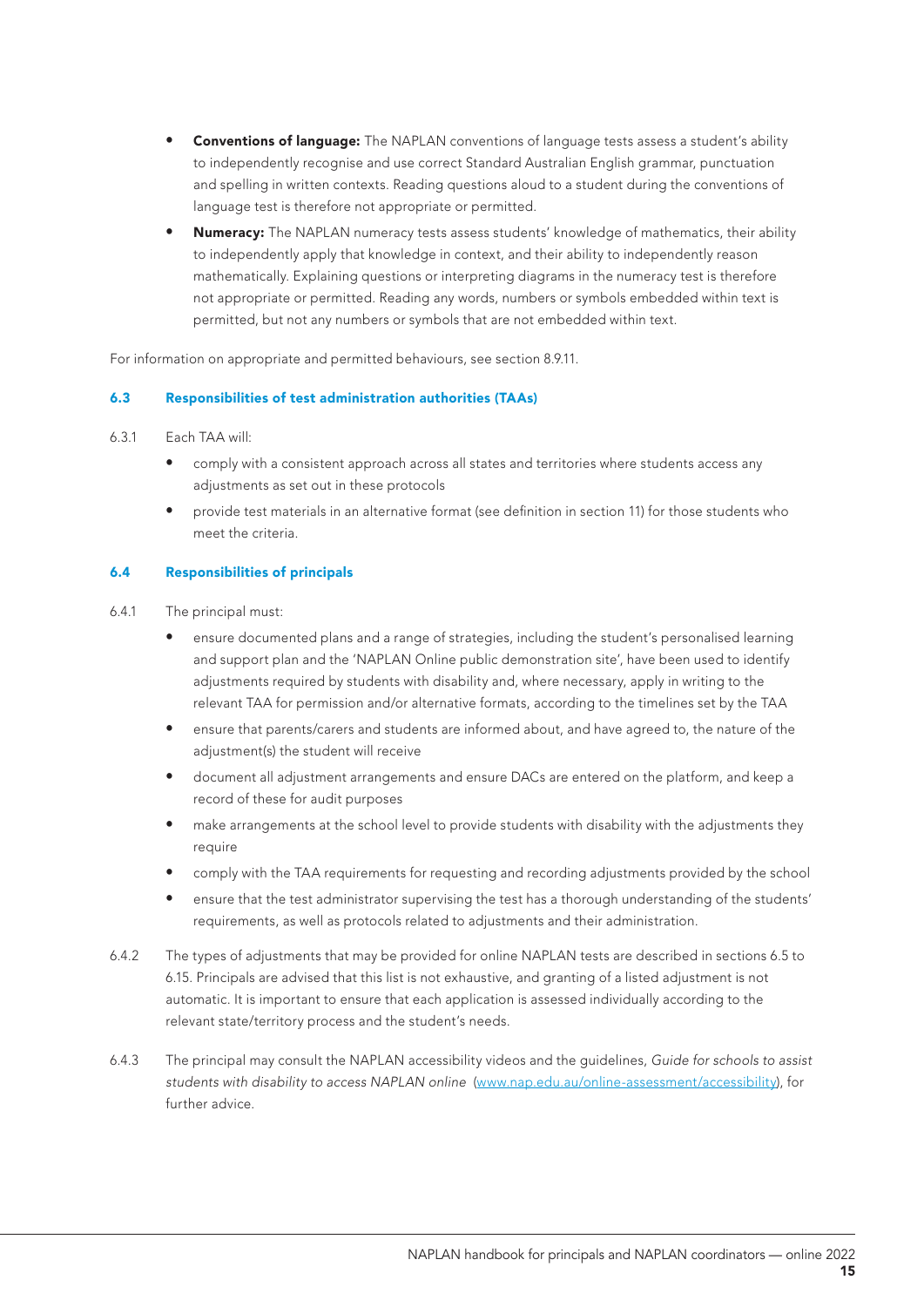- **Conventions of language:** The NAPLAN conventions of language tests assess a student's ability to independently recognise and use correct Standard Australian English grammar, punctuation and spelling in written contexts. Reading questions aloud to a student during the conventions of language test is therefore not appropriate or permitted.
- **Numeracy:** The NAPLAN numeracy tests assess students' knowledge of mathematics, their ability to independently apply that knowledge in context, and their ability to independently reason mathematically. Explaining questions or interpreting diagrams in the numeracy test is therefore not appropriate or permitted. Reading any words, numbers or symbols embedded within text is permitted, but not any numbers or symbols that are not embedded within text.

For information on appropriate and permitted behaviours, see section 8.9.11.

### 6.3 Responsibilities of test administration authorities (TAAs)

6.3.1 Each TAA will:

- comply with a consistent approach across all states and territories where students access any adjustments as set out in these protocols
- provide test materials in an alternative format (see definition in section 11) for those students who meet the criteria.

### 6.4 Responsibilities of principals

6.4.1 The principal must:

- ensure documented plans and a range of strategies, including the student's personalised learning and support plan and the 'NAPLAN Online public demonstration site', have been used to identify adjustments required by students with disability and, where necessary, apply in writing to the relevant TAA for permission and/or alternative formats, according to the timelines set by the TAA
- ensure that parents/carers and students are informed about, and have agreed to, the nature of the adjustment(s) the student will receive
- document all adjustment arrangements and ensure DACs are entered on the platform, and keep a record of these for audit purposes
- make arrangements at the school level to provide students with disability with the adjustments they require
- comply with the TAA requirements for requesting and recording adjustments provided by the school
- ensure that the test administrator supervising the test has a thorough understanding of the students' requirements, as well as protocols related to adjustments and their administration.

6.4.2 The types of adjustments that may be provided for online NAPLAN tests are described in sections 6.5 to 6.15. Principals are advised that this list is not exhaustive, and granting of a listed adjustment is not automatic. It is important to ensure that each application is assessed individually according to the relevant state/territory process and the student's needs.

6.4.3 The principal may consult the NAPLAN accessibility videos and the guidelines, *Guide for schools to assist students with disability to access NAPLAN online* (www.nap.edu.au/online-assessment/accessibility), for further advice.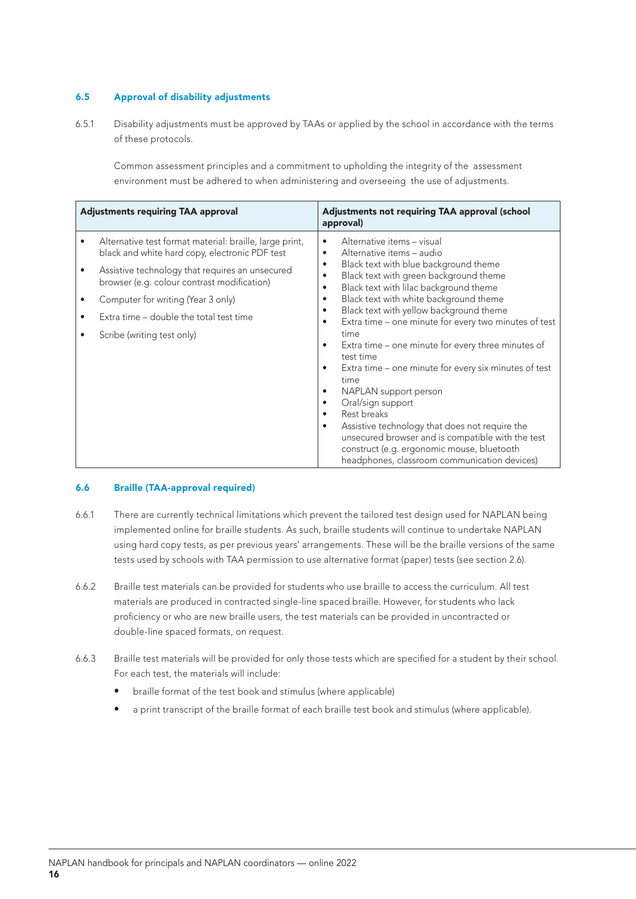### 6.5 Approval of disability adjustments

6.5.1 Disability adjustments must be approved by TAAs or applied by the school in accordance with the terms of these protocols.

Common assessment principles and a commitment to upholding the integrity of the assessment environment must be adhered to when administering and overseeing the use of adjustments.

| Adjustments requiring TAA approval | Adjustments not requiring TAA approval (school approval) |
|---|---|
| • Alternative test format material: braille, large print, black and white hard copy, electronic PDF test<br>• Assistive technology that requires an unsecured browser (e.g. colour contrast modification)<br>• Computer for writing (Year 3 only)<br>• Extra time – double the total test time<br>• Scribe (writing test only) | • Alternative items – visual<br>• Alternative items – audio<br>• Black text with blue background theme<br>• Black text with green background theme<br>• Black text with lilac background theme<br>• Black text with white background theme<br>• Black text with yellow background theme<br>• Extra time – one minute for every two minutes of test time<br>• Extra time – one minute for every three minutes of test time<br>• Extra time – one minute for every six minutes of test time<br>• NAPLAN support person<br>• Oral/sign support<br>• Rest breaks<br>• Assistive technology that does not require the unsecured browser and is compatible with the test construct (e.g. ergonomic mouse, bluetooth headphones, classroom communication devices) |

### 6.6 Braille (TAA-approval required)

6.6.1 There are currently technical limitations which prevent the tailored test design used for NAPLAN being implemented online for braille students. As such, braille students will continue to undertake NAPLAN using hard copy tests, as per previous years' arrangements. These will be the braille versions of the same tests used by schools with TAA permission to use alternative format (paper) tests (see section 2.6).

6.6.2 Braille test materials can be provided for students who use braille to access the curriculum. All test materials are produced in contracted single-line spaced braille. However, for students who lack proficiency or who are new braille users, the test materials can be provided in uncontracted or double-line spaced formats, on request.

6.6.3 Braille test materials will be provided for only those tests which are specified for a student by their school. For each test, the materials will include:

- braille format of the test book and stimulus (where applicable)
- a print transcript of the braille format of each braille test book and stimulus (where applicable).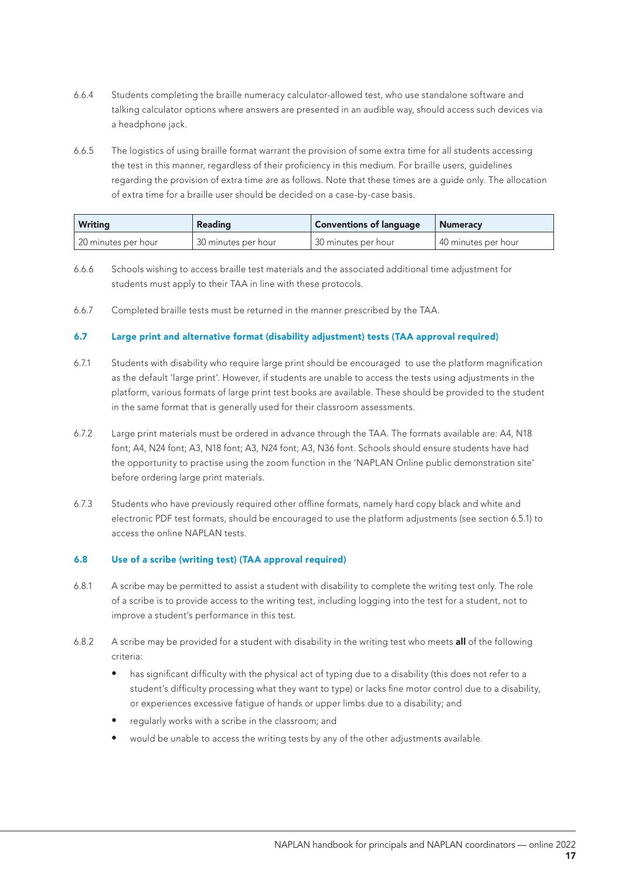6.6.4 Students completing the braille numeracy calculator-allowed test, who use standalone software and talking calculator options where answers are presented in an audible way, should access such devices via a headphone jack.

6.6.5 The logistics of using braille format warrant the provision of some extra time for all students accessing the test in this manner, regardless of their proficiency in this medium. For braille users, guidelines regarding the provision of extra time are as follows. Note that these times are a guide only. The allocation of extra time for a braille user should be decided on a case-by-case basis.

| Writing | Reading | Conventions of language | Numeracy |
|---|---|---|---|
| 20 minutes per hour | 30 minutes per hour | 30 minutes per hour | 40 minutes per hour |

6.6.6 Schools wishing to access braille test materials and the associated additional time adjustment for students must apply to their TAA in line with these protocols.

6.6.7 Completed braille tests must be returned in the manner prescribed by the TAA.

### 6.7 Large print and alternative format (disability adjustment) tests (TAA approval required)

6.7.1 Students with disability who require large print should be encouraged to use the platform magnification as the default 'large print'. However, if students are unable to access the tests using adjustments in the platform, various formats of large print test books are available. These should be provided to the student in the same format that is generally used for their classroom assessments.

6.7.2 Large print materials must be ordered in advance through the TAA. The formats available are: A4, N18 font; A4, N24 font; A3, N18 font; A3, N24 font; A3, N36 font. Schools should ensure students have had the opportunity to practise using the zoom function in the 'NAPLAN Online public demonstration site' before ordering large print materials.

6.7.3 Students who have previously required other offline formats, namely hard copy black and white and electronic PDF test formats, should be encouraged to use the platform adjustments (see section 6.5.1) to access the online NAPLAN tests.

### 6.8 Use of a scribe (writing test) (TAA approval required)

6.8.1 A scribe may be permitted to assist a student with disability to complete the writing test only. The role of a scribe is to provide access to the writing test, including logging into the test for a student, not to improve a student's performance in this test.

6.8.2 A scribe may be provided for a student with disability in the writing test who meets **all** of the following criteria:

- has significant difficulty with the physical act of typing due to a disability (this does not refer to a student's difficulty processing what they want to type) or lacks fine motor control due to a disability, or experiences excessive fatigue of hands or upper limbs due to a disability; and
- regularly works with a scribe in the classroom; and
- would be unable to access the writing tests by any of the other adjustments available.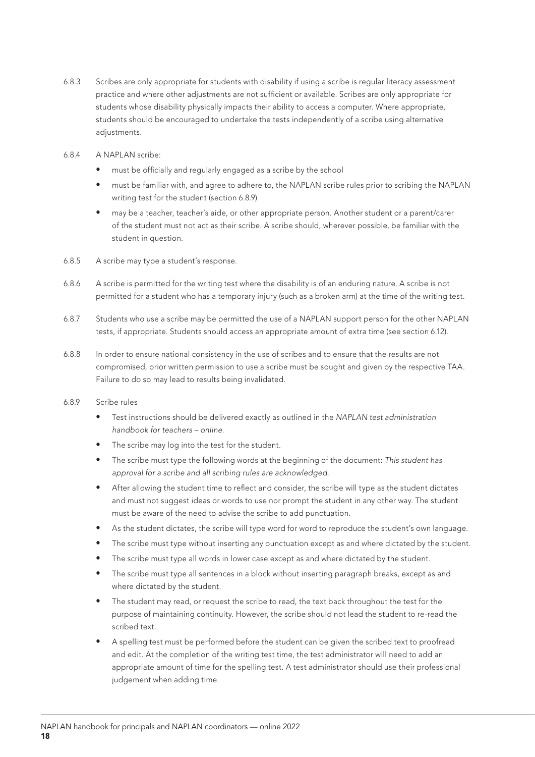6.8.3 Scribes are only appropriate for students with disability if using a scribe is regular literacy assessment practice and where other adjustments are not sufficient or available. Scribes are only appropriate for students whose disability physically impacts their ability to access a computer. Where appropriate, students should be encouraged to undertake the tests independently of a scribe using alternative adjustments.

6.8.4 A NAPLAN scribe:

- must be officially and regularly engaged as a scribe by the school
- must be familiar with, and agree to adhere to, the NAPLAN scribe rules prior to scribing the NAPLAN writing test for the student (section 6.8.9)
- may be a teacher, teacher's aide, or other appropriate person. Another student or a parent/carer of the student must not act as their scribe. A scribe should, wherever possible, be familiar with the student in question.

6.8.5 A scribe may type a student's response.

6.8.6 A scribe is permitted for the writing test where the disability is of an enduring nature. A scribe is not permitted for a student who has a temporary injury (such as a broken arm) at the time of the writing test.

6.8.7 Students who use a scribe may be permitted the use of a NAPLAN support person for the other NAPLAN tests, if appropriate. Students should access an appropriate amount of extra time (see section 6.12).

6.8.8 In order to ensure national consistency in the use of scribes and to ensure that the results are not compromised, prior written permission to use a scribe must be sought and given by the respective TAA. Failure to do so may lead to results being invalidated.

6.8.9 Scribe rules

- Test instructions should be delivered exactly as outlined in the *NAPLAN test administration handbook for teachers – online.*
- The scribe may log into the test for the student.
- The scribe must type the following words at the beginning of the document: *This student has approval for a scribe and all scribing rules are acknowledged.*
- After allowing the student time to reflect and consider, the scribe will type as the student dictates and must not suggest ideas or words to use nor prompt the student in any other way. The student must be aware of the need to advise the scribe to add punctuation.
- As the student dictates, the scribe will type word for word to reproduce the student's own language.
- The scribe must type without inserting any punctuation except as and where dictated by the student.
- The scribe must type all words in lower case except as and where dictated by the student.
- The scribe must type all sentences in a block without inserting paragraph breaks, except as and where dictated by the student.
- The student may read, or request the scribe to read, the text back throughout the test for the purpose of maintaining continuity. However, the scribe should not lead the student to re-read the scribed text.
- A spelling test must be performed before the student can be given the scribed text to proofread and edit. At the completion of the writing test time, the test administrator will need to add an appropriate amount of time for the spelling test. A test administrator should use their professional judgement when adding time.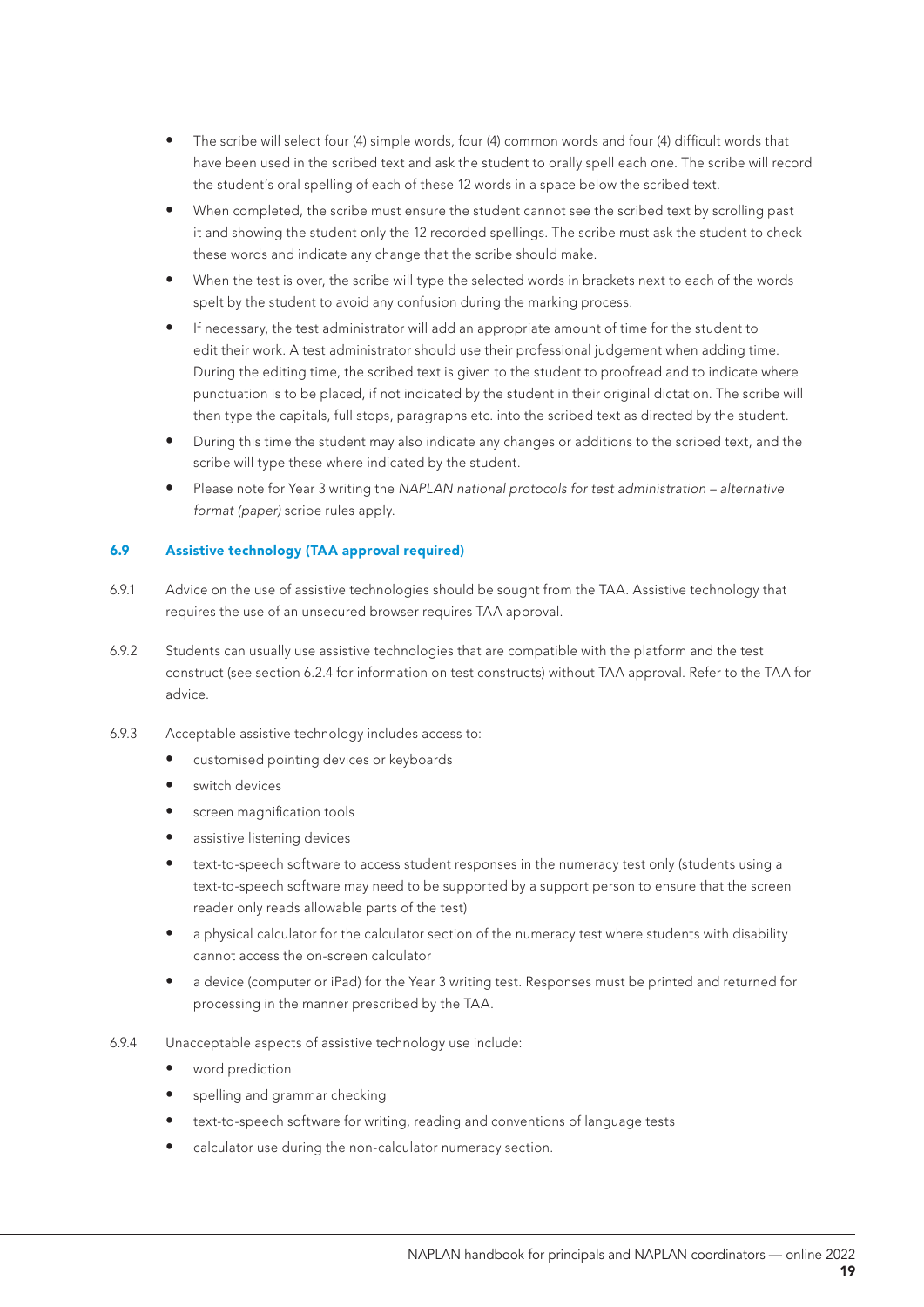- The scribe will select four (4) simple words, four (4) common words and four (4) difficult words that have been used in the scribed text and ask the student to orally spell each one. The scribe will record the student's oral spelling of each of these 12 words in a space below the scribed text.
- When completed, the scribe must ensure the student cannot see the scribed text by scrolling past it and showing the student only the 12 recorded spellings. The scribe must ask the student to check these words and indicate any change that the scribe should make.
- When the test is over, the scribe will type the selected words in brackets next to each of the words spelt by the student to avoid any confusion during the marking process.
- If necessary, the test administrator will add an appropriate amount of time for the student to edit their work. A test administrator should use their professional judgement when adding time. During the editing time, the scribed text is given to the student to proofread and to indicate where punctuation is to be placed, if not indicated by the student in their original dictation. The scribe will then type the capitals, full stops, paragraphs etc. into the scribed text as directed by the student.
- During this time the student may also indicate any changes or additions to the scribed text, and the scribe will type these where indicated by the student.
- Please note for Year 3 writing the *NAPLAN national protocols for test administration – alternative format (paper)* scribe rules apply.

### 6.9 Assistive technology (TAA approval required)

6.9.1 Advice on the use of assistive technologies should be sought from the TAA. Assistive technology that requires the use of an unsecured browser requires TAA approval.

6.9.2 Students can usually use assistive technologies that are compatible with the platform and the test construct (see section 6.2.4 for information on test constructs) without TAA approval. Refer to the TAA for advice.

6.9.3 Acceptable assistive technology includes access to:

- customised pointing devices or keyboards
- switch devices
- screen magnification tools
- assistive listening devices
- text-to-speech software to access student responses in the numeracy test only (students using a text-to-speech software may need to be supported by a support person to ensure that the screen reader only reads allowable parts of the test)
- a physical calculator for the calculator section of the numeracy test where students with disability cannot access the on-screen calculator
- a device (computer or iPad) for the Year 3 writing test. Responses must be printed and returned for processing in the manner prescribed by the TAA.

6.9.4 Unacceptable aspects of assistive technology use include:

- word prediction
- spelling and grammar checking
- text-to-speech software for writing, reading and conventions of language tests
- calculator use during the non-calculator numeracy section.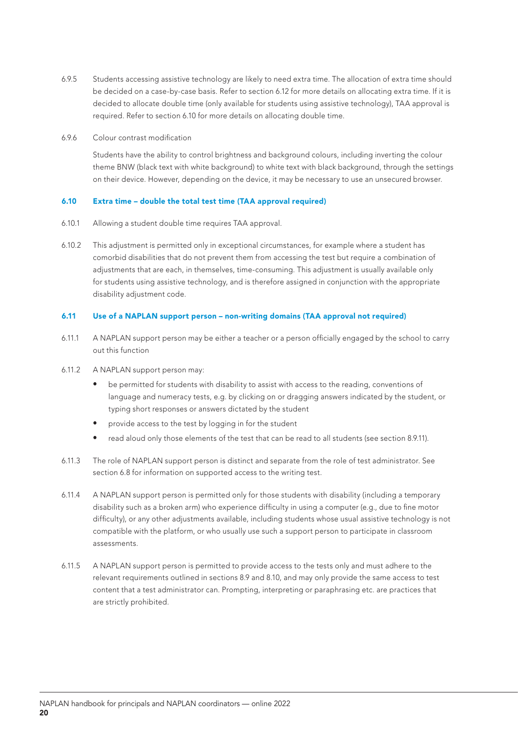6.9.5 Students accessing assistive technology are likely to need extra time. The allocation of extra time should be decided on a case-by-case basis. Refer to section 6.12 for more details on allocating extra time. If it is decided to allocate double time (only available for students using assistive technology), TAA approval is required. Refer to section 6.10 for more details on allocating double time.

6.9.6 Colour contrast modification

Students have the ability to control brightness and background colours, including inverting the colour theme BNW (black text with white background) to white text with black background, through the settings on their device. However, depending on the device, it may be necessary to use an unsecured browser.

### 6.10 Extra time – double the total test time (TAA approval required)

6.10.1 Allowing a student double time requires TAA approval.

6.10.2 This adjustment is permitted only in exceptional circumstances, for example where a student has comorbid disabilities that do not prevent them from accessing the test but require a combination of adjustments that are each, in themselves, time-consuming. This adjustment is usually available only for students using assistive technology, and is therefore assigned in conjunction with the appropriate disability adjustment code.

### 6.11 Use of a NAPLAN support person – non-writing domains (TAA approval not required)

6.11.1 A NAPLAN support person may be either a teacher or a person officially engaged by the school to carry out this function

6.11.2 A NAPLAN support person may:

- be permitted for students with disability to assist with access to the reading, conventions of language and numeracy tests, e.g. by clicking on or dragging answers indicated by the student, or typing short responses or answers dictated by the student
- provide access to the test by logging in for the student
- read aloud only those elements of the test that can be read to all students (see section 8.9.11).

6.11.3 The role of NAPLAN support person is distinct and separate from the role of test administrator. See section 6.8 for information on supported access to the writing test.

6.11.4 A NAPLAN support person is permitted only for those students with disability (including a temporary disability such as a broken arm) who experience difficulty in using a computer (e.g., due to fine motor difficulty), or any other adjustments available, including students whose usual assistive technology is not compatible with the platform, or who usually use such a support person to participate in classroom assessments.

6.11.5 A NAPLAN support person is permitted to provide access to the tests only and must adhere to the relevant requirements outlined in sections 8.9 and 8.10, and may only provide the same access to test content that a test administrator can. Prompting, interpreting or paraphrasing etc. are practices that are strictly prohibited.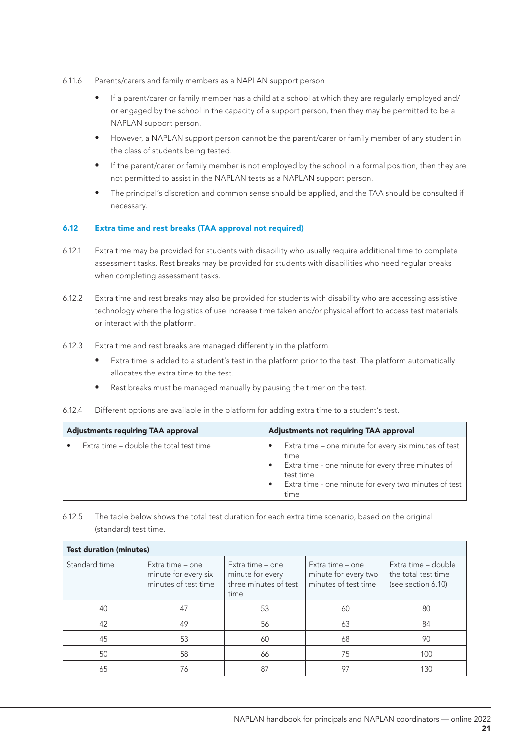6.11.6 Parents/carers and family members as a NAPLAN support person

- If a parent/carer or family member has a child at a school at which they are regularly employed and/or engaged by the school in the capacity of a support person, then they may be permitted to be a NAPLAN support person.
- However, a NAPLAN support person cannot be the parent/carer or family member of any student in the class of students being tested.
- If the parent/carer or family member is not employed by the school in a formal position, then they are not permitted to assist in the NAPLAN tests as a NAPLAN support person.
- The principal's discretion and common sense should be applied, and the TAA should be consulted if necessary.

### 6.12 Extra time and rest breaks (TAA approval not required)

6.12.1 Extra time may be provided for students with disability who usually require additional time to complete assessment tasks. Rest breaks may be provided for students with disabilities who need regular breaks when completing assessment tasks.

6.12.2 Extra time and rest breaks may also be provided for students with disability who are accessing assistive technology where the logistics of use increase time taken and/or physical effort to access test materials or interact with the platform.

6.12.3 Extra time and rest breaks are managed differently in the platform.

- Extra time is added to a student's test in the platform prior to the test. The platform automatically allocates the extra time to the test.
- Rest breaks must be managed manually by pausing the timer on the test.

6.12.4 Different options are available in the platform for adding extra time to a student's test.

| Adjustments requiring TAA approval | Adjustments not requiring TAA approval |
|---|---|
| • Extra time – double the total test time | • Extra time – one minute for every six minutes of test time<br>• Extra time - one minute for every three minutes of test time<br>• Extra time - one minute for every two minutes of test time |

6.12.5 The table below shows the total test duration for each extra time scenario, based on the original (standard) test time.

| Test duration (minutes) | | | | |
|---|---|---|---|---|
| Standard time | Extra time – one minute for every six minutes of test time | Extra time – one minute for every three minutes of test time | Extra time – one minute for every two minutes of test time | Extra time – double the total test time (see section 6.10) |
| 40 | 47 | 53 | 60 | 80 |
| 42 | 49 | 56 | 63 | 84 |
| 45 | 53 | 60 | 68 | 90 |
| 50 | 58 | 66 | 75 | 100 |
| 65 | 76 | 87 | 97 | 130 |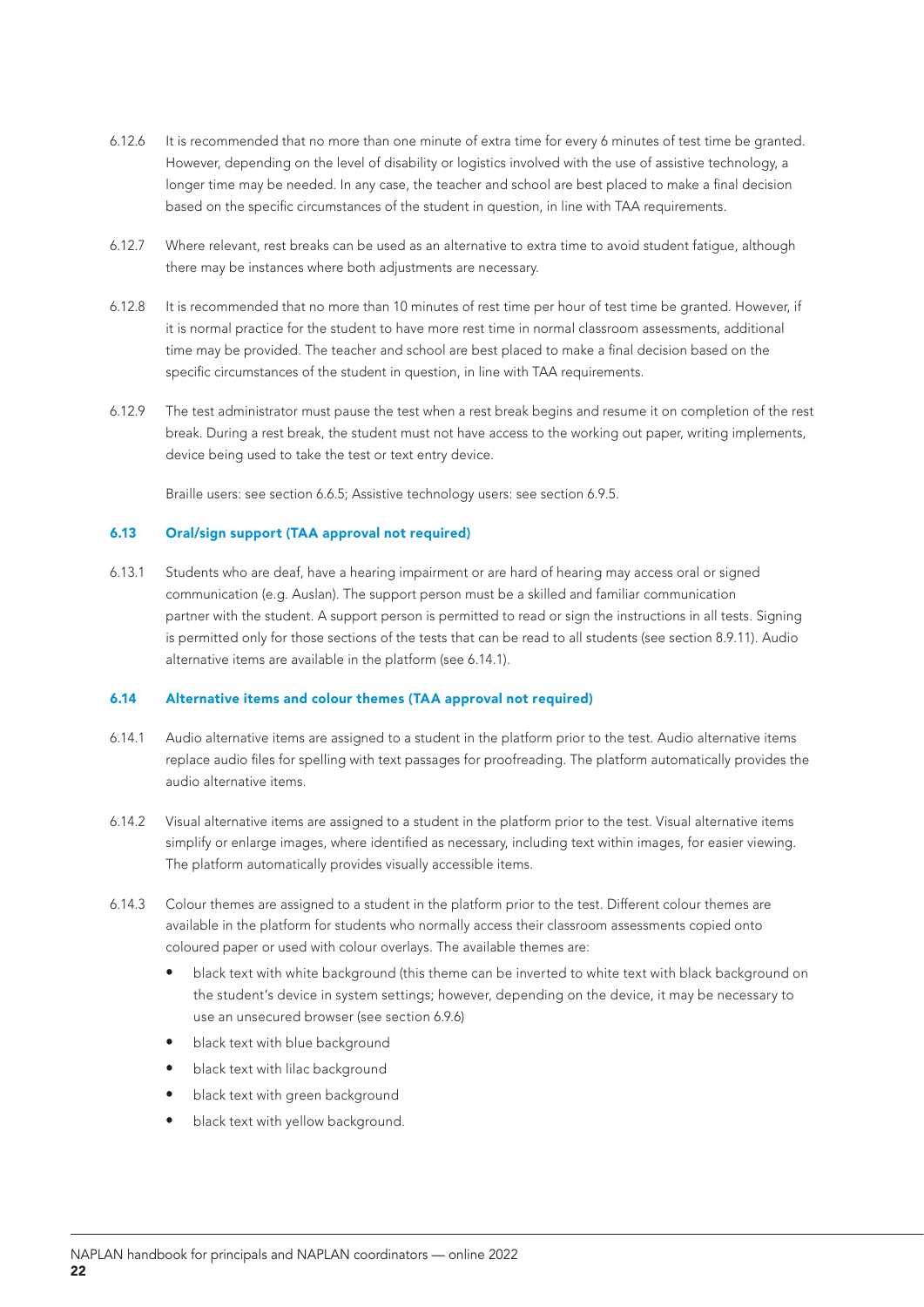6.12.6 It is recommended that no more than one minute of extra time for every 6 minutes of test time be granted. However, depending on the level of disability or logistics involved with the use of assistive technology, a longer time may be needed. In any case, the teacher and school are best placed to make a final decision based on the specific circumstances of the student in question, in line with TAA requirements.

6.12.7 Where relevant, rest breaks can be used as an alternative to extra time to avoid student fatigue, although there may be instances where both adjustments are necessary.

6.12.8 It is recommended that no more than 10 minutes of rest time per hour of test time be granted. However, if it is normal practice for the student to have more rest time in normal classroom assessments, additional time may be provided. The teacher and school are best placed to make a final decision based on the specific circumstances of the student in question, in line with TAA requirements.

6.12.9 The test administrator must pause the test when a rest break begins and resume it on completion of the rest break. During a rest break, the student must not have access to the working out paper, writing implements, device being used to take the test or text entry device.

Braille users: see section 6.6.5; Assistive technology users: see section 6.9.5.

### 6.13 Oral/sign support (TAA approval not required)

6.13.1 Students who are deaf, have a hearing impairment or are hard of hearing may access oral or signed communication (e.g. Auslan). The support person must be a skilled and familiar communication partner with the student. A support person is permitted to read or sign the instructions in all tests. Signing is permitted only for those sections of the tests that can be read to all students (see section 8.9.11). Audio alternative items are available in the platform (see 6.14.1).

### 6.14 Alternative items and colour themes (TAA approval not required)

6.14.1 Audio alternative items are assigned to a student in the platform prior to the test. Audio alternative items replace audio files for spelling with text passages for proofreading. The platform automatically provides the audio alternative items.

6.14.2 Visual alternative items are assigned to a student in the platform prior to the test. Visual alternative items simplify or enlarge images, where identified as necessary, including text within images, for easier viewing. The platform automatically provides visually accessible items.

6.14.3 Colour themes are assigned to a student in the platform prior to the test. Different colour themes are available in the platform for students who normally access their classroom assessments copied onto coloured paper or used with colour overlays. The available themes are:

- black text with white background (this theme can be inverted to white text with black background on the student's device in system settings; however, depending on the device, it may be necessary to use an unsecured browser (see section 6.9.6)
- black text with blue background
- black text with lilac background
- black text with green background
- black text with yellow background.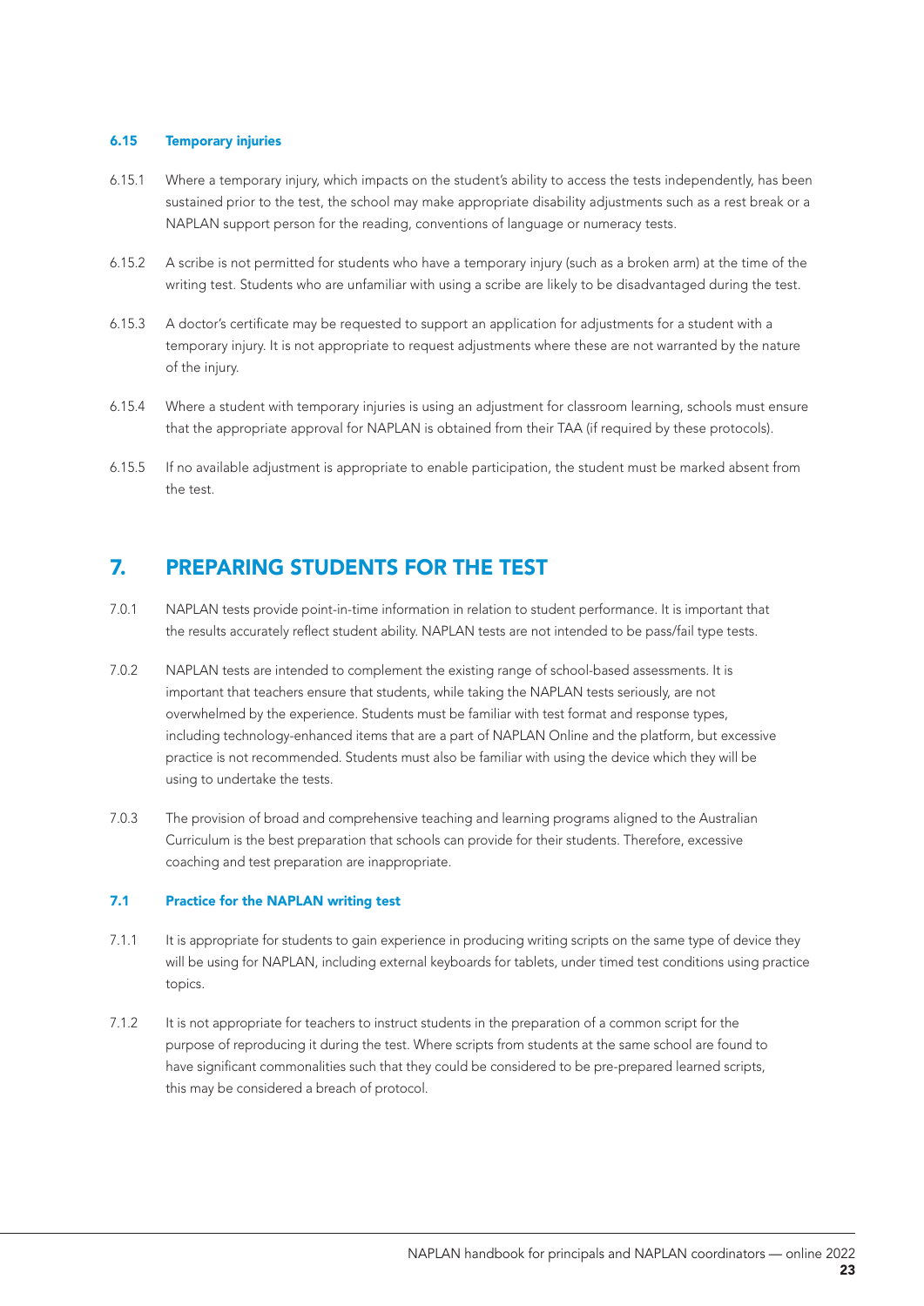### 6.15 Temporary injuries

6.15.1 Where a temporary injury, which impacts on the student's ability to access the tests independently, has been sustained prior to the test, the school may make appropriate disability adjustments such as a rest break or a NAPLAN support person for the reading, conventions of language or numeracy tests.

6.15.2 A scribe is not permitted for students who have a temporary injury (such as a broken arm) at the time of the writing test. Students who are unfamiliar with using a scribe are likely to be disadvantaged during the test.

6.15.3 A doctor's certificate may be requested to support an application for adjustments for a student with a temporary injury. It is not appropriate to request adjustments where these are not warranted by the nature of the injury.

6.15.4 Where a student with temporary injuries is using an adjustment for classroom learning, schools must ensure that the appropriate approval for NAPLAN is obtained from their TAA (if required by these protocols).

6.15.5 If no available adjustment is appropriate to enable participation, the student must be marked absent from the test.

## 7. PREPARING STUDENTS FOR THE TEST

7.0.1 NAPLAN tests provide point-in-time information in relation to student performance. It is important that the results accurately reflect student ability. NAPLAN tests are not intended to be pass/fail type tests.

7.0.2 NAPLAN tests are intended to complement the existing range of school-based assessments. It is important that teachers ensure that students, while taking the NAPLAN tests seriously, are not overwhelmed by the experience. Students must be familiar with test format and response types, including technology-enhanced items that are a part of NAPLAN Online and the platform, but excessive practice is not recommended. Students must also be familiar with using the device which they will be using to undertake the tests.

7.0.3 The provision of broad and comprehensive teaching and learning programs aligned to the Australian Curriculum is the best preparation that schools can provide for their students. Therefore, excessive coaching and test preparation are inappropriate.

### 7.1 Practice for the NAPLAN writing test

7.1.1 It is appropriate for students to gain experience in producing writing scripts on the same type of device they will be using for NAPLAN, including external keyboards for tablets, under timed test conditions using practice topics.

7.1.2 It is not appropriate for teachers to instruct students in the preparation of a common script for the purpose of reproducing it during the test. Where scripts from students at the same school are found to have significant commonalities such that they could be considered to be pre-prepared learned scripts, this may be considered a breach of protocol.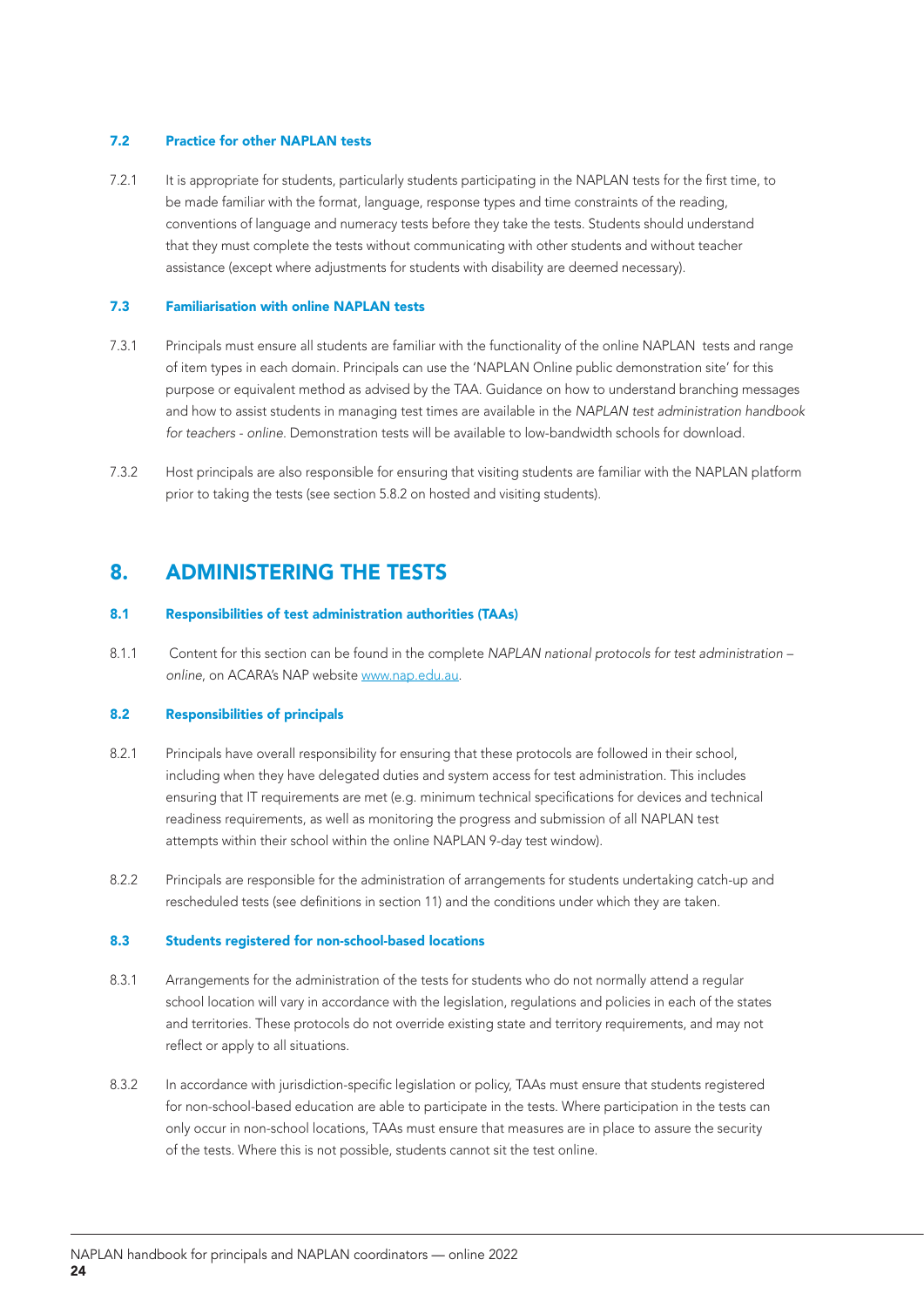### 7.2 Practice for other NAPLAN tests

7.2.1 It is appropriate for students, particularly students participating in the NAPLAN tests for the first time, to be made familiar with the format, language, response types and time constraints of the reading, conventions of language and numeracy tests before they take the tests. Students should understand that they must complete the tests without communicating with other students and without teacher assistance (except where adjustments for students with disability are deemed necessary).

### 7.3 Familiarisation with online NAPLAN tests

7.3.1 Principals must ensure all students are familiar with the functionality of the online NAPLAN tests and range of item types in each domain. Principals can use the 'NAPLAN Online public demonstration site' for this purpose or equivalent method as advised by the TAA. Guidance on how to understand branching messages and how to assist students in managing test times are available in the *NAPLAN test administration handbook for teachers - online*. Demonstration tests will be available to low-bandwidth schools for download.

7.3.2 Host principals are also responsible for ensuring that visiting students are familiar with the NAPLAN platform prior to taking the tests (see section 5.8.2 on hosted and visiting students).

## 8. ADMINISTERING THE TESTS

### 8.1 Responsibilities of test administration authorities (TAAs)

8.1.1 Content for this section can be found in the complete *NAPLAN national protocols for test administration – online*, on ACARA's NAP website www.nap.edu.au.

### 8.2 Responsibilities of principals

8.2.1 Principals have overall responsibility for ensuring that these protocols are followed in their school, including when they have delegated duties and system access for test administration. This includes ensuring that IT requirements are met (e.g. minimum technical specifications for devices and technical readiness requirements, as well as monitoring the progress and submission of all NAPLAN test attempts within their school within the online NAPLAN 9-day test window).

8.2.2 Principals are responsible for the administration of arrangements for students undertaking catch-up and rescheduled tests (see definitions in section 11) and the conditions under which they are taken.

### 8.3 Students registered for non-school-based locations

8.3.1 Arrangements for the administration of the tests for students who do not normally attend a regular school location will vary in accordance with the legislation, regulations and policies in each of the states and territories. These protocols do not override existing state and territory requirements, and may not reflect or apply to all situations.

8.3.2 In accordance with jurisdiction-specific legislation or policy, TAAs must ensure that students registered for non-school-based education are able to participate in the tests. Where participation in the tests can only occur in non-school locations, TAAs must ensure that measures are in place to assure the security of the tests. Where this is not possible, students cannot sit the test online.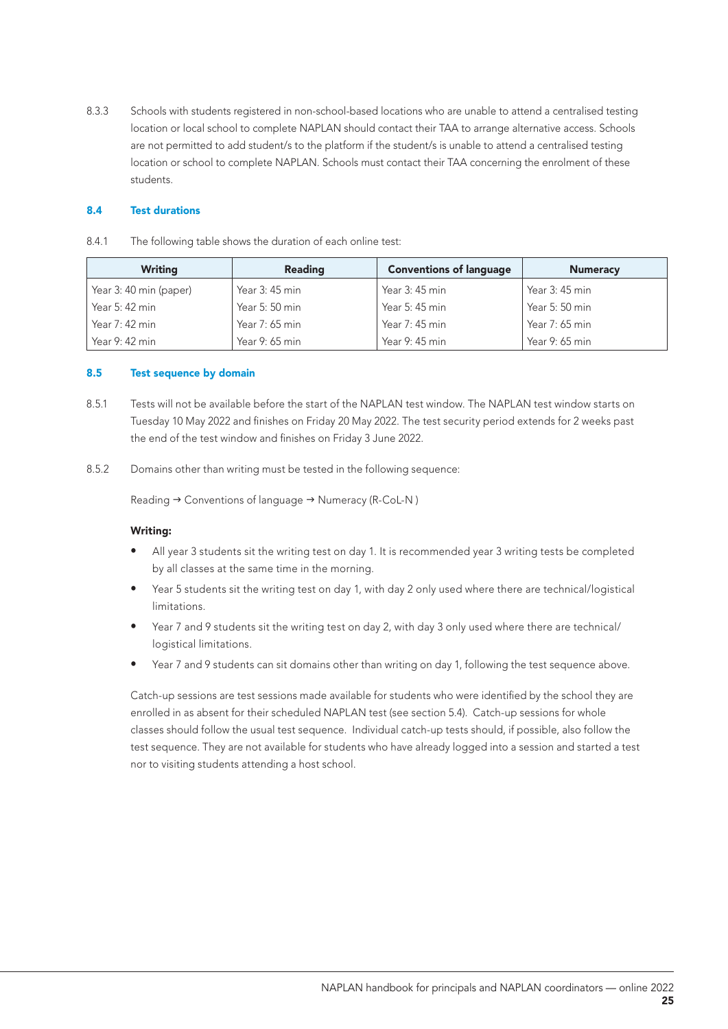8.3.3 Schools with students registered in non-school-based locations who are unable to attend a centralised testing location or local school to complete NAPLAN should contact their TAA to arrange alternative access. Schools are not permitted to add student/s to the platform if the student/s is unable to attend a centralised testing location or school to complete NAPLAN. Schools must contact their TAA concerning the enrolment of these students.

## 8.4 Test durations

8.4.1 The following table shows the duration of each online test:

| Writing | Reading | Conventions of language | Numeracy |
|---|---|---|---|
| Year 3: 40 min (paper) | Year 3: 45 min | Year 3: 45 min | Year 3: 45 min |
| Year 5: 42 min | Year 5: 50 min | Year 5: 45 min | Year 5: 50 min |
| Year 7: 42 min | Year 7: 65 min | Year 7: 45 min | Year 7: 65 min |
| Year 9: 42 min | Year 9: 65 min | Year 9: 45 min | Year 9: 65 min |

## 8.5 Test sequence by domain

8.5.1 Tests will not be available before the start of the NAPLAN test window. The NAPLAN test window starts on Tuesday 10 May 2022 and finishes on Friday 20 May 2022. The test security period extends for 2 weeks past the end of the test window and finishes on Friday 3 June 2022.

8.5.2 Domains other than writing must be tested in the following sequence:

Reading → Conventions of language → Numeracy (R-CoL-N )

**Writing:**

- All year 3 students sit the writing test on day 1. It is recommended year 3 writing tests be completed by all classes at the same time in the morning.
- Year 5 students sit the writing test on day 1, with day 2 only used where there are technical/logistical limitations.
- Year 7 and 9 students sit the writing test on day 2, with day 3 only used where there are technical/logistical limitations.
- Year 7 and 9 students can sit domains other than writing on day 1, following the test sequence above.

Catch-up sessions are test sessions made available for students who were identified by the school they are enrolled in as absent for their scheduled NAPLAN test (see section 5.4). Catch-up sessions for whole classes should follow the usual test sequence. Individual catch-up tests should, if possible, also follow the test sequence. They are not available for students who have already logged into a session and started a test nor to visiting students attending a host school.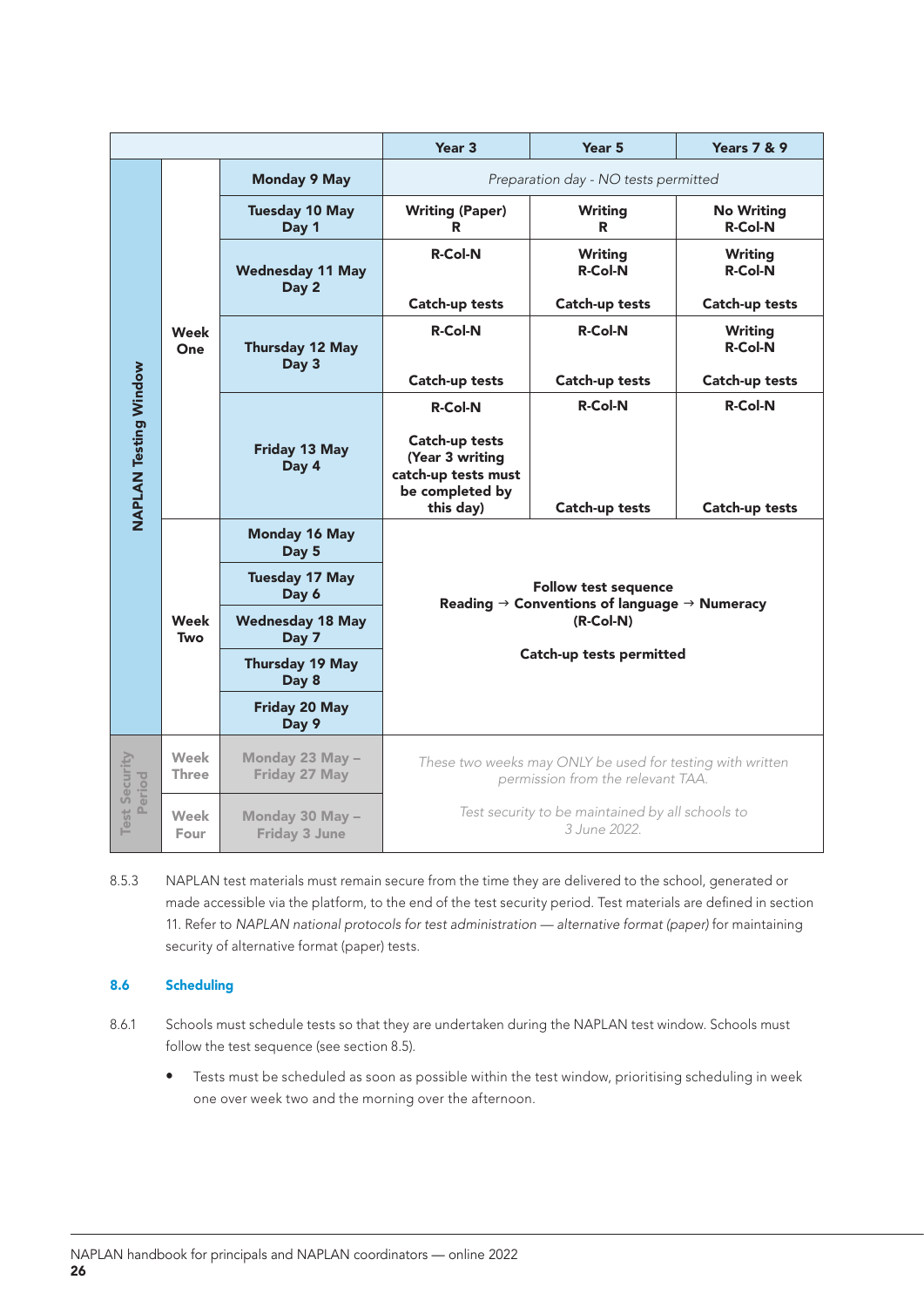| | | | Year 3 | Year 5 | Years 7 & 9 |
|---|---|---|---|---|---|
| NAPLAN Testing Window | Week One | Monday 9 May | *Preparation day - NO tests permitted* | | |
| | | Tuesday 10 May Day 1 | Writing (Paper) R | Writing R | No Writing R-Col-N |
| | | Wednesday 11 May Day 2 | R-Col-N Catch-up tests | Writing R-Col-N Catch-up tests | Writing R-Col-N Catch-up tests |
| | | Thursday 12 May Day 3 | R-Col-N Catch-up tests | R-Col-N Catch-up tests | Writing R-Col-N Catch-up tests |
| | | Friday 13 May Day 4 | R-Col-N Catch-up tests (Year 3 writing catch-up tests must be completed by this day) | R-Col-N Catch-up tests | R-Col-N Catch-up tests |
| | Week Two | Monday 16 May Day 5 | Follow test sequence Reading → Conventions of language → Numeracy (R-Col-N) Catch-up tests permitted | | |
| | | Tuesday 17 May Day 6 | | | |
| | | Wednesday 18 May Day 7 | | | |
| | | Thursday 19 May Day 8 | | | |
| | | Friday 20 May Day 9 | | | |
| Test Security Period | Week Three | Monday 23 May – Friday 27 May | *These two weeks may ONLY be used for testing with written permission from the relevant TAA.* *Test security to be maintained by all schools to 3 June 2022.* | | |
| | Week Four | Monday 30 May – Friday 3 June | | | |

8.5.3 NAPLAN test materials must remain secure from the time they are delivered to the school, generated or made accessible via the platform, to the end of the test security period. Test materials are defined in section 11. Refer to *NAPLAN national protocols for test administration — alternative format (paper)* for maintaining security of alternative format (paper) tests.

## 8.6 Scheduling

8.6.1 Schools must schedule tests so that they are undertaken during the NAPLAN test window. Schools must follow the test sequence (see section 8.5).

- Tests must be scheduled as soon as possible within the test window, prioritising scheduling in week one over week two and the morning over the afternoon.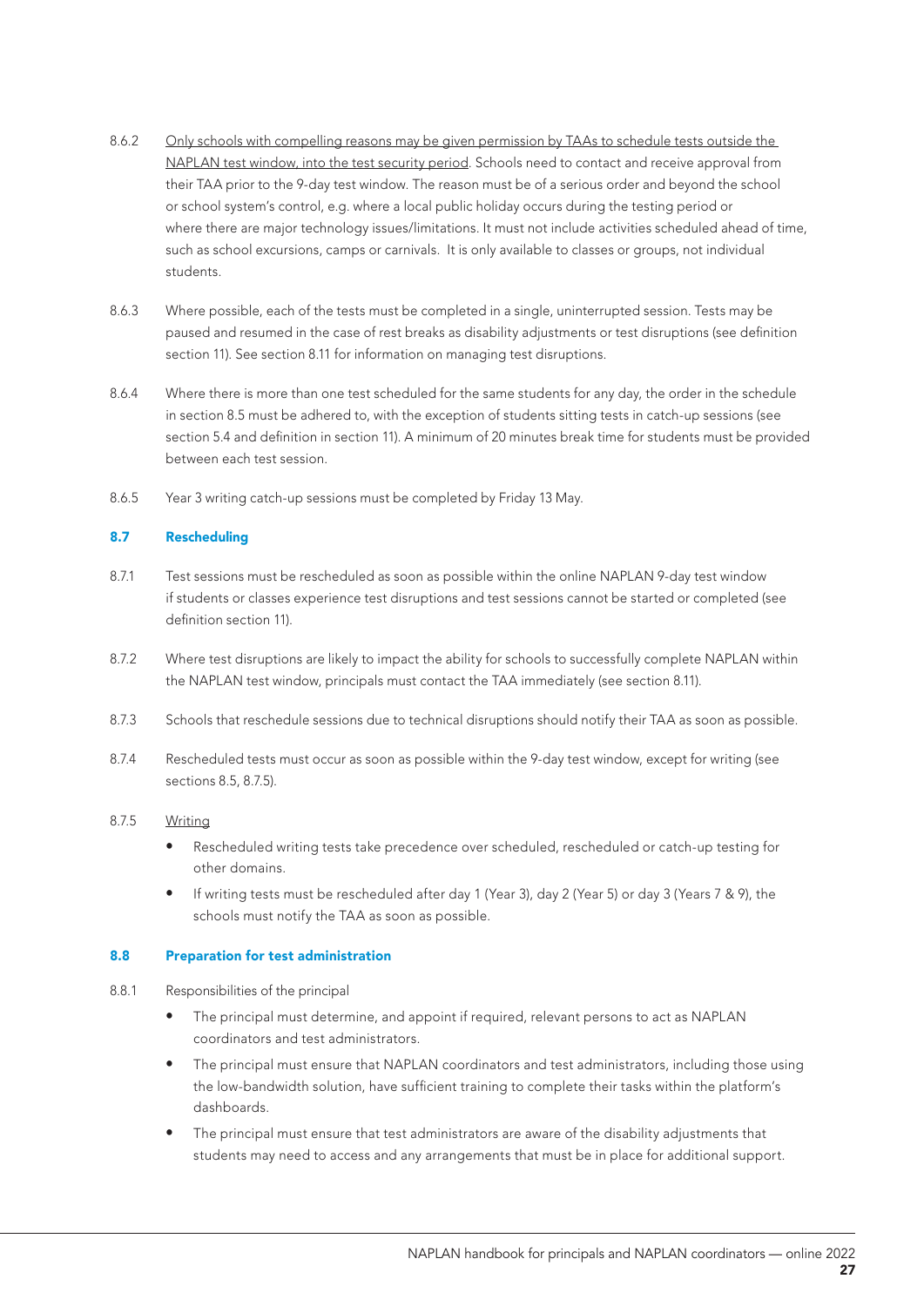8.6.2 Only schools with compelling reasons may be given permission by TAAs to schedule tests outside the NAPLAN test window, into the test security period. Schools need to contact and receive approval from their TAA prior to the 9-day test window. The reason must be of a serious order and beyond the school or school system's control, e.g. where a local public holiday occurs during the testing period or where there are major technology issues/limitations. It must not include activities scheduled ahead of time, such as school excursions, camps or carnivals. It is only available to classes or groups, not individual students.

8.6.3 Where possible, each of the tests must be completed in a single, uninterrupted session. Tests may be paused and resumed in the case of rest breaks as disability adjustments or test disruptions (see definition section 11). See section 8.11 for information on managing test disruptions.

8.6.4 Where there is more than one test scheduled for the same students for any day, the order in the schedule in section 8.5 must be adhered to, with the exception of students sitting tests in catch-up sessions (see section 5.4 and definition in section 11). A minimum of 20 minutes break time for students must be provided between each test session.

8.6.5 Year 3 writing catch-up sessions must be completed by Friday 13 May.

### 8.7 Rescheduling

8.7.1 Test sessions must be rescheduled as soon as possible within the online NAPLAN 9-day test window if students or classes experience test disruptions and test sessions cannot be started or completed (see definition section 11).

8.7.2 Where test disruptions are likely to impact the ability for schools to successfully complete NAPLAN within the NAPLAN test window, principals must contact the TAA immediately (see section 8.11).

8.7.3 Schools that reschedule sessions due to technical disruptions should notify their TAA as soon as possible.

8.7.4 Rescheduled tests must occur as soon as possible within the 9-day test window, except for writing (see sections 8.5, 8.7.5).

8.7.5 Writing

- Rescheduled writing tests take precedence over scheduled, rescheduled or catch-up testing for other domains.
- If writing tests must be rescheduled after day 1 (Year 3), day 2 (Year 5) or day 3 (Years 7 & 9), the schools must notify the TAA as soon as possible.

### 8.8 Preparation for test administration

8.8.1 Responsibilities of the principal

- The principal must determine, and appoint if required, relevant persons to act as NAPLAN coordinators and test administrators.
- The principal must ensure that NAPLAN coordinators and test administrators, including those using the low-bandwidth solution, have sufficient training to complete their tasks within the platform's dashboards.
- The principal must ensure that test administrators are aware of the disability adjustments that students may need to access and any arrangements that must be in place for additional support.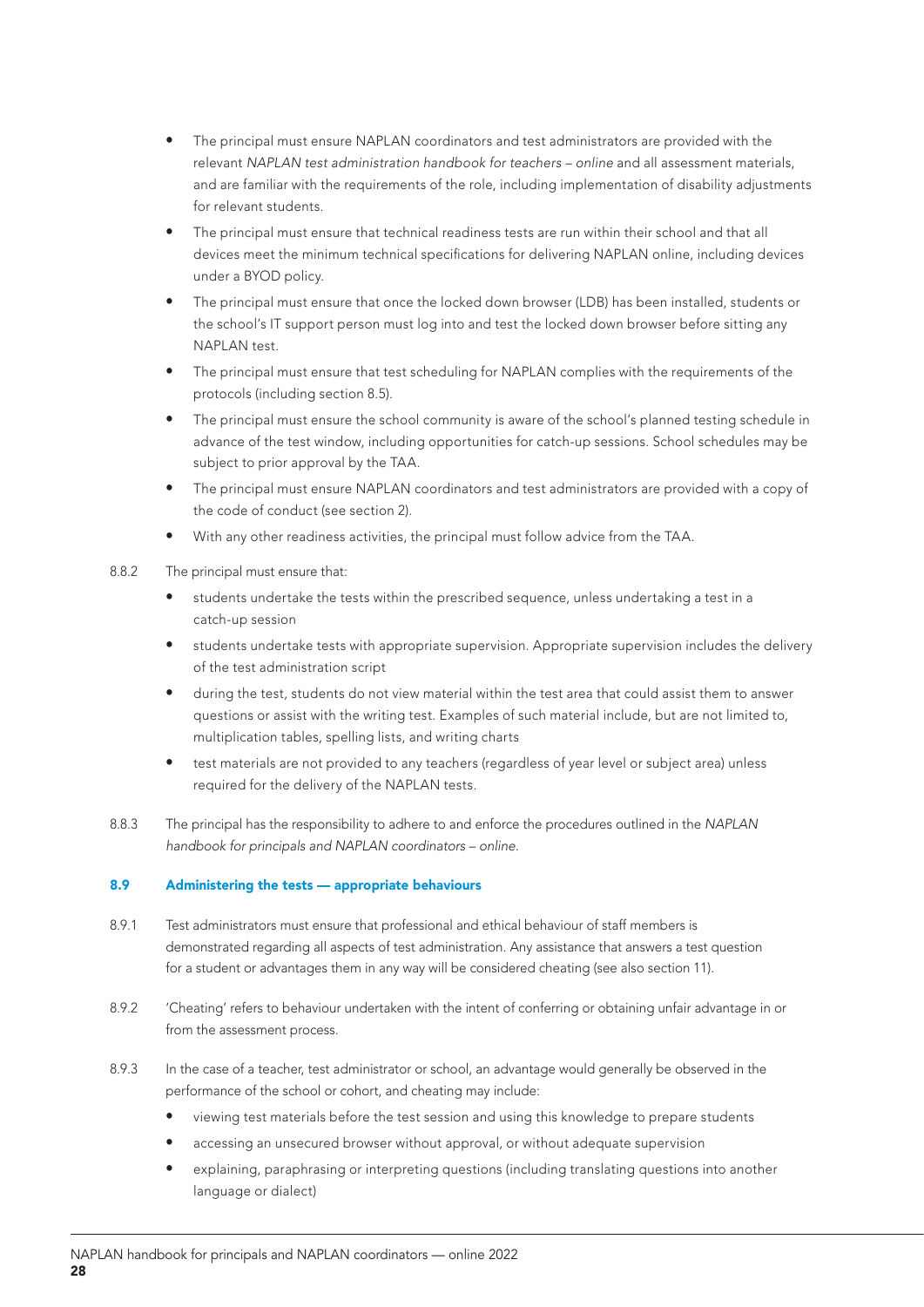- The principal must ensure NAPLAN coordinators and test administrators are provided with the relevant *NAPLAN test administration handbook for teachers – online* and all assessment materials, and are familiar with the requirements of the role, including implementation of disability adjustments for relevant students.
- The principal must ensure that technical readiness tests are run within their school and that all devices meet the minimum technical specifications for delivering NAPLAN online, including devices under a BYOD policy.
- The principal must ensure that once the locked down browser (LDB) has been installed, students or the school's IT support person must log into and test the locked down browser before sitting any NAPLAN test.
- The principal must ensure that test scheduling for NAPLAN complies with the requirements of the protocols (including section 8.5).
- The principal must ensure the school community is aware of the school's planned testing schedule in advance of the test window, including opportunities for catch-up sessions. School schedules may be subject to prior approval by the TAA.
- The principal must ensure NAPLAN coordinators and test administrators are provided with a copy of the code of conduct (see section 2).
- With any other readiness activities, the principal must follow advice from the TAA.

8.8.2 The principal must ensure that:

- students undertake the tests within the prescribed sequence, unless undertaking a test in a catch-up session
- students undertake tests with appropriate supervision. Appropriate supervision includes the delivery of the test administration script
- during the test, students do not view material within the test area that could assist them to answer questions or assist with the writing test. Examples of such material include, but are not limited to, multiplication tables, spelling lists, and writing charts
- test materials are not provided to any teachers (regardless of year level or subject area) unless required for the delivery of the NAPLAN tests.

8.8.3 The principal has the responsibility to adhere to and enforce the procedures outlined in the *NAPLAN handbook for principals and NAPLAN coordinators – online*.

### 8.9 Administering the tests — appropriate behaviours

8.9.1 Test administrators must ensure that professional and ethical behaviour of staff members is demonstrated regarding all aspects of test administration. Any assistance that answers a test question for a student or advantages them in any way will be considered cheating (see also section 11).

8.9.2 'Cheating' refers to behaviour undertaken with the intent of conferring or obtaining unfair advantage in or from the assessment process.

8.9.3 In the case of a teacher, test administrator or school, an advantage would generally be observed in the performance of the school or cohort, and cheating may include:

- viewing test materials before the test session and using this knowledge to prepare students
- accessing an unsecured browser without approval, or without adequate supervision
- explaining, paraphrasing or interpreting questions (including translating questions into another language or dialect)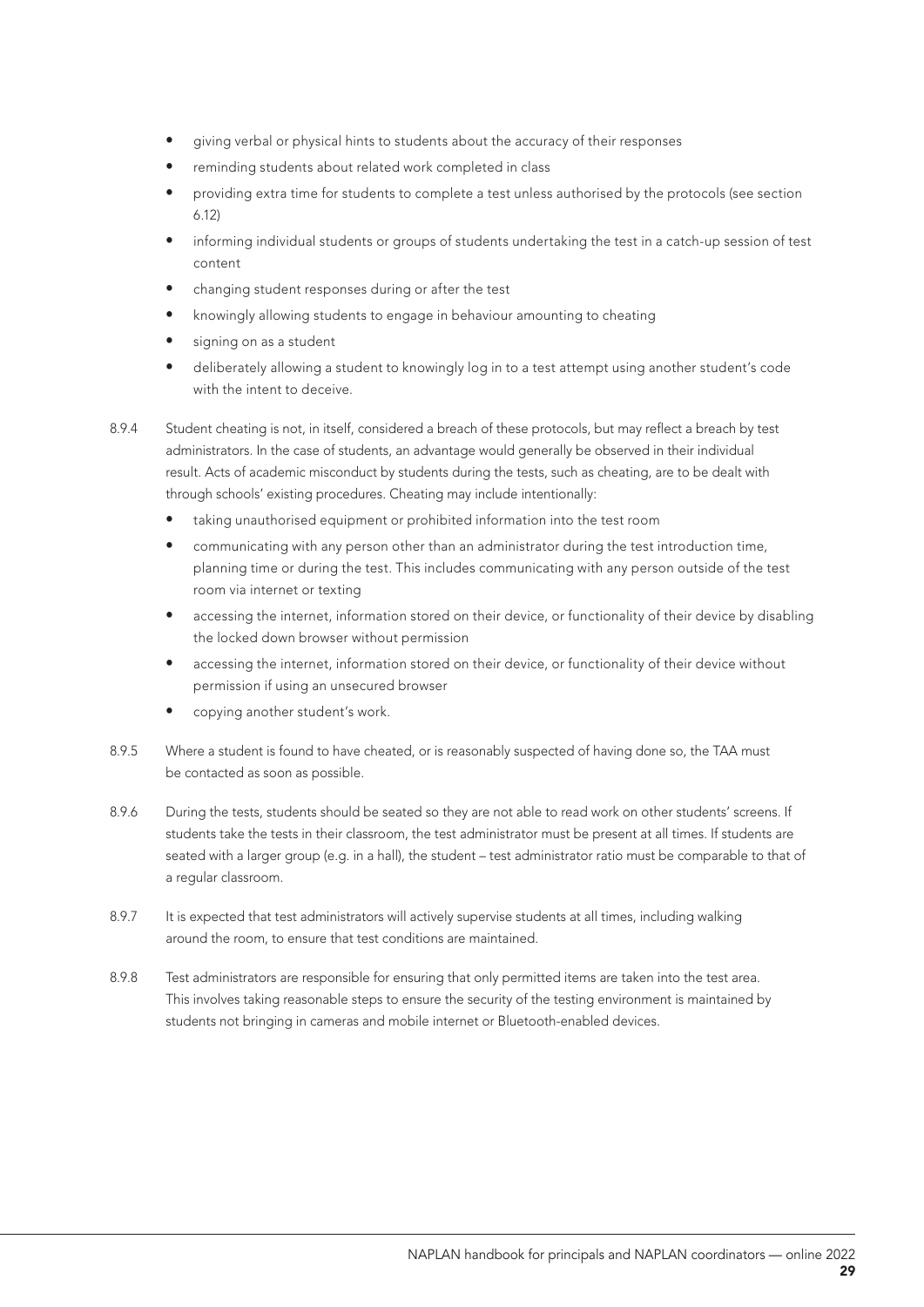- giving verbal or physical hints to students about the accuracy of their responses
- reminding students about related work completed in class
- providing extra time for students to complete a test unless authorised by the protocols (see section 6.12)
- informing individual students or groups of students undertaking the test in a catch-up session of test content
- changing student responses during or after the test
- knowingly allowing students to engage in behaviour amounting to cheating
- signing on as a student
- deliberately allowing a student to knowingly log in to a test attempt using another student's code with the intent to deceive.

8.9.4 Student cheating is not, in itself, considered a breach of these protocols, but may reflect a breach by test administrators. In the case of students, an advantage would generally be observed in their individual result. Acts of academic misconduct by students during the tests, such as cheating, are to be dealt with through schools' existing procedures. Cheating may include intentionally:

- taking unauthorised equipment or prohibited information into the test room
- communicating with any person other than an administrator during the test introduction time, planning time or during the test. This includes communicating with any person outside of the test room via internet or texting
- accessing the internet, information stored on their device, or functionality of their device by disabling the locked down browser without permission
- accessing the internet, information stored on their device, or functionality of their device without permission if using an unsecured browser
- copying another student's work.

8.9.5 Where a student is found to have cheated, or is reasonably suspected of having done so, the TAA must be contacted as soon as possible.

8.9.6 During the tests, students should be seated so they are not able to read work on other students' screens. If students take the tests in their classroom, the test administrator must be present at all times. If students are seated with a larger group (e.g. in a hall), the student – test administrator ratio must be comparable to that of a regular classroom.

8.9.7 It is expected that test administrators will actively supervise students at all times, including walking around the room, to ensure that test conditions are maintained.

8.9.8 Test administrators are responsible for ensuring that only permitted items are taken into the test area. This involves taking reasonable steps to ensure the security of the testing environment is maintained by students not bringing in cameras and mobile internet or Bluetooth-enabled devices.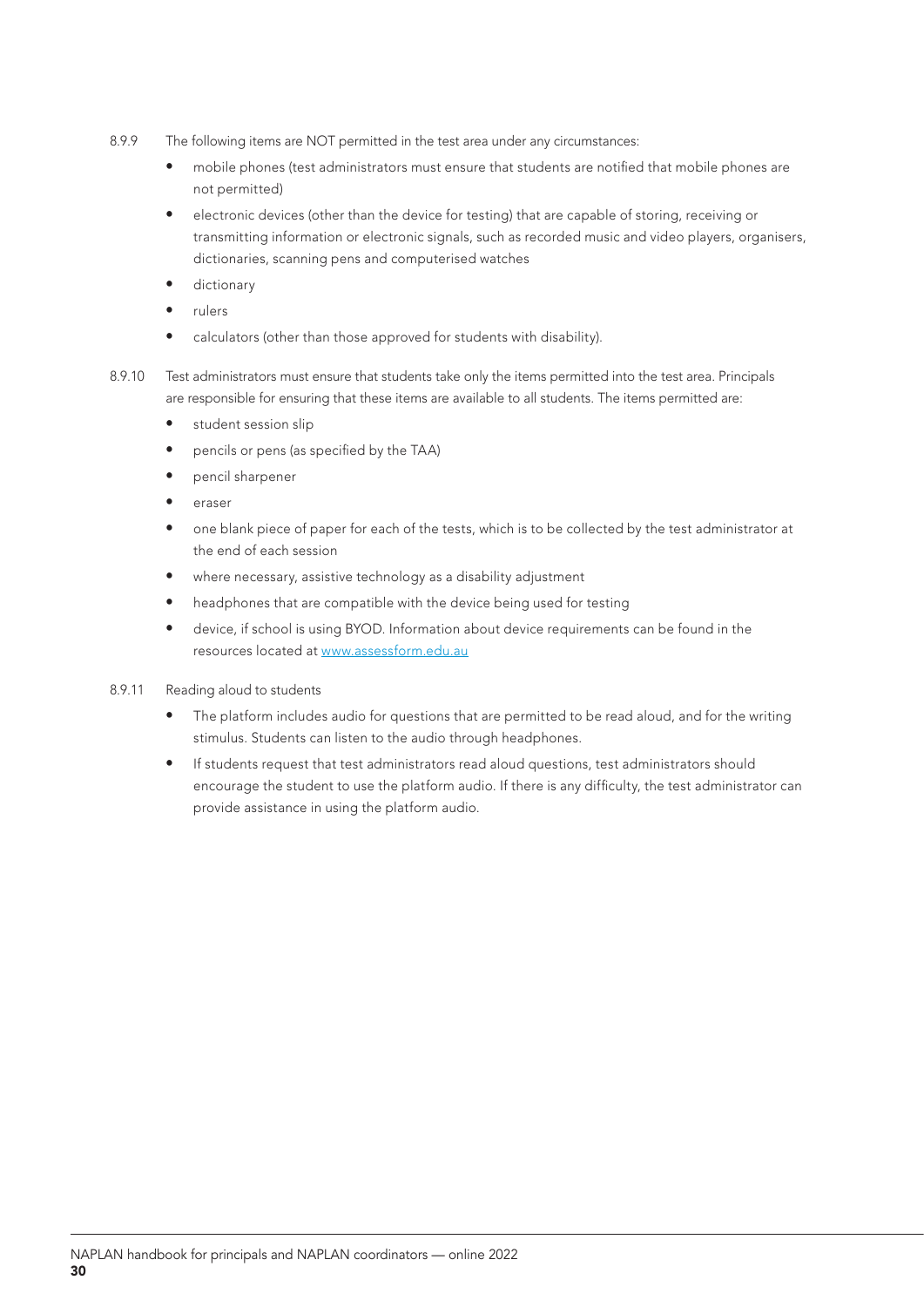8.9.9 The following items are NOT permitted in the test area under any circumstances:

- mobile phones (test administrators must ensure that students are notified that mobile phones are not permitted)
- electronic devices (other than the device for testing) that are capable of storing, receiving or transmitting information or electronic signals, such as recorded music and video players, organisers, dictionaries, scanning pens and computerised watches
- dictionary
- rulers
- calculators (other than those approved for students with disability).

8.9.10 Test administrators must ensure that students take only the items permitted into the test area. Principals are responsible for ensuring that these items are available to all students. The items permitted are:

- student session slip
- pencils or pens (as specified by the TAA)
- pencil sharpener
- eraser
- one blank piece of paper for each of the tests, which is to be collected by the test administrator at the end of each session
- where necessary, assistive technology as a disability adjustment
- headphones that are compatible with the device being used for testing
- device, if school is using BYOD. Information about device requirements can be found in the resources located at [www.assessform.edu.au](http://www.assessform.edu.au)

8.9.11 Reading aloud to students

- The platform includes audio for questions that are permitted to be read aloud, and for the writing stimulus. Students can listen to the audio through headphones.
- If students request that test administrators read aloud questions, test administrators should encourage the student to use the platform audio. If there is any difficulty, the test administrator can provide assistance in using the platform audio.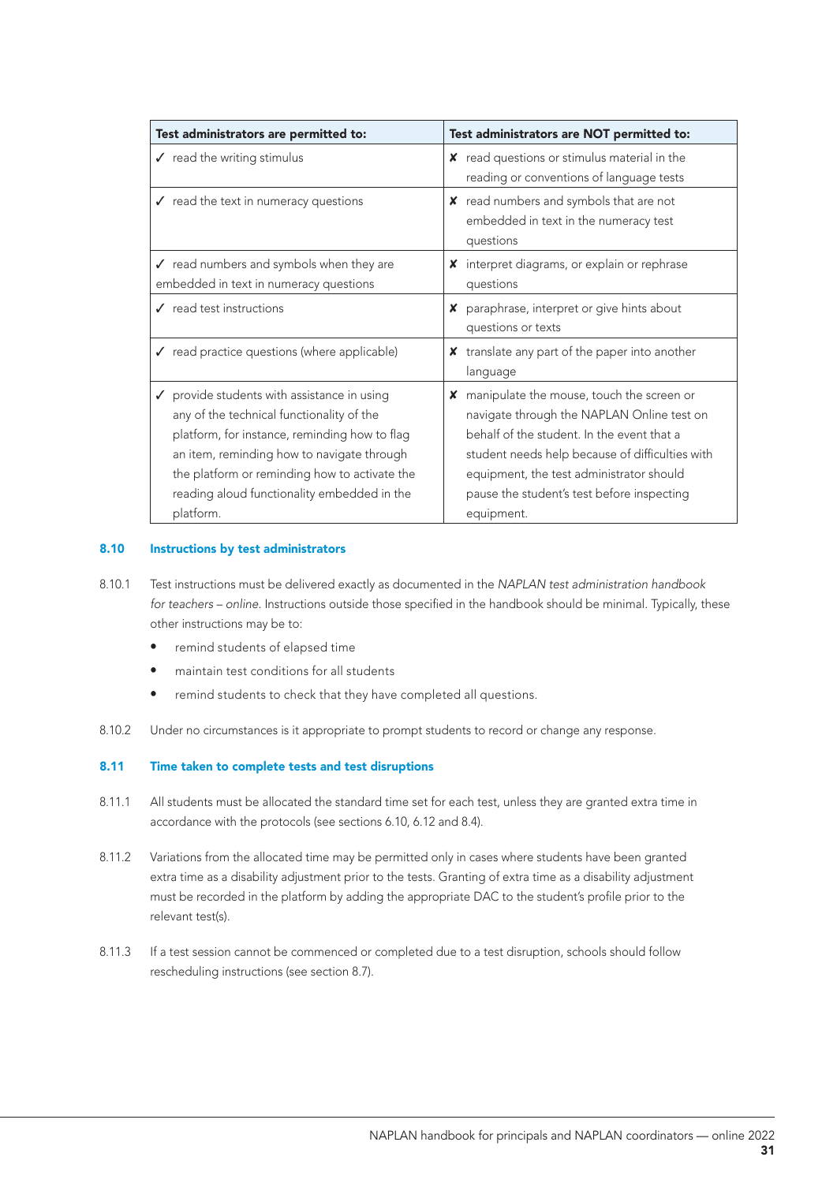| Test administrators are permitted to: | Test administrators are NOT permitted to: |
| --- | --- |
| ✓ read the writing stimulus | ✗ read questions or stimulus material in the reading or conventions of language tests |
| ✓ read the text in numeracy questions | ✗ read numbers and symbols that are not embedded in text in the numeracy test questions |
| ✓ read numbers and symbols when they are embedded in text in numeracy questions | ✗ interpret diagrams, or explain or rephrase questions |
| ✓ read test instructions | ✗ paraphrase, interpret or give hints about questions or texts |
| ✓ read practice questions (where applicable) | ✗ translate any part of the paper into another language |
| ✓ provide students with assistance in using any of the technical functionality of the platform, for instance, reminding how to flag an item, reminding how to navigate through the platform or reminding how to activate the reading aloud functionality embedded in the platform. | ✗ manipulate the mouse, touch the screen or navigate through the NAPLAN Online test on behalf of the student. In the event that a student needs help because of difficulties with equipment, the test administrator should pause the student's test before inspecting equipment. |

## 8.10 Instructions by test administrators

8.10.1 Test instructions must be delivered exactly as documented in the *NAPLAN test administration handbook for teachers – online*. Instructions outside those specified in the handbook should be minimal. Typically, these other instructions may be to:

- remind students of elapsed time
- maintain test conditions for all students
- remind students to check that they have completed all questions.

8.10.2 Under no circumstances is it appropriate to prompt students to record or change any response.

## 8.11 Time taken to complete tests and test disruptions

8.11.1 All students must be allocated the standard time set for each test, unless they are granted extra time in accordance with the protocols (see sections 6.10, 6.12 and 8.4).

8.11.2 Variations from the allocated time may be permitted only in cases where students have been granted extra time as a disability adjustment prior to the tests. Granting of extra time as a disability adjustment must be recorded in the platform by adding the appropriate DAC to the student's profile prior to the relevant test(s).

8.11.3 If a test session cannot be commenced or completed due to a test disruption, schools should follow rescheduling instructions (see section 8.7).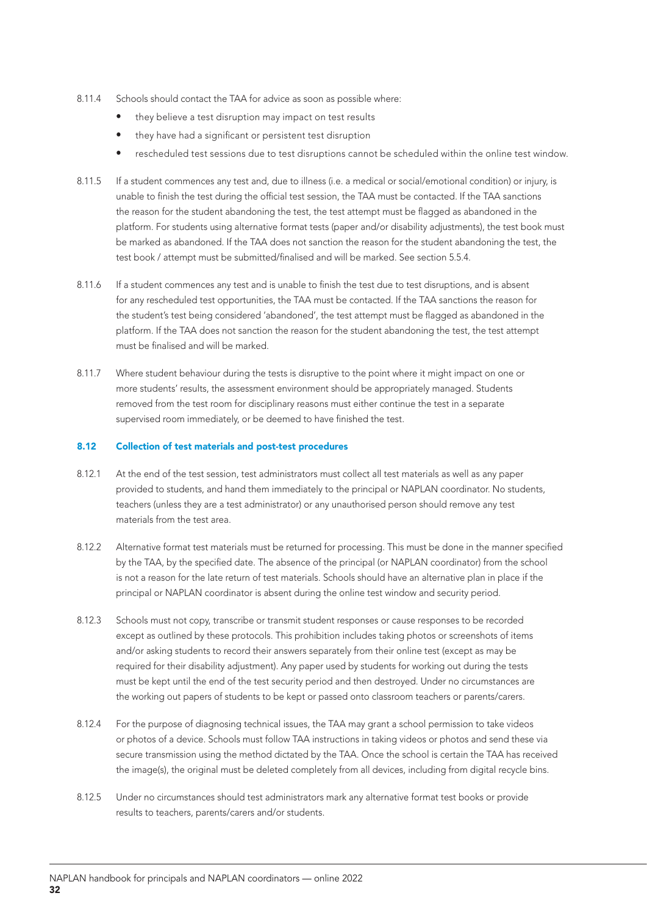8.11.4 Schools should contact the TAA for advice as soon as possible where:

- they believe a test disruption may impact on test results
- they have had a significant or persistent test disruption
- rescheduled test sessions due to test disruptions cannot be scheduled within the online test window.

8.11.5 If a student commences any test and, due to illness (i.e. a medical or social/emotional condition) or injury, is unable to finish the test during the official test session, the TAA must be contacted. If the TAA sanctions the reason for the student abandoning the test, the test attempt must be flagged as abandoned in the platform. For students using alternative format tests (paper and/or disability adjustments), the test book must be marked as abandoned. If the TAA does not sanction the reason for the student abandoning the test, the test book / attempt must be submitted/finalised and will be marked. See section 5.5.4.

8.11.6 If a student commences any test and is unable to finish the test due to test disruptions, and is absent for any rescheduled test opportunities, the TAA must be contacted. If the TAA sanctions the reason for the student's test being considered 'abandoned', the test attempt must be flagged as abandoned in the platform. If the TAA does not sanction the reason for the student abandoning the test, the test attempt must be finalised and will be marked.

8.11.7 Where student behaviour during the tests is disruptive to the point where it might impact on one or more students' results, the assessment environment should be appropriately managed. Students removed from the test room for disciplinary reasons must either continue the test in a separate supervised room immediately, or be deemed to have finished the test.

### 8.12 Collection of test materials and post-test procedures

8.12.1 At the end of the test session, test administrators must collect all test materials as well as any paper provided to students, and hand them immediately to the principal or NAPLAN coordinator. No students, teachers (unless they are a test administrator) or any unauthorised person should remove any test materials from the test area.

8.12.2 Alternative format test materials must be returned for processing. This must be done in the manner specified by the TAA, by the specified date. The absence of the principal (or NAPLAN coordinator) from the school is not a reason for the late return of test materials. Schools should have an alternative plan in place if the principal or NAPLAN coordinator is absent during the online test window and security period.

8.12.3 Schools must not copy, transcribe or transmit student responses or cause responses to be recorded except as outlined by these protocols. This prohibition includes taking photos or screenshots of items and/or asking students to record their answers separately from their online test (except as may be required for their disability adjustment). Any paper used by students for working out during the tests must be kept until the end of the test security period and then destroyed. Under no circumstances are the working out papers of students to be kept or passed onto classroom teachers or parents/carers.

8.12.4 For the purpose of diagnosing technical issues, the TAA may grant a school permission to take videos or photos of a device. Schools must follow TAA instructions in taking videos or photos and send these via secure transmission using the method dictated by the TAA. Once the school is certain the TAA has received the image(s), the original must be deleted completely from all devices, including from digital recycle bins.

8.12.5 Under no circumstances should test administrators mark any alternative format test books or provide results to teachers, parents/carers and/or students.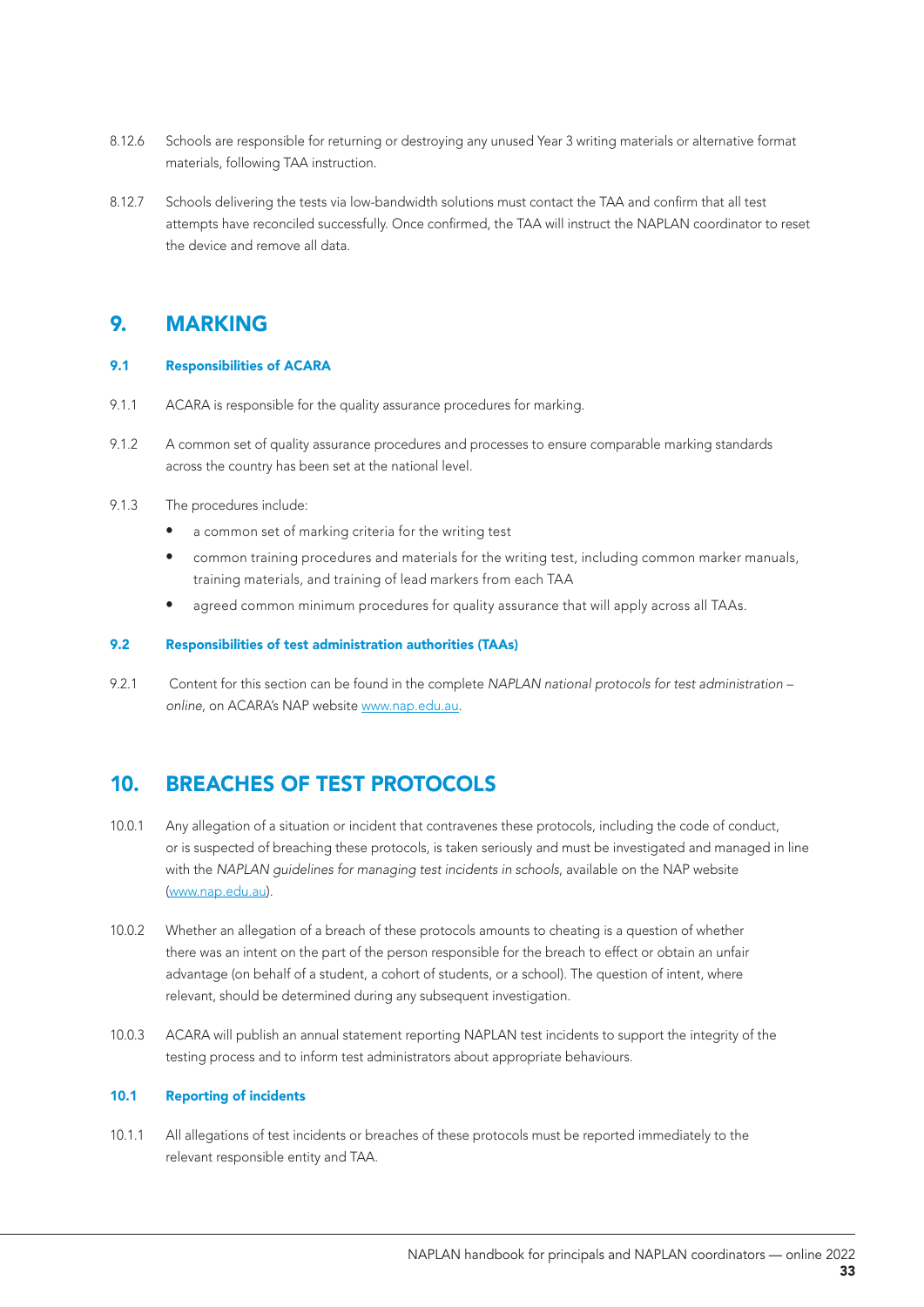8.12.6 Schools are responsible for returning or destroying any unused Year 3 writing materials or alternative format materials, following TAA instruction.

8.12.7 Schools delivering the tests via low-bandwidth solutions must contact the TAA and confirm that all test attempts have reconciled successfully. Once confirmed, the TAA will instruct the NAPLAN coordinator to reset the device and remove all data.

## 9. MARKING

### 9.1 Responsibilities of ACARA

9.1.1 ACARA is responsible for the quality assurance procedures for marking.

9.1.2 A common set of quality assurance procedures and processes to ensure comparable marking standards across the country has been set at the national level.

9.1.3 The procedures include:

- a common set of marking criteria for the writing test
- common training procedures and materials for the writing test, including common marker manuals, training materials, and training of lead markers from each TAA
- agreed common minimum procedures for quality assurance that will apply across all TAAs.

### 9.2 Responsibilities of test administration authorities (TAAs)

9.2.1 Content for this section can be found in the complete *NAPLAN national protocols for test administration – online*, on ACARA's NAP website [www.nap.edu.au](www.nap.edu.au).

## 10. BREACHES OF TEST PROTOCOLS

10.0.1 Any allegation of a situation or incident that contravenes these protocols, including the code of conduct, or is suspected of breaching these protocols, is taken seriously and must be investigated and managed in line with the *NAPLAN guidelines for managing test incidents in schools*, available on the NAP website ([www.nap.edu.au](www.nap.edu.au)).

10.0.2 Whether an allegation of a breach of these protocols amounts to cheating is a question of whether there was an intent on the part of the person responsible for the breach to effect or obtain an unfair advantage (on behalf of a student, a cohort of students, or a school). The question of intent, where relevant, should be determined during any subsequent investigation.

10.0.3 ACARA will publish an annual statement reporting NAPLAN test incidents to support the integrity of the testing process and to inform test administrators about appropriate behaviours.

### 10.1 Reporting of incidents

10.1.1 All allegations of test incidents or breaches of these protocols must be reported immediately to the relevant responsible entity and TAA.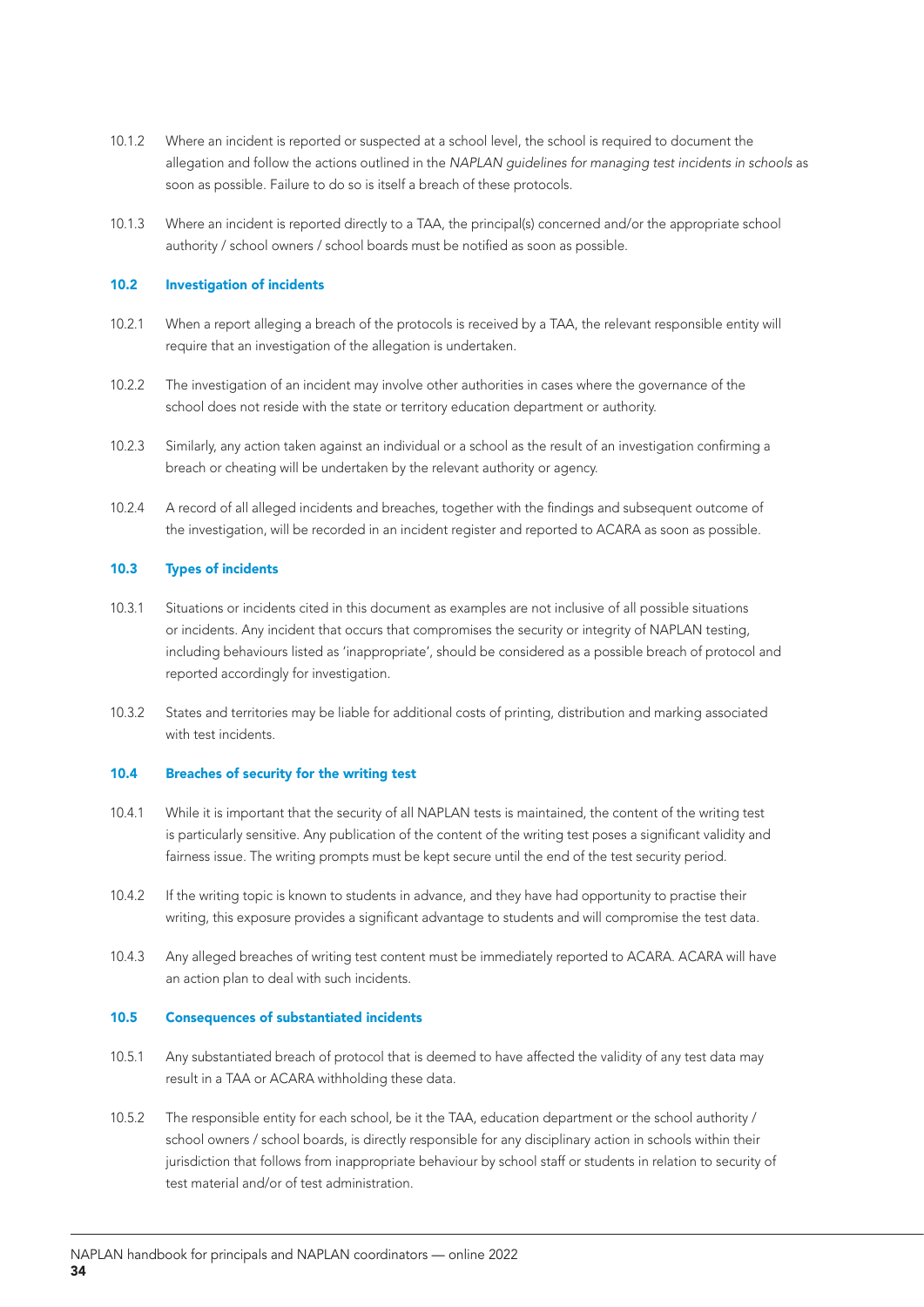10.1.2 Where an incident is reported or suspected at a school level, the school is required to document the allegation and follow the actions outlined in the *NAPLAN guidelines for managing test incidents in schools* as soon as possible. Failure to do so is itself a breach of these protocols.

10.1.3 Where an incident is reported directly to a TAA, the principal(s) concerned and/or the appropriate school authority / school owners / school boards must be notified as soon as possible.

### 10.2 Investigation of incidents

10.2.1 When a report alleging a breach of the protocols is received by a TAA, the relevant responsible entity will require that an investigation of the allegation is undertaken.

10.2.2 The investigation of an incident may involve other authorities in cases where the governance of the school does not reside with the state or territory education department or authority.

10.2.3 Similarly, any action taken against an individual or a school as the result of an investigation confirming a breach or cheating will be undertaken by the relevant authority or agency.

10.2.4 A record of all alleged incidents and breaches, together with the findings and subsequent outcome of the investigation, will be recorded in an incident register and reported to ACARA as soon as possible.

### 10.3 Types of incidents

10.3.1 Situations or incidents cited in this document as examples are not inclusive of all possible situations or incidents. Any incident that occurs that compromises the security or integrity of NAPLAN testing, including behaviours listed as 'inappropriate', should be considered as a possible breach of protocol and reported accordingly for investigation.

10.3.2 States and territories may be liable for additional costs of printing, distribution and marking associated with test incidents.

### 10.4 Breaches of security for the writing test

10.4.1 While it is important that the security of all NAPLAN tests is maintained, the content of the writing test is particularly sensitive. Any publication of the content of the writing test poses a significant validity and fairness issue. The writing prompts must be kept secure until the end of the test security period.

10.4.2 If the writing topic is known to students in advance, and they have had opportunity to practise their writing, this exposure provides a significant advantage to students and will compromise the test data.

10.4.3 Any alleged breaches of writing test content must be immediately reported to ACARA. ACARA will have an action plan to deal with such incidents.

### 10.5 Consequences of substantiated incidents

10.5.1 Any substantiated breach of protocol that is deemed to have affected the validity of any test data may result in a TAA or ACARA withholding these data.

10.5.2 The responsible entity for each school, be it the TAA, education department or the school authority / school owners / school boards, is directly responsible for any disciplinary action in schools within their jurisdiction that follows from inappropriate behaviour by school staff or students in relation to security of test material and/or of test administration.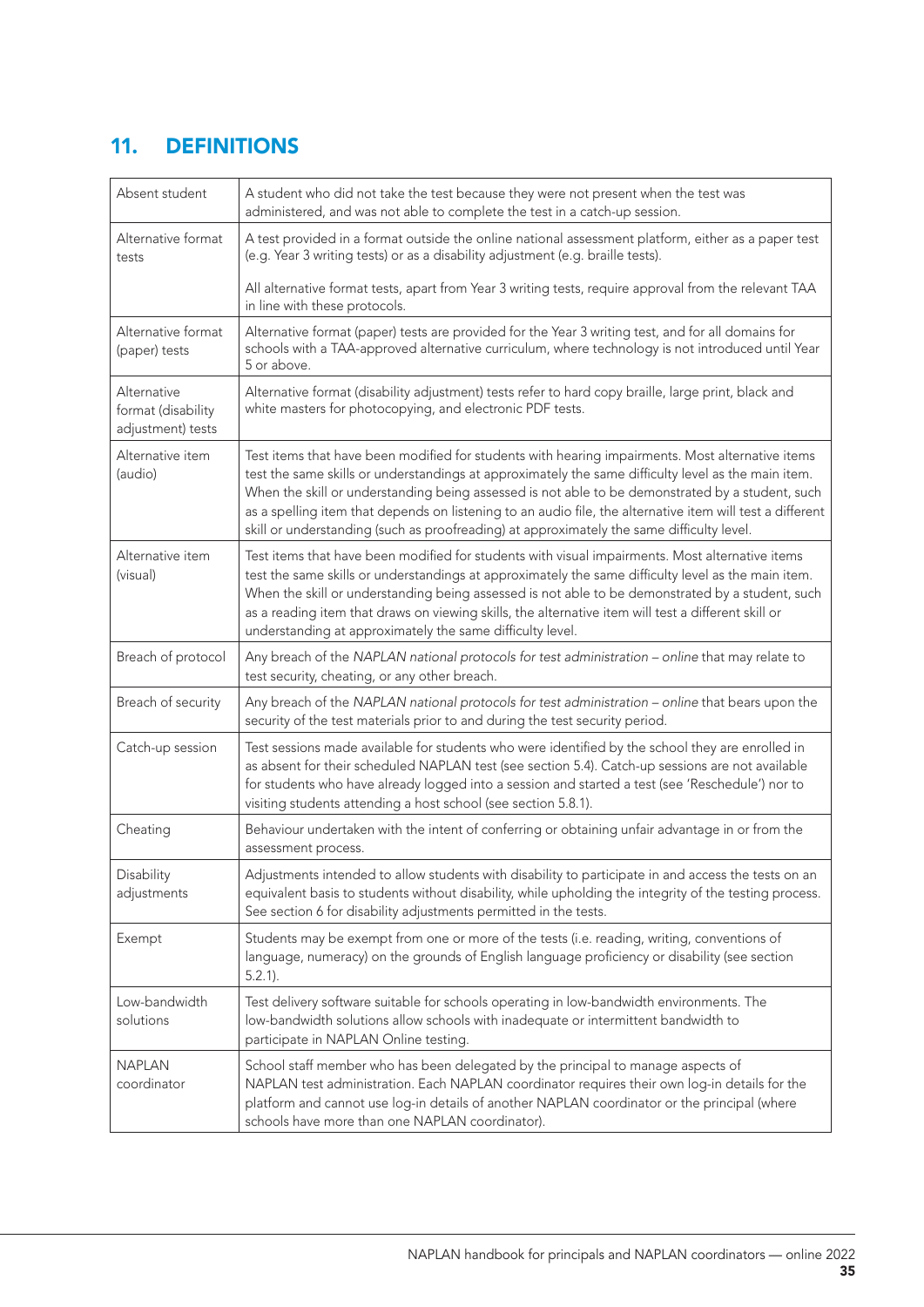## 11. DEFINITIONS

| | |
|---|---|
| Absent student | A student who did not take the test because they were not present when the test was administered, and was not able to complete the test in a catch-up session. |
| Alternative format tests | A test provided in a format outside the online national assessment platform, either as a paper test (e.g. Year 3 writing tests) or as a disability adjustment (e.g. braille tests).<br><br>All alternative format tests, apart from Year 3 writing tests, require approval from the relevant TAA in line with these protocols. |
| Alternative format (paper) tests | Alternative format (paper) tests are provided for the Year 3 writing test, and for all domains for schools with a TAA-approved alternative curriculum, where technology is not introduced until Year 5 or above. |
| Alternative format (disability adjustment) tests | Alternative format (disability adjustment) tests refer to hard copy braille, large print, black and white masters for photocopying, and electronic PDF tests. |
| Alternative item (audio) | Test items that have been modified for students with hearing impairments. Most alternative items test the same skills or understandings at approximately the same difficulty level as the main item. When the skill or understanding being assessed is not able to be demonstrated by a student, such as a spelling item that depends on listening to an audio file, the alternative item will test a different skill or understanding (such as proofreading) at approximately the same difficulty level. |
| Alternative item (visual) | Test items that have been modified for students with visual impairments. Most alternative items test the same skills or understandings at approximately the same difficulty level as the main item. When the skill or understanding being assessed is not able to be demonstrated by a student, such as a reading item that draws on viewing skills, the alternative item will test a different skill or understanding at approximately the same difficulty level. |
| Breach of protocol | Any breach of the *NAPLAN national protocols for test administration – online* that may relate to test security, cheating, or any other breach. |
| Breach of security | Any breach of the *NAPLAN national protocols for test administration – online* that bears upon the security of the test materials prior to and during the test security period. |
| Catch-up session | Test sessions made available for students who were identified by the school they are enrolled in as absent for their scheduled NAPLAN test (see section 5.4). Catch-up sessions are not available for students who have already logged into a session and started a test (see 'Reschedule') nor to visiting students attending a host school (see section 5.8.1). |
| Cheating | Behaviour undertaken with the intent of conferring or obtaining unfair advantage in or from the assessment process. |
| Disability adjustments | Adjustments intended to allow students with disability to participate in and access the tests on an equivalent basis to students without disability, while upholding the integrity of the testing process. See section 6 for disability adjustments permitted in the tests. |
| Exempt | Students may be exempt from one or more of the tests (i.e. reading, writing, conventions of language, numeracy) on the grounds of English language proficiency or disability (see section 5.2.1). |
| Low-bandwidth solutions | Test delivery software suitable for schools operating in low-bandwidth environments. The low-bandwidth solutions allow schools with inadequate or intermittent bandwidth to participate in NAPLAN Online testing. |
| NAPLAN coordinator | School staff member who has been delegated by the principal to manage aspects of NAPLAN test administration. Each NAPLAN coordinator requires their own log-in details for the platform and cannot use log-in details of another NAPLAN coordinator or the principal (where schools have more than one NAPLAN coordinator). |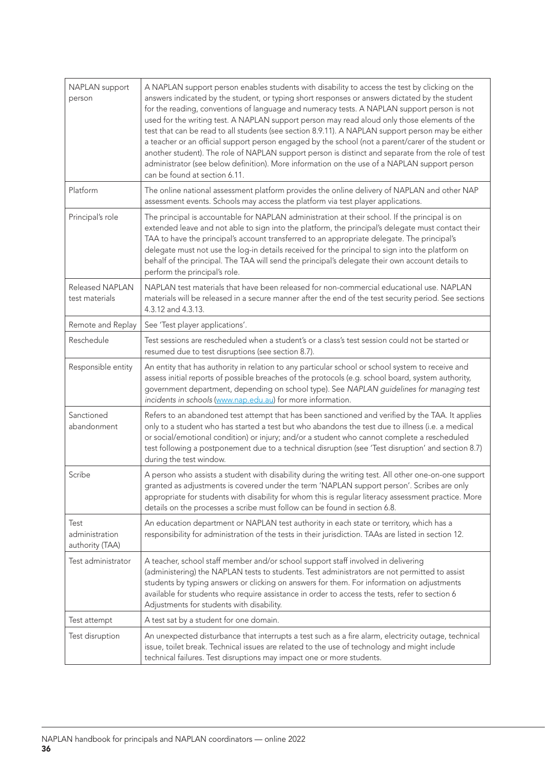| | |
|---|---|
| NAPLAN support person | A NAPLAN support person enables students with disability to access the test by clicking on the answers indicated by the student, or typing short responses or answers dictated by the student for the reading, conventions of language and numeracy tests. A NAPLAN support person is not used for the writing test. A NAPLAN support person may read aloud only those elements of the test that can be read to all students (see section 8.9.11). A NAPLAN support person may be either a teacher or an official support person engaged by the school (not a parent/carer of the student or another student). The role of NAPLAN support person is distinct and separate from the role of test administrator (see below definition). More information on the use of a NAPLAN support person can be found at section 6.11. |
| Platform | The online national assessment platform provides the online delivery of NAPLAN and other NAP assessment events. Schools may access the platform via test player applications. |
| Principal's role | The principal is accountable for NAPLAN administration at their school. If the principal is on extended leave and not able to sign into the platform, the principal's delegate must contact their TAA to have the principal's account transferred to an appropriate delegate. The principal's delegate must not use the log-in details received for the principal to sign into the platform on behalf of the principal. The TAA will send the principal's delegate their own account details to perform the principal's role. |
| Released NAPLAN test materials | NAPLAN test materials that have been released for non-commercial educational use. NAPLAN materials will be released in a secure manner after the end of the test security period. See sections 4.3.12 and 4.3.13. |
| Remote and Replay | See 'Test player applications'. |
| Reschedule | Test sessions are rescheduled when a student's or a class's test session could not be started or resumed due to test disruptions (see section 8.7). |
| Responsible entity | An entity that has authority in relation to any particular school or school system to receive and assess initial reports of possible breaches of the protocols (e.g. school board, system authority, government department, depending on school type). See *NAPLAN guidelines for managing test incidents in schools* (www.nap.edu.au) for more information. |
| Sanctioned abandonment | Refers to an abandoned test attempt that has been sanctioned and verified by the TAA. It applies only to a student who has started a test but who abandons the test due to illness (i.e. a medical or social/emotional condition) or injury; and/or a student who cannot complete a rescheduled test following a postponement due to a technical disruption (see 'Test disruption' and section 8.7) during the test window. |
| Scribe | A person who assists a student with disability during the writing test. All other one-on-one support granted as adjustments is covered under the term 'NAPLAN support person'. Scribes are only appropriate for students with disability for whom this is regular literacy assessment practice. More details on the processes a scribe must follow can be found in section 6.8. |
| Test administration authority (TAA) | An education department or NAPLAN test authority in each state or territory, which has a responsibility for administration of the tests in their jurisdiction. TAAs are listed in section 12. |
| Test administrator | A teacher, school staff member and/or school support staff involved in delivering (administering) the NAPLAN tests to students. Test administrators are not permitted to assist students by typing answers or clicking on answers for them. For information on adjustments available for students who require assistance in order to access the tests, refer to section 6 Adjustments for students with disability. |
| Test attempt | A test sat by a student for one domain. |
| Test disruption | An unexpected disturbance that interrupts a test such as a fire alarm, electricity outage, technical issue, toilet break. Technical issues are related to the use of technology and might include technical failures. Test disruptions may impact one or more students. |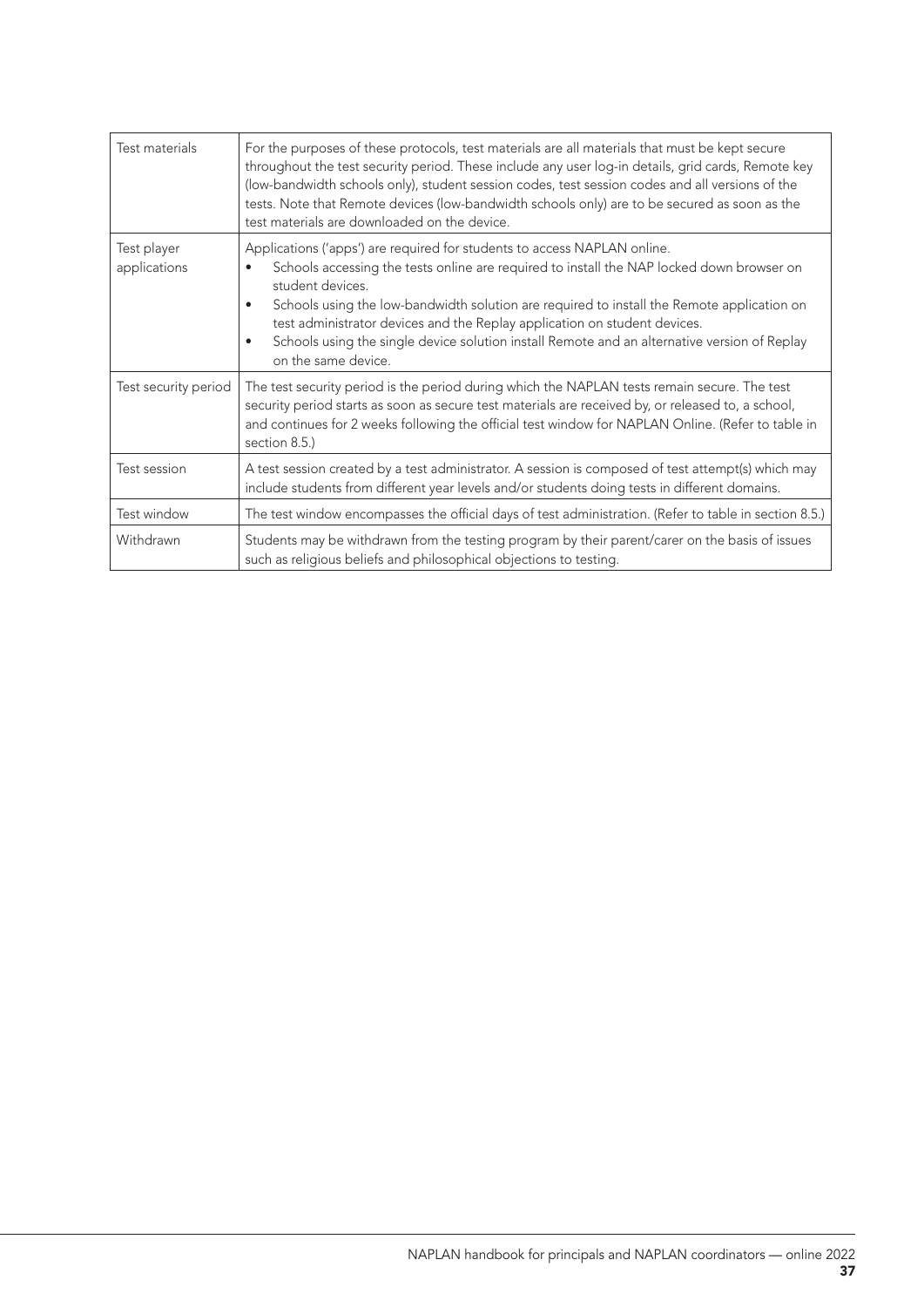| | |
|---|---|
| Test materials | For the purposes of these protocols, test materials are all materials that must be kept secure throughout the test security period. These include any user log-in details, grid cards, Remote key (low-bandwidth schools only), student session codes, test session codes and all versions of the tests. Note that Remote devices (low-bandwidth schools only) are to be secured as soon as the test materials are downloaded on the device. |
| Test player applications | Applications ('apps') are required for students to access NAPLAN online.<br>• Schools accessing the tests online are required to install the NAP locked down browser on student devices.<br>• Schools using the low-bandwidth solution are required to install the Remote application on test administrator devices and the Replay application on student devices.<br>• Schools using the single device solution install Remote and an alternative version of Replay on the same device. |
| Test security period | The test security period is the period during which the NAPLAN tests remain secure. The test security period starts as soon as secure test materials are received by, or released to, a school, and continues for 2 weeks following the official test window for NAPLAN Online. (Refer to table in section 8.5.) |
| Test session | A test session created by a test administrator. A session is composed of test attempt(s) which may include students from different year levels and/or students doing tests in different domains. |
| Test window | The test window encompasses the official days of test administration. (Refer to table in section 8.5.) |
| Withdrawn | Students may be withdrawn from the testing program by their parent/carer on the basis of issues such as religious beliefs and philosophical objections to testing. |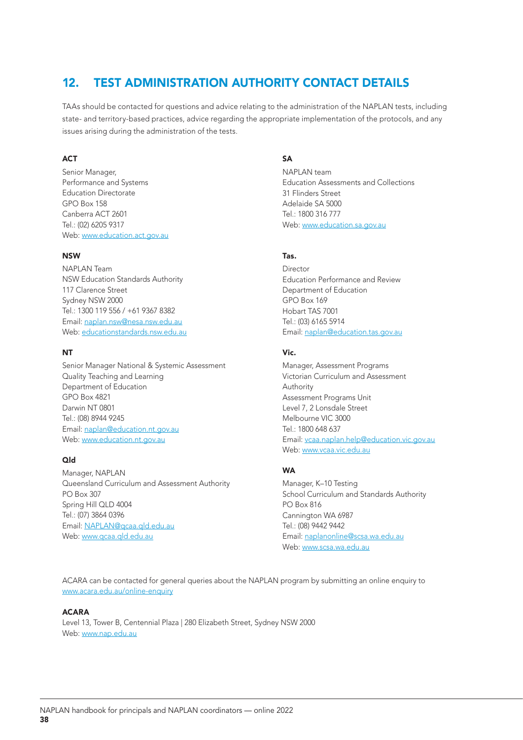## 12. TEST ADMINISTRATION AUTHORITY CONTACT DETAILS

TAAs should be contacted for questions and advice relating to the administration of the NAPLAN tests, including state- and territory-based practices, advice regarding the appropriate implementation of the protocols, and any issues arising during the administration of the tests.

**ACT**

Senior Manager,
Performance and Systems
Education Directorate
GPO Box 158
Canberra ACT 2601
Tel.: (02) 6205 9317
Web: www.education.act.gov.au

**NSW**

NAPLAN Team
NSW Education Standards Authority
117 Clarence Street
Sydney NSW 2000
Tel.: 1300 119 556 / +61 9367 8382
Email: naplan.nsw@nesa.nsw.edu.au
Web: educationstandards.nsw.edu.au

**NT**

Senior Manager National & Systemic Assessment
Quality Teaching and Learning
Department of Education
GPO Box 4821
Darwin NT 0801
Tel.: (08) 8944 9245
Email: naplan@education.nt.gov.au
Web: www.education.nt.gov.au

**Qld**

Manager, NAPLAN
Queensland Curriculum and Assessment Authority
PO Box 307
Spring Hill QLD 4004
Tel.: (07) 3864 0396
Email: NAPLAN@qcaa.qld.edu.au
Web: www.qcaa.qld.edu.au

**SA**

NAPLAN team
Education Assessments and Collections
31 Flinders Street
Adelaide SA 5000
Tel.: 1800 316 777
Web: www.education.sa.gov.au

**Tas.**

Director
Education Performance and Review
Department of Education
GPO Box 169
Hobart TAS 7001
Tel.: (03) 6165 5914
Email: naplan@education.tas.gov.au

**Vic.**

Manager, Assessment Programs
Victorian Curriculum and Assessment Authority
Assessment Programs Unit
Level 7, 2 Lonsdale Street
Melbourne VIC 3000
Tel.: 1800 648 637
Email: vcaa.naplan.help@education.vic.gov.au
Web: www.vcaa.vic.edu.au

**WA**

Manager, K–10 Testing
School Curriculum and Standards Authority
PO Box 816
Cannington WA 6987
Tel.: (08) 9442 9442
Email: naplanonline@scsa.wa.edu.au
Web: www.scsa.wa.edu.au

ACARA can be contacted for general queries about the NAPLAN program by submitting an online enquiry to www.acara.edu.au/online-enquiry

**ACARA**

Level 13, Tower B, Centennial Plaza | 280 Elizabeth Street, Sydney NSW 2000
Web: www.nap.edu.au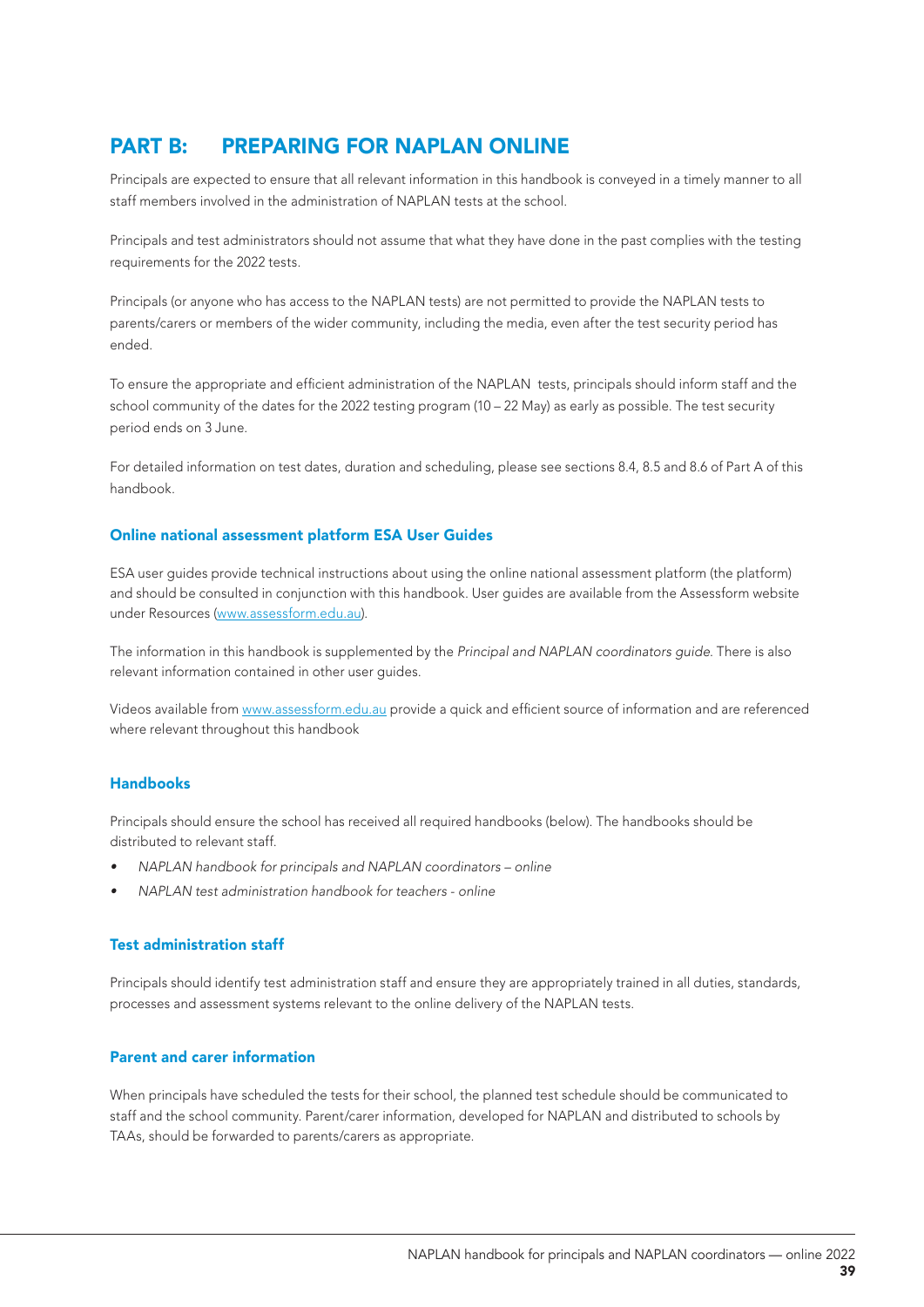# PART B: PREPARING FOR NAPLAN ONLINE

Principals are expected to ensure that all relevant information in this handbook is conveyed in a timely manner to all staff members involved in the administration of NAPLAN tests at the school.

Principals and test administrators should not assume that what they have done in the past complies with the testing requirements for the 2022 tests.

Principals (or anyone who has access to the NAPLAN tests) are not permitted to provide the NAPLAN tests to parents/carers or members of the wider community, including the media, even after the test security period has ended.

To ensure the appropriate and efficient administration of the NAPLAN tests, principals should inform staff and the school community of the dates for the 2022 testing program (10 – 22 May) as early as possible. The test security period ends on 3 June.

For detailed information on test dates, duration and scheduling, please see sections 8.4, 8.5 and 8.6 of Part A of this handbook.

### Online national assessment platform ESA User Guides

ESA user guides provide technical instructions about using the online national assessment platform (the platform) and should be consulted in conjunction with this handbook. User guides are available from the Assessform website under Resources (www.assessform.edu.au).

The information in this handbook is supplemented by the *Principal and NAPLAN coordinators guide*. There is also relevant information contained in other user guides.

Videos available from www.assessform.edu.au provide a quick and efficient source of information and are referenced where relevant throughout this handbook

### Handbooks

Principals should ensure the school has received all required handbooks (below). The handbooks should be distributed to relevant staff.

- *NAPLAN handbook for principals and NAPLAN coordinators – online*
- *NAPLAN test administration handbook for teachers - online*

### Test administration staff

Principals should identify test administration staff and ensure they are appropriately trained in all duties, standards, processes and assessment systems relevant to the online delivery of the NAPLAN tests.

### Parent and carer information

When principals have scheduled the tests for their school, the planned test schedule should be communicated to staff and the school community. Parent/carer information, developed for NAPLAN and distributed to schools by TAAs, should be forwarded to parents/carers as appropriate.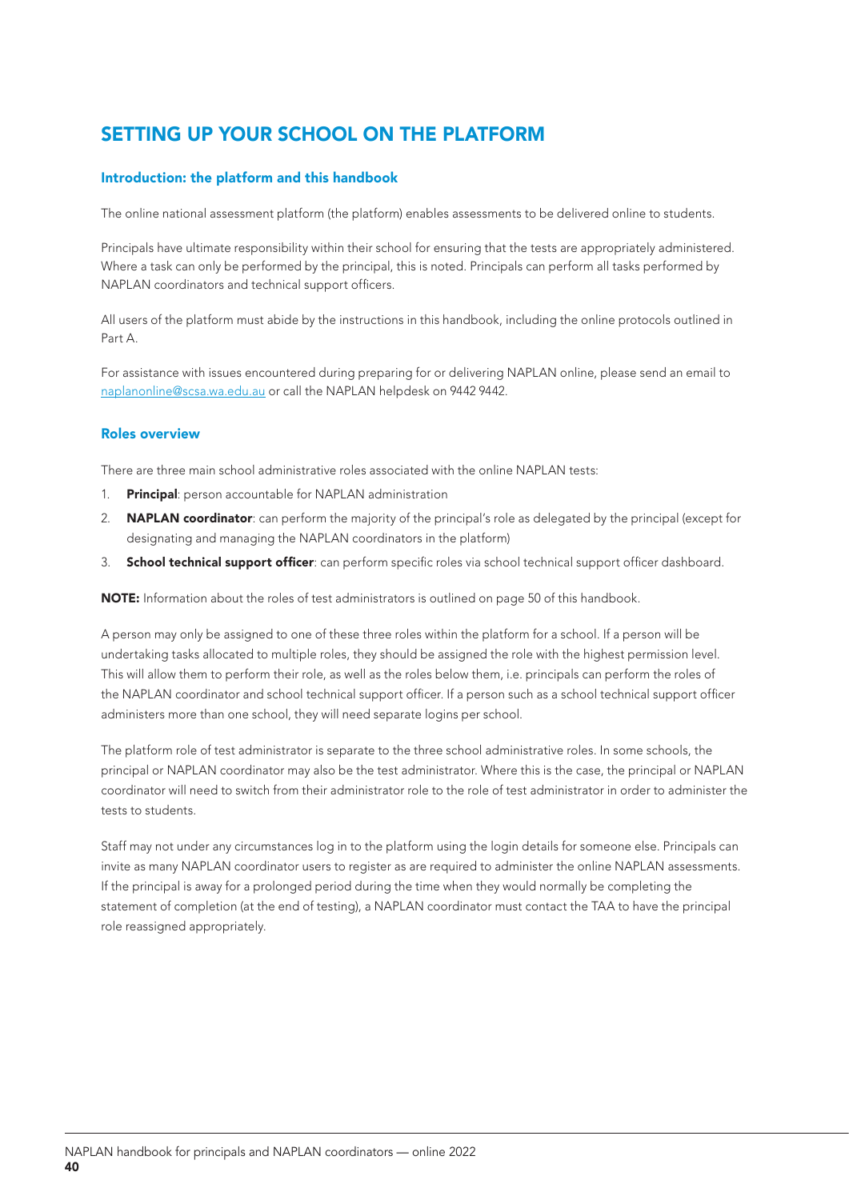# SETTING UP YOUR SCHOOL ON THE PLATFORM

## Introduction: the platform and this handbook

The online national assessment platform (the platform) enables assessments to be delivered online to students.

Principals have ultimate responsibility within their school for ensuring that the tests are appropriately administered. Where a task can only be performed by the principal, this is noted. Principals can perform all tasks performed by NAPLAN coordinators and technical support officers.

All users of the platform must abide by the instructions in this handbook, including the online protocols outlined in Part A.

For assistance with issues encountered during preparing for or delivering NAPLAN online, please send an email to naplanonline@scsa.wa.edu.au or call the NAPLAN helpdesk on 9442 9442.

## Roles overview

There are three main school administrative roles associated with the online NAPLAN tests:

1. **Principal**: person accountable for NAPLAN administration
2. **NAPLAN coordinator**: can perform the majority of the principal's role as delegated by the principal (except for designating and managing the NAPLAN coordinators in the platform)
3. **School technical support officer**: can perform specific roles via school technical support officer dashboard.

**NOTE:** Information about the roles of test administrators is outlined on page 50 of this handbook.

A person may only be assigned to one of these three roles within the platform for a school. If a person will be undertaking tasks allocated to multiple roles, they should be assigned the role with the highest permission level. This will allow them to perform their role, as well as the roles below them, i.e. principals can perform the roles of the NAPLAN coordinator and school technical support officer. If a person such as a school technical support officer administers more than one school, they will need separate logins per school.

The platform role of test administrator is separate to the three school administrative roles. In some schools, the principal or NAPLAN coordinator may also be the test administrator. Where this is the case, the principal or NAPLAN coordinator will need to switch from their administrator role to the role of test administrator in order to administer the tests to students.

Staff may not under any circumstances log in to the platform using the login details for someone else. Principals can invite as many NAPLAN coordinator users to register as are required to administer the online NAPLAN assessments. If the principal is away for a prolonged period during the time when they would normally be completing the statement of completion (at the end of testing), a NAPLAN coordinator must contact the TAA to have the principal role reassigned appropriately.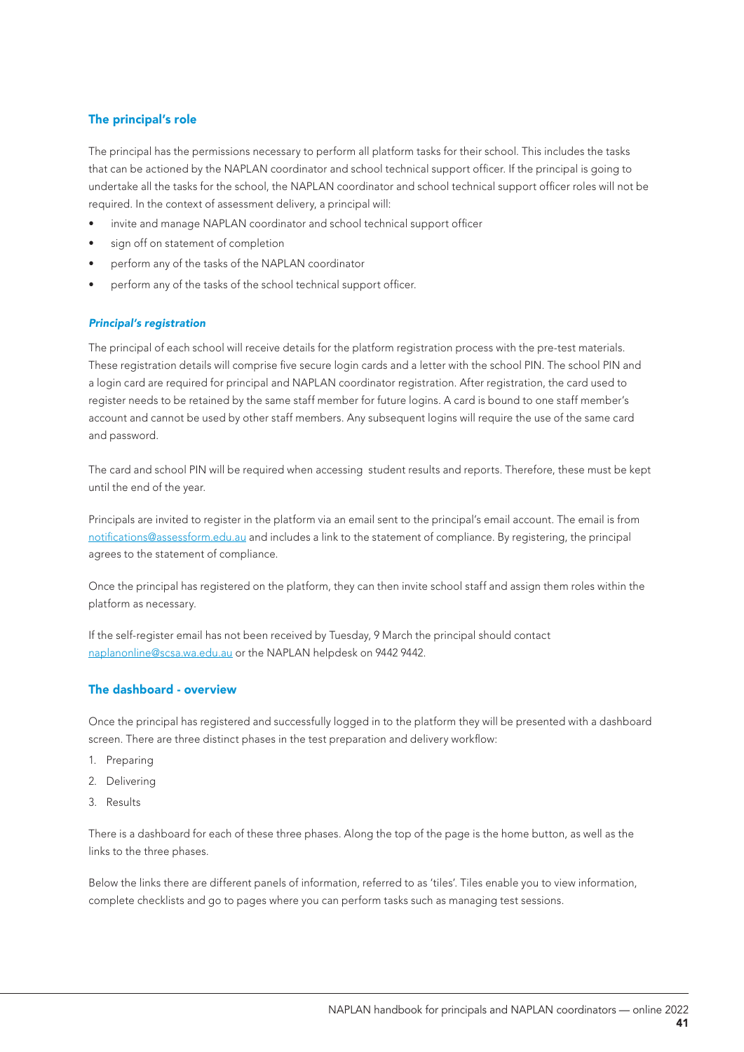## The principal's role

The principal has the permissions necessary to perform all platform tasks for their school. This includes the tasks that can be actioned by the NAPLAN coordinator and school technical support officer. If the principal is going to undertake all the tasks for the school, the NAPLAN coordinator and school technical support officer roles will not be required. In the context of assessment delivery, a principal will:

- invite and manage NAPLAN coordinator and school technical support officer
- sign off on statement of completion
- perform any of the tasks of the NAPLAN coordinator
- perform any of the tasks of the school technical support officer.

### *Principal's registration*

The principal of each school will receive details for the platform registration process with the pre-test materials. These registration details will comprise five secure login cards and a letter with the school PIN. The school PIN and a login card are required for principal and NAPLAN coordinator registration. After registration, the card used to register needs to be retained by the same staff member for future logins. A card is bound to one staff member's account and cannot be used by other staff members. Any subsequent logins will require the use of the same card and password.

The card and school PIN will be required when accessing student results and reports. Therefore, these must be kept until the end of the year.

Principals are invited to register in the platform via an email sent to the principal's email account. The email is from notifications@assessform.edu.au and includes a link to the statement of compliance. By registering, the principal agrees to the statement of compliance.

Once the principal has registered on the platform, they can then invite school staff and assign them roles within the platform as necessary.

If the self-register email has not been received by Tuesday, 9 March the principal should contact naplanonline@scsa.wa.edu.au or the NAPLAN helpdesk on 9442 9442.

## The dashboard - overview

Once the principal has registered and successfully logged in to the platform they will be presented with a dashboard screen. There are three distinct phases in the test preparation and delivery workflow:

1. Preparing
2. Delivering
3. Results

There is a dashboard for each of these three phases. Along the top of the page is the home button, as well as the links to the three phases.

Below the links there are different panels of information, referred to as 'tiles'. Tiles enable you to view information, complete checklists and go to pages where you can perform tasks such as managing test sessions.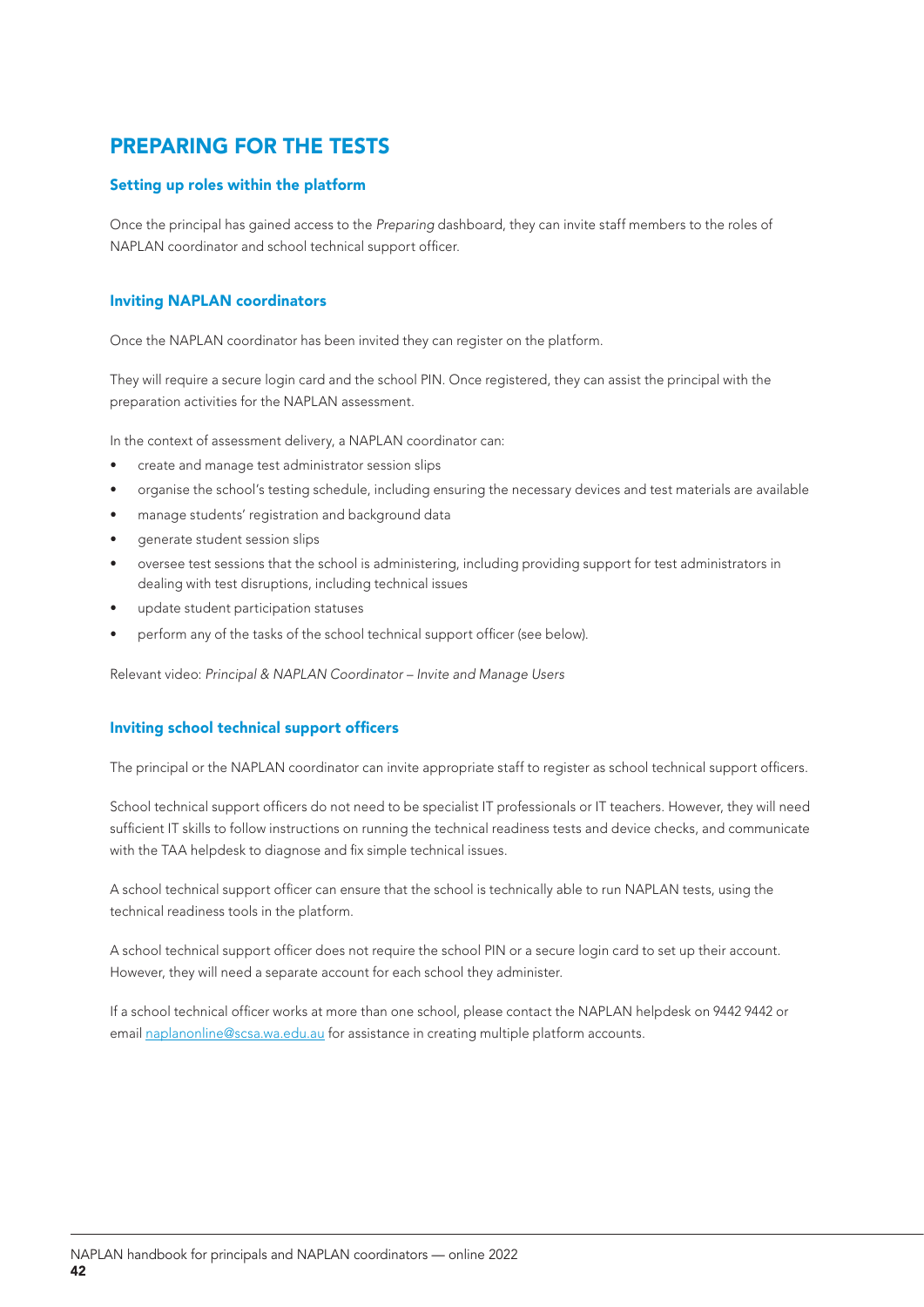# PREPARING FOR THE TESTS

## Setting up roles within the platform

Once the principal has gained access to the *Preparing* dashboard, they can invite staff members to the roles of NAPLAN coordinator and school technical support officer.

## Inviting NAPLAN coordinators

Once the NAPLAN coordinator has been invited they can register on the platform.

They will require a secure login card and the school PIN. Once registered, they can assist the principal with the preparation activities for the NAPLAN assessment.

In the context of assessment delivery, a NAPLAN coordinator can:

- create and manage test administrator session slips
- organise the school's testing schedule, including ensuring the necessary devices and test materials are available
- manage students' registration and background data
- generate student session slips
- oversee test sessions that the school is administering, including providing support for test administrators in dealing with test disruptions, including technical issues
- update student participation statuses
- perform any of the tasks of the school technical support officer (see below).

Relevant video: *Principal & NAPLAN Coordinator – Invite and Manage Users*

## Inviting school technical support officers

The principal or the NAPLAN coordinator can invite appropriate staff to register as school technical support officers.

School technical support officers do not need to be specialist IT professionals or IT teachers. However, they will need sufficient IT skills to follow instructions on running the technical readiness tests and device checks, and communicate with the TAA helpdesk to diagnose and fix simple technical issues.

A school technical support officer can ensure that the school is technically able to run NAPLAN tests, using the technical readiness tools in the platform.

A school technical support officer does not require the school PIN or a secure login card to set up their account. However, they will need a separate account for each school they administer.

If a school technical officer works at more than one school, please contact the NAPLAN helpdesk on 9442 9442 or email naplanonline@scsa.wa.edu.au for assistance in creating multiple platform accounts.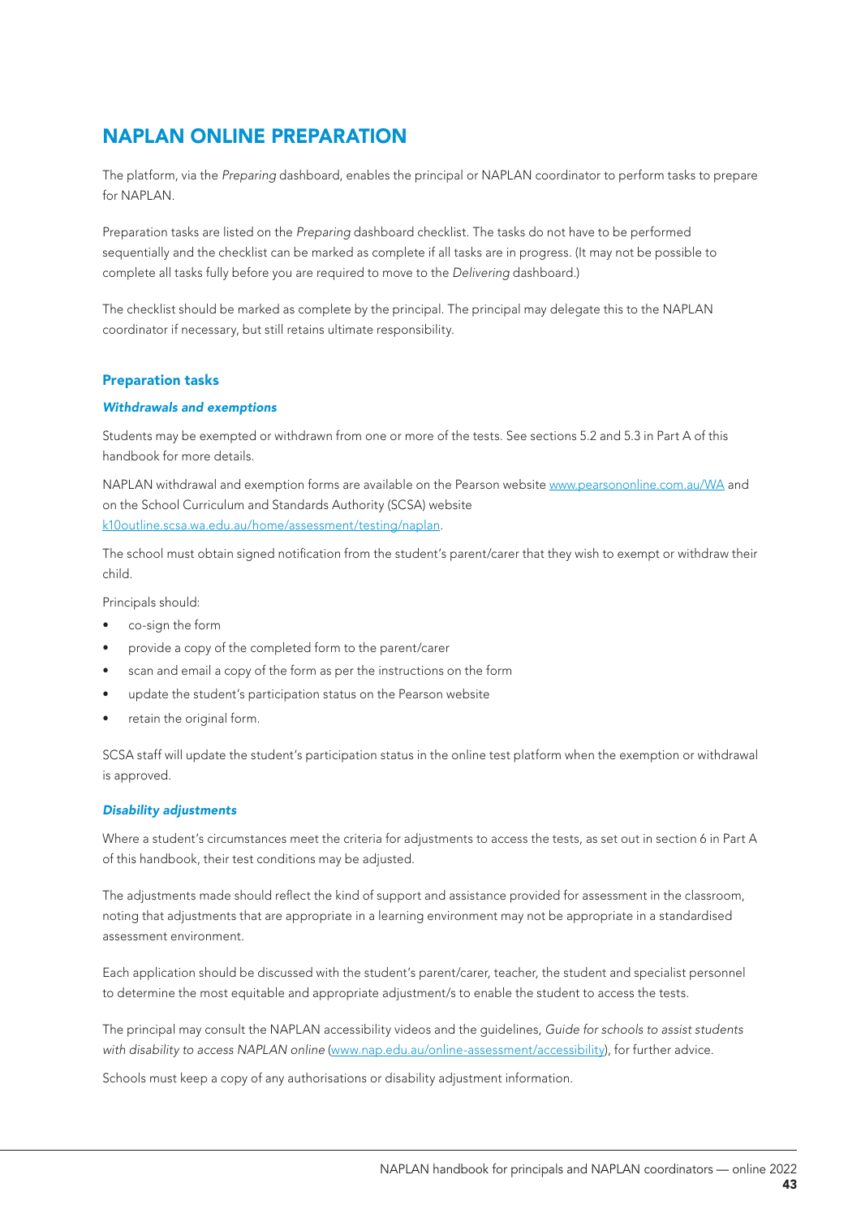# NAPLAN ONLINE PREPARATION

The platform, via the *Preparing* dashboard, enables the principal or NAPLAN coordinator to perform tasks to prepare for NAPLAN.

Preparation tasks are listed on the *Preparing* dashboard checklist. The tasks do not have to be performed sequentially and the checklist can be marked as complete if all tasks are in progress. (It may not be possible to complete all tasks fully before you are required to move to the *Delivering* dashboard.)

The checklist should be marked as complete by the principal. The principal may delegate this to the NAPLAN coordinator if necessary, but still retains ultimate responsibility.

## Preparation tasks

### *Withdrawals and exemptions*

Students may be exempted or withdrawn from one or more of the tests. See sections 5.2 and 5.3 in Part A of this handbook for more details.

NAPLAN withdrawal and exemption forms are available on the Pearson website [www.pearsononline.com.au/WA](www.pearsononline.com.au/WA) and on the School Curriculum and Standards Authority (SCSA) website [k10outline.scsa.wa.edu.au/home/assessment/testing/naplan](k10outline.scsa.wa.edu.au/home/assessment/testing/naplan).

The school must obtain signed notification from the student's parent/carer that they wish to exempt or withdraw their child.

Principals should:

- co-sign the form
- provide a copy of the completed form to the parent/carer
- scan and email a copy of the form as per the instructions on the form
- update the student's participation status on the Pearson website
- retain the original form.

SCSA staff will update the student's participation status in the online test platform when the exemption or withdrawal is approved.

### *Disability adjustments*

Where a student's circumstances meet the criteria for adjustments to access the tests, as set out in section 6 in Part A of this handbook, their test conditions may be adjusted.

The adjustments made should reflect the kind of support and assistance provided for assessment in the classroom, noting that adjustments that are appropriate in a learning environment may not be appropriate in a standardised assessment environment.

Each application should be discussed with the student's parent/carer, teacher, the student and specialist personnel to determine the most equitable and appropriate adjustment/s to enable the student to access the tests.

The principal may consult the NAPLAN accessibility videos and the guidelines, *Guide for schools to assist students with disability to access NAPLAN online* ([www.nap.edu.au/online-assessment/accessibility](www.nap.edu.au/online-assessment/accessibility)), for further advice.

Schools must keep a copy of any authorisations or disability adjustment information.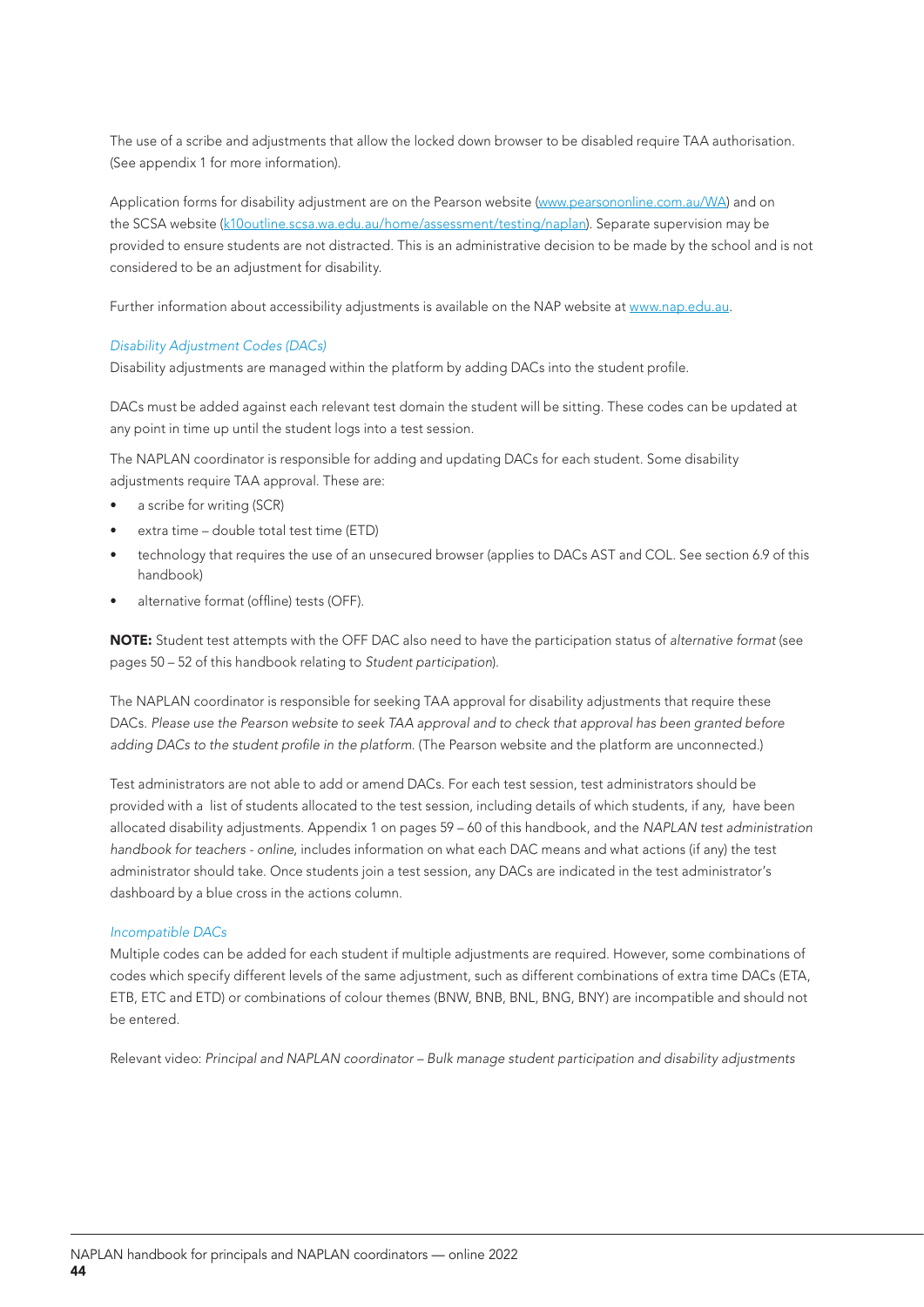The use of a scribe and adjustments that allow the locked down browser to be disabled require TAA authorisation. (See appendix 1 for more information).

Application forms for disability adjustment are on the Pearson website ([www.pearsononline.com.au/WA](www.pearsononline.com.au/WA)) and on the SCSA website ([k10outline.scsa.wa.edu.au/home/assessment/testing/naplan](k10outline.scsa.wa.edu.au/home/assessment/testing/naplan)). Separate supervision may be provided to ensure students are not distracted. This is an administrative decision to be made by the school and is not considered to be an adjustment for disability.

Further information about accessibility adjustments is available on the NAP website at [www.nap.edu.au](www.nap.edu.au).

*Disability Adjustment Codes (DACs)*

Disability adjustments are managed within the platform by adding DACs into the student profile.

DACs must be added against each relevant test domain the student will be sitting. These codes can be updated at any point in time up until the student logs into a test session.

The NAPLAN coordinator is responsible for adding and updating DACs for each student. Some disability adjustments require TAA approval. These are:

- a scribe for writing (SCR)
- extra time – double total test time (ETD)
- technology that requires the use of an unsecured browser (applies to DACs AST and COL. See section 6.9 of this handbook)
- alternative format (offline) tests (OFF).

**NOTE:** Student test attempts with the OFF DAC also need to have the participation status of *alternative format* (see pages 50 – 52 of this handbook relating to *Student participation*).

The NAPLAN coordinator is responsible for seeking TAA approval for disability adjustments that require these DACs. *Please use the Pearson website to seek TAA approval and to check that approval has been granted before adding DACs to the student profile in the platform.* (The Pearson website and the platform are unconnected.)

Test administrators are not able to add or amend DACs. For each test session, test administrators should be provided with a list of students allocated to the test session, including details of which students, if any, have been allocated disability adjustments. Appendix 1 on pages 59 – 60 of this handbook, and the *NAPLAN test administration handbook for teachers - online*, includes information on what each DAC means and what actions (if any) the test administrator should take. Once students join a test session, any DACs are indicated in the test administrator's dashboard by a blue cross in the actions column.

*Incompatible DACs*

Multiple codes can be added for each student if multiple adjustments are required. However, some combinations of codes which specify different levels of the same adjustment, such as different combinations of extra time DACs (ETA, ETB, ETC and ETD) or combinations of colour themes (BNW, BNB, BNL, BNG, BNY) are incompatible and should not be entered.

Relevant video: *Principal and NAPLAN coordinator – Bulk manage student participation and disability adjustments*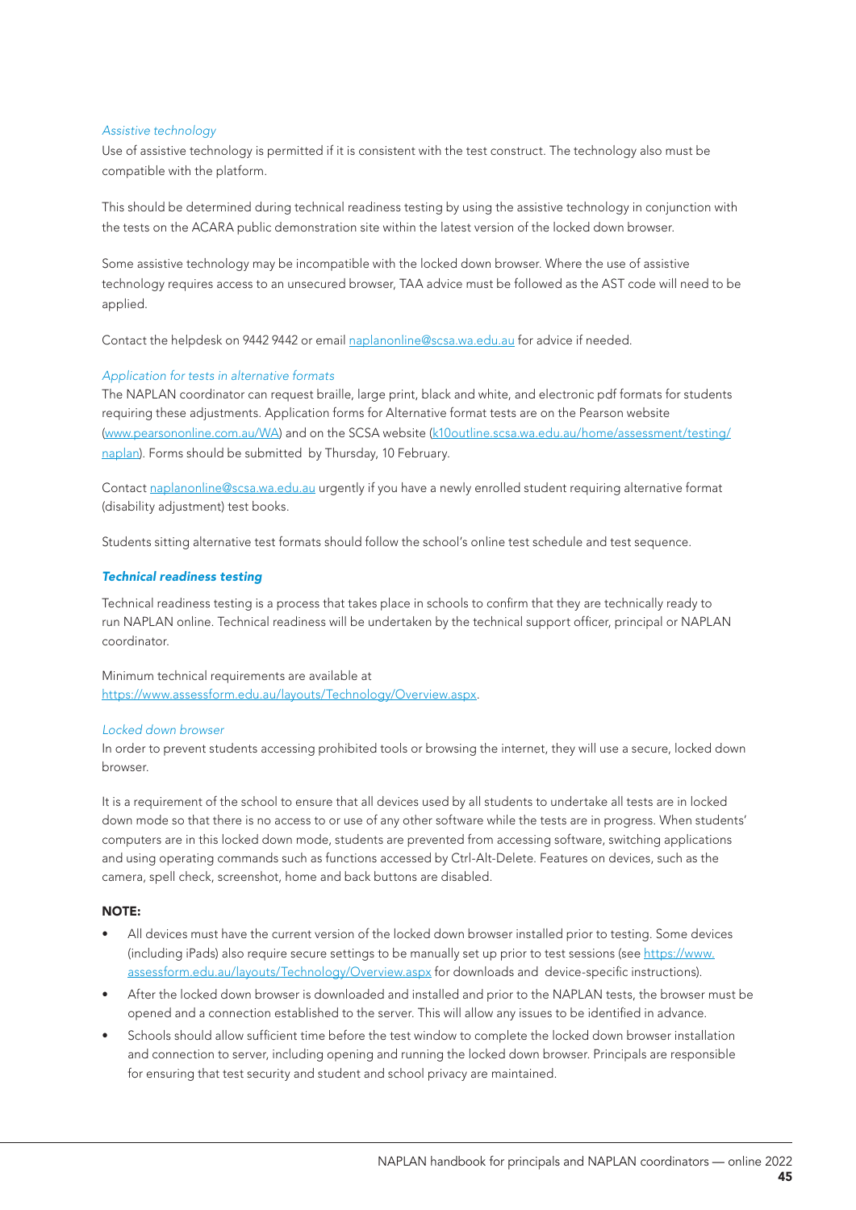*Assistive technology*

Use of assistive technology is permitted if it is consistent with the test construct. The technology also must be compatible with the platform.

This should be determined during technical readiness testing by using the assistive technology in conjunction with the tests on the ACARA public demonstration site within the latest version of the locked down browser.

Some assistive technology may be incompatible with the locked down browser. Where the use of assistive technology requires access to an unsecured browser, TAA advice must be followed as the AST code will need to be applied.

Contact the helpdesk on 9442 9442 or email naplanonline@scsa.wa.edu.au for advice if needed.

*Application for tests in alternative formats*

The NAPLAN coordinator can request braille, large print, black and white, and electronic pdf formats for students requiring these adjustments. Application forms for Alternative format tests are on the Pearson website (www.pearsononline.com.au/WA) and on the SCSA website (k10outline.scsa.wa.edu.au/home/assessment/testing/naplan). Forms should be submitted by Thursday, 10 February.

Contact naplanonline@scsa.wa.edu.au urgently if you have a newly enrolled student requiring alternative format (disability adjustment) test books.

Students sitting alternative test formats should follow the school's online test schedule and test sequence.

***Technical readiness testing***

Technical readiness testing is a process that takes place in schools to confirm that they are technically ready to run NAPLAN online. Technical readiness will be undertaken by the technical support officer, principal or NAPLAN coordinator.

Minimum technical requirements are available at https://www.assessform.edu.au/layouts/Technology/Overview.aspx.

*Locked down browser*

In order to prevent students accessing prohibited tools or browsing the internet, they will use a secure, locked down browser.

It is a requirement of the school to ensure that all devices used by all students to undertake all tests are in locked down mode so that there is no access to or use of any other software while the tests are in progress. When students' computers are in this locked down mode, students are prevented from accessing software, switching applications and using operating commands such as functions accessed by Ctrl-Alt-Delete. Features on devices, such as the camera, spell check, screenshot, home and back buttons are disabled.

**NOTE:**

- All devices must have the current version of the locked down browser installed prior to testing. Some devices (including iPads) also require secure settings to be manually set up prior to test sessions (see https://www.assessform.edu.au/layouts/Technology/Overview.aspx for downloads and device-specific instructions).
- After the locked down browser is downloaded and installed and prior to the NAPLAN tests, the browser must be opened and a connection established to the server. This will allow any issues to be identified in advance.
- Schools should allow sufficient time before the test window to complete the locked down browser installation and connection to server, including opening and running the locked down browser. Principals are responsible for ensuring that test security and student and school privacy are maintained.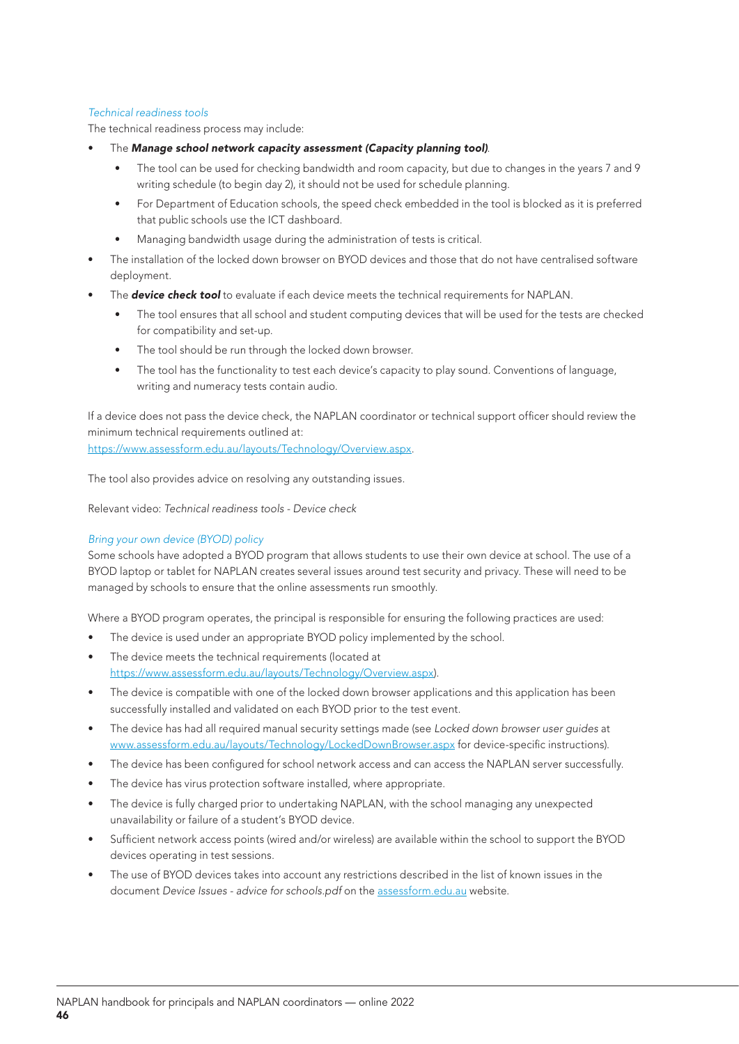*Technical readiness tools*

The technical readiness process may include:

- The ***Manage school network capacity assessment (Capacity planning tool)***.
  - The tool can be used for checking bandwidth and room capacity, but due to changes in the years 7 and 9 writing schedule (to begin day 2), it should not be used for schedule planning.
  - For Department of Education schools, the speed check embedded in the tool is blocked as it is preferred that public schools use the ICT dashboard.
  - Managing bandwidth usage during the administration of tests is critical.
- The installation of the locked down browser on BYOD devices and those that do not have centralised software deployment.
- The ***device check tool*** to evaluate if each device meets the technical requirements for NAPLAN.
  - The tool ensures that all school and student computing devices that will be used for the tests are checked for compatibility and set-up.
  - The tool should be run through the locked down browser.
  - The tool has the functionality to test each device's capacity to play sound. Conventions of language, writing and numeracy tests contain audio.

If a device does not pass the device check, the NAPLAN coordinator or technical support officer should review the minimum technical requirements outlined at:
https://www.assessform.edu.au/layouts/Technology/Overview.aspx.

The tool also provides advice on resolving any outstanding issues.

Relevant video: *Technical readiness tools - Device check*

*Bring your own device (BYOD) policy*

Some schools have adopted a BYOD program that allows students to use their own device at school. The use of a BYOD laptop or tablet for NAPLAN creates several issues around test security and privacy. These will need to be managed by schools to ensure that the online assessments run smoothly.

Where a BYOD program operates, the principal is responsible for ensuring the following practices are used:

- The device is used under an appropriate BYOD policy implemented by the school.
- The device meets the technical requirements (located at https://www.assessform.edu.au/layouts/Technology/Overview.aspx).
- The device is compatible with one of the locked down browser applications and this application has been successfully installed and validated on each BYOD prior to the test event.
- The device has had all required manual security settings made (see *Locked down browser user guides* at www.assessform.edu.au/layouts/Technology/LockedDownBrowser.aspx for device-specific instructions).
- The device has been configured for school network access and can access the NAPLAN server successfully.
- The device has virus protection software installed, where appropriate.
- The device is fully charged prior to undertaking NAPLAN, with the school managing any unexpected unavailability or failure of a student's BYOD device.
- Sufficient network access points (wired and/or wireless) are available within the school to support the BYOD devices operating in test sessions.
- The use of BYOD devices takes into account any restrictions described in the list of known issues in the document *Device Issues - advice for schools.pdf* on the assessform.edu.au website.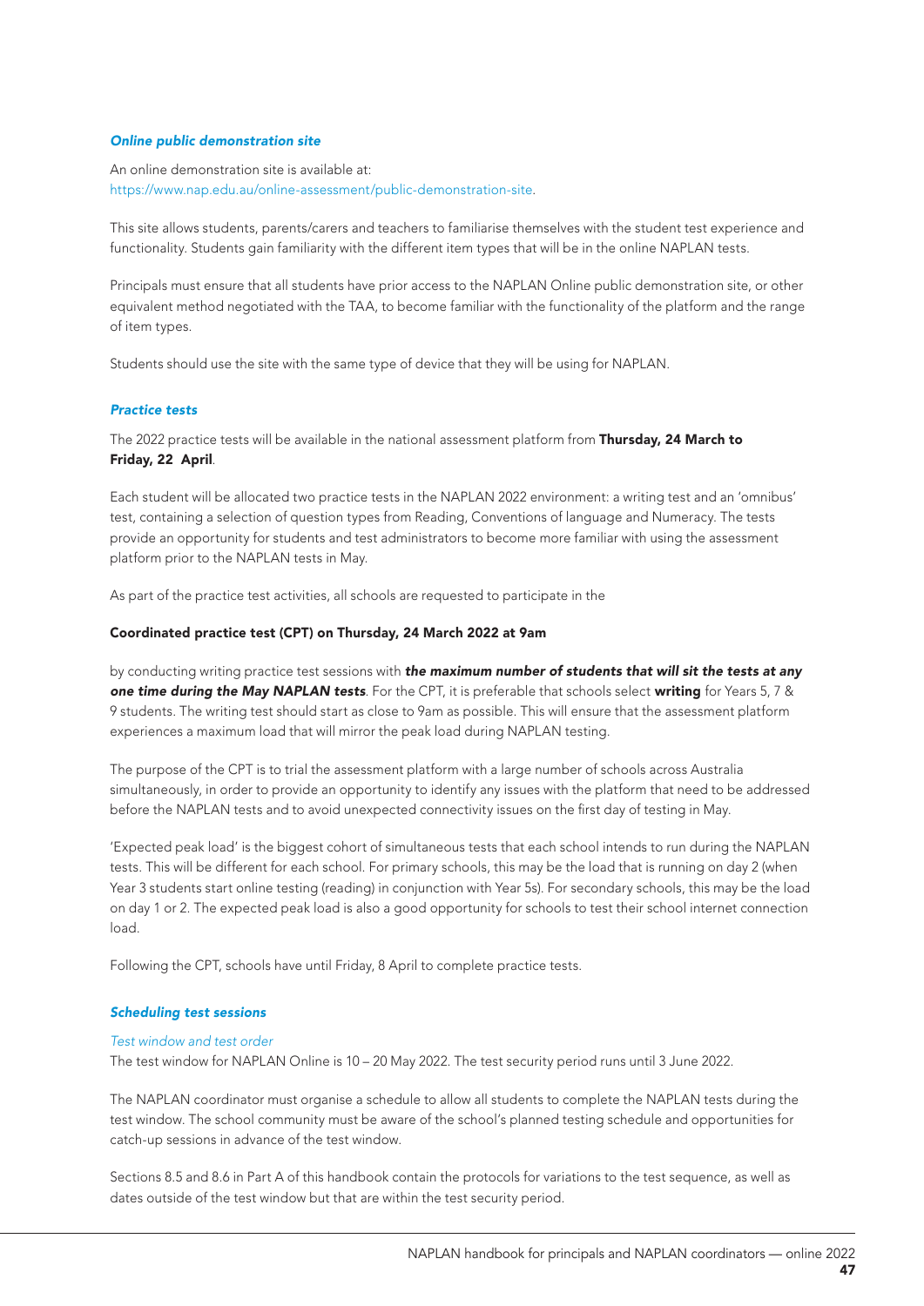### *Online public demonstration site*

An online demonstration site is available at:
https://www.nap.edu.au/online-assessment/public-demonstration-site.

This site allows students, parents/carers and teachers to familiarise themselves with the student test experience and functionality. Students gain familiarity with the different item types that will be in the online NAPLAN tests.

Principals must ensure that all students have prior access to the NAPLAN Online public demonstration site, or other equivalent method negotiated with the TAA, to become familiar with the functionality of the platform and the range of item types.

Students should use the site with the same type of device that they will be using for NAPLAN.

### *Practice tests*

The 2022 practice tests will be available in the national assessment platform from **Thursday, 24 March to Friday, 22 April**.

Each student will be allocated two practice tests in the NAPLAN 2022 environment: a writing test and an 'omnibus' test, containing a selection of question types from Reading, Conventions of language and Numeracy. The tests provide an opportunity for students and test administrators to become more familiar with using the assessment platform prior to the NAPLAN tests in May.

As part of the practice test activities, all schools are requested to participate in the

**Coordinated practice test (CPT) on Thursday, 24 March 2022 at 9am**

by conducting writing practice test sessions with ***the maximum number of students that will sit the tests at any one time during the May NAPLAN tests***. For the CPT, it is preferable that schools select **writing** for Years 5, 7 & 9 students. The writing test should start as close to 9am as possible. This will ensure that the assessment platform experiences a maximum load that will mirror the peak load during NAPLAN testing.

The purpose of the CPT is to trial the assessment platform with a large number of schools across Australia simultaneously, in order to provide an opportunity to identify any issues with the platform that need to be addressed before the NAPLAN tests and to avoid unexpected connectivity issues on the first day of testing in May.

'Expected peak load' is the biggest cohort of simultaneous tests that each school intends to run during the NAPLAN tests. This will be different for each school. For primary schools, this may be the load that is running on day 2 (when Year 3 students start online testing (reading) in conjunction with Year 5s). For secondary schools, this may be the load on day 1 or 2. The expected peak load is also a good opportunity for schools to test their school internet connection load.

Following the CPT, schools have until Friday, 8 April to complete practice tests.

### *Scheduling test sessions*

*Test window and test order*

The test window for NAPLAN Online is 10 – 20 May 2022. The test security period runs until 3 June 2022.

The NAPLAN coordinator must organise a schedule to allow all students to complete the NAPLAN tests during the test window. The school community must be aware of the school's planned testing schedule and opportunities for catch-up sessions in advance of the test window.

Sections 8.5 and 8.6 in Part A of this handbook contain the protocols for variations to the test sequence, as well as dates outside of the test window but that are within the test security period.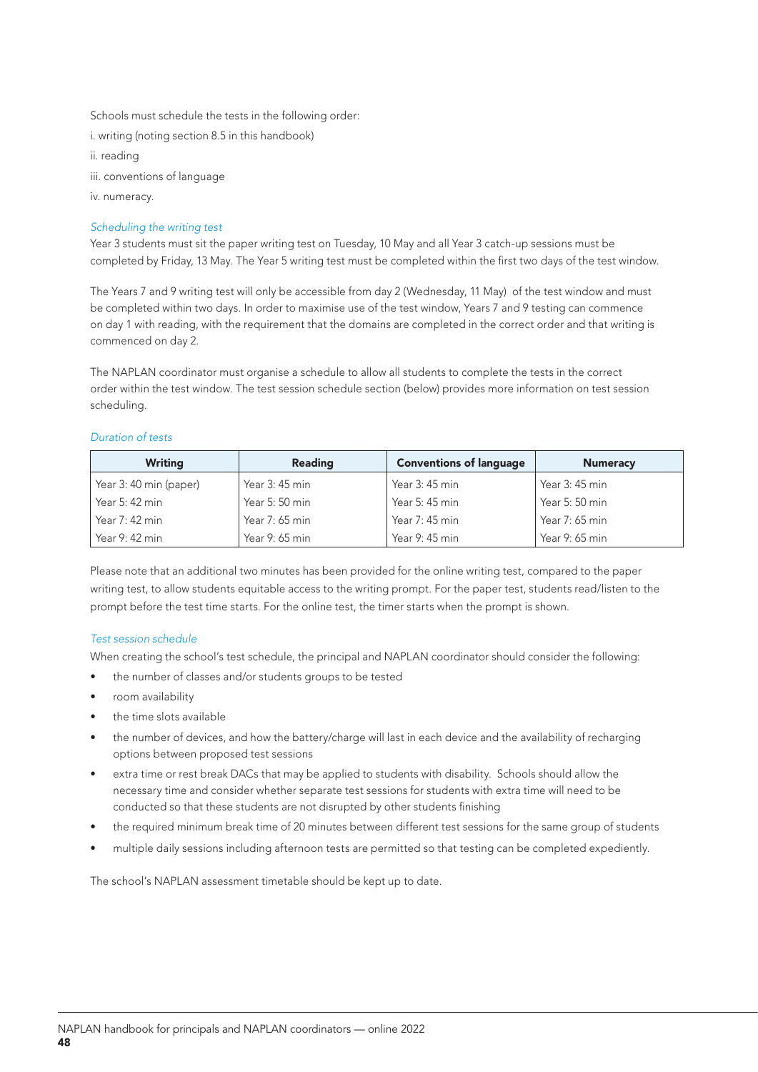Schools must schedule the tests in the following order:

i. writing (noting section 8.5 in this handbook)

ii. reading

iii. conventions of language

iv. numeracy.

*Scheduling the writing test*

Year 3 students must sit the paper writing test on Tuesday, 10 May and all Year 3 catch-up sessions must be completed by Friday, 13 May. The Year 5 writing test must be completed within the first two days of the test window.

The Years 7 and 9 writing test will only be accessible from day 2 (Wednesday, 11 May) of the test window and must be completed within two days. In order to maximise use of the test window, Years 7 and 9 testing can commence on day 1 with reading, with the requirement that the domains are completed in the correct order and that writing is commenced on day 2.

The NAPLAN coordinator must organise a schedule to allow all students to complete the tests in the correct order within the test window. The test session schedule section (below) provides more information on test session scheduling.

*Duration of tests*

| Writing | Reading | Conventions of language | Numeracy |
|---|---|---|---|
| Year 3: 40 min (paper) | Year 3: 45 min | Year 3: 45 min | Year 3: 45 min |
| Year 5: 42 min | Year 5: 50 min | Year 5: 45 min | Year 5: 50 min |
| Year 7: 42 min | Year 7: 65 min | Year 7: 45 min | Year 7: 65 min |
| Year 9: 42 min | Year 9: 65 min | Year 9: 45 min | Year 9: 65 min |

Please note that an additional two minutes has been provided for the online writing test, compared to the paper writing test, to allow students equitable access to the writing prompt. For the paper test, students read/listen to the prompt before the test time starts. For the online test, the timer starts when the prompt is shown.

*Test session schedule*

When creating the school's test schedule, the principal and NAPLAN coordinator should consider the following:

- the number of classes and/or students groups to be tested
- room availability
- the time slots available
- the number of devices, and how the battery/charge will last in each device and the availability of recharging options between proposed test sessions
- extra time or rest break DACs that may be applied to students with disability. Schools should allow the necessary time and consider whether separate test sessions for students with extra time will need to be conducted so that these students are not disrupted by other students finishing
- the required minimum break time of 20 minutes between different test sessions for the same group of students
- multiple daily sessions including afternoon tests are permitted so that testing can be completed expediently.

The school's NAPLAN assessment timetable should be kept up to date.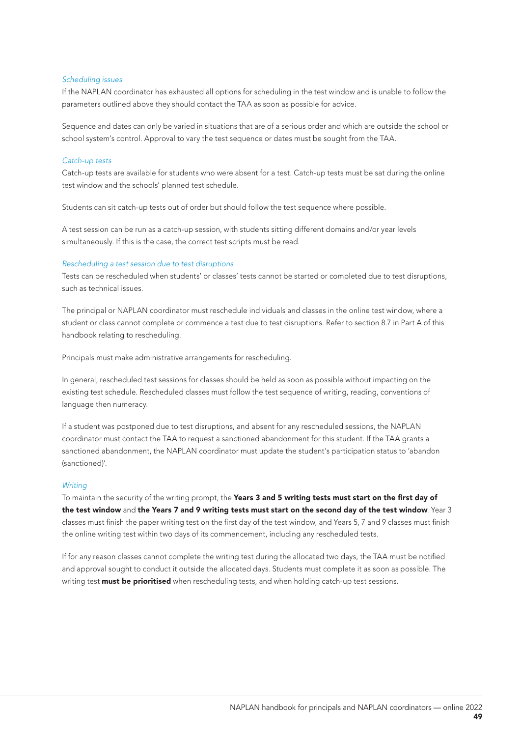*Scheduling issues*

If the NAPLAN coordinator has exhausted all options for scheduling in the test window and is unable to follow the parameters outlined above they should contact the TAA as soon as possible for advice.

Sequence and dates can only be varied in situations that are of a serious order and which are outside the school or school system's control. Approval to vary the test sequence or dates must be sought from the TAA.

*Catch-up tests*

Catch-up tests are available for students who were absent for a test. Catch-up tests must be sat during the online test window and the schools' planned test schedule.

Students can sit catch-up tests out of order but should follow the test sequence where possible.

A test session can be run as a catch-up session, with students sitting different domains and/or year levels simultaneously. If this is the case, the correct test scripts must be read.

*Rescheduling a test session due to test disruptions*

Tests can be rescheduled when students' or classes' tests cannot be started or completed due to test disruptions, such as technical issues.

The principal or NAPLAN coordinator must reschedule individuals and classes in the online test window, where a student or class cannot complete or commence a test due to test disruptions. Refer to section 8.7 in Part A of this handbook relating to rescheduling.

Principals must make administrative arrangements for rescheduling.

In general, rescheduled test sessions for classes should be held as soon as possible without impacting on the existing test schedule. Rescheduled classes must follow the test sequence of writing, reading, conventions of language then numeracy.

If a student was postponed due to test disruptions, and absent for any rescheduled sessions, the NAPLAN coordinator must contact the TAA to request a sanctioned abandonment for this student. If the TAA grants a sanctioned abandonment, the NAPLAN coordinator must update the student's participation status to 'abandon (sanctioned)'.

*Writing*

To maintain the security of the writing prompt, the **Years 3 and 5 writing tests must start on the first day of the test window** and **the Years 7 and 9 writing tests must start on the second day of the test window**. Year 3 classes must finish the paper writing test on the first day of the test window, and Years 5, 7 and 9 classes must finish the online writing test within two days of its commencement, including any rescheduled tests.

If for any reason classes cannot complete the writing test during the allocated two days, the TAA must be notified and approval sought to conduct it outside the allocated days. Students must complete it as soon as possible. The writing test **must be prioritised** when rescheduling tests, and when holding catch-up test sessions.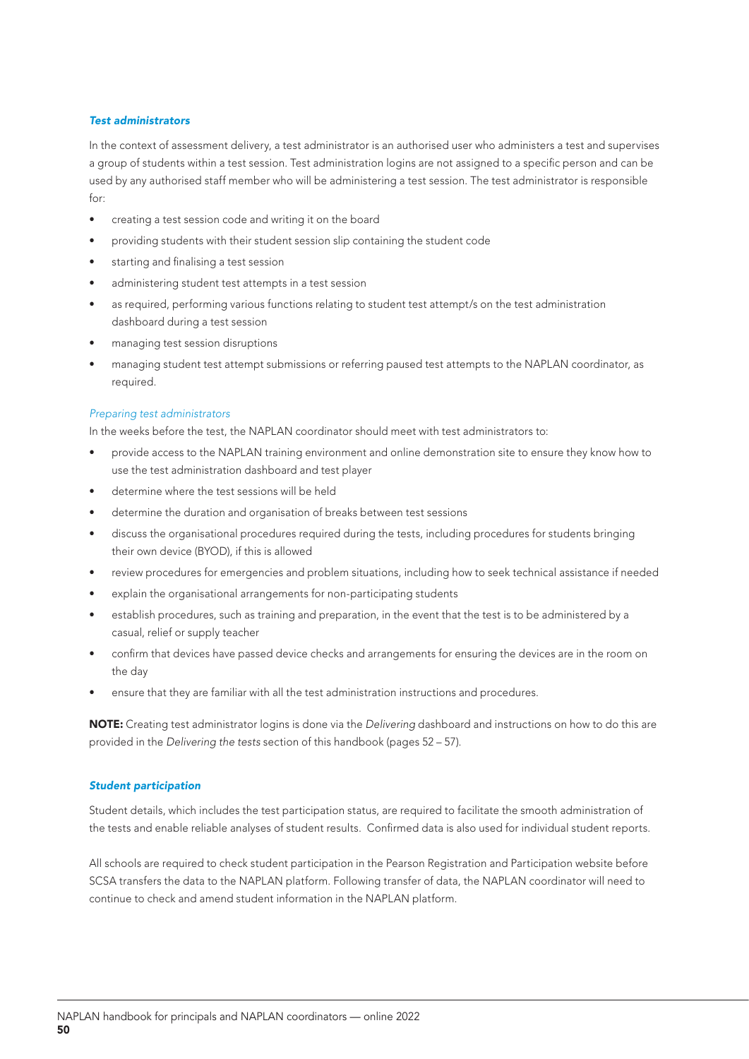### *Test administrators*

In the context of assessment delivery, a test administrator is an authorised user who administers a test and supervises a group of students within a test session. Test administration logins are not assigned to a specific person and can be used by any authorised staff member who will be administering a test session. The test administrator is responsible for:

- creating a test session code and writing it on the board
- providing students with their student session slip containing the student code
- starting and finalising a test session
- administering student test attempts in a test session
- as required, performing various functions relating to student test attempt/s on the test administration dashboard during a test session
- managing test session disruptions
- managing student test attempt submissions or referring paused test attempts to the NAPLAN coordinator, as required.

#### *Preparing test administrators*

In the weeks before the test, the NAPLAN coordinator should meet with test administrators to:

- provide access to the NAPLAN training environment and online demonstration site to ensure they know how to use the test administration dashboard and test player
- determine where the test sessions will be held
- determine the duration and organisation of breaks between test sessions
- discuss the organisational procedures required during the tests, including procedures for students bringing their own device (BYOD), if this is allowed
- review procedures for emergencies and problem situations, including how to seek technical assistance if needed
- explain the organisational arrangements for non-participating students
- establish procedures, such as training and preparation, in the event that the test is to be administered by a casual, relief or supply teacher
- confirm that devices have passed device checks and arrangements for ensuring the devices are in the room on the day
- ensure that they are familiar with all the test administration instructions and procedures.

**NOTE:** Creating test administrator logins is done via the *Delivering* dashboard and instructions on how to do this are provided in the *Delivering the tests* section of this handbook (pages 52 – 57).

### *Student participation*

Student details, which includes the test participation status, are required to facilitate the smooth administration of the tests and enable reliable analyses of student results. Confirmed data is also used for individual student reports.

All schools are required to check student participation in the Pearson Registration and Participation website before SCSA transfers the data to the NAPLAN platform. Following transfer of data, the NAPLAN coordinator will need to continue to check and amend student information in the NAPLAN platform.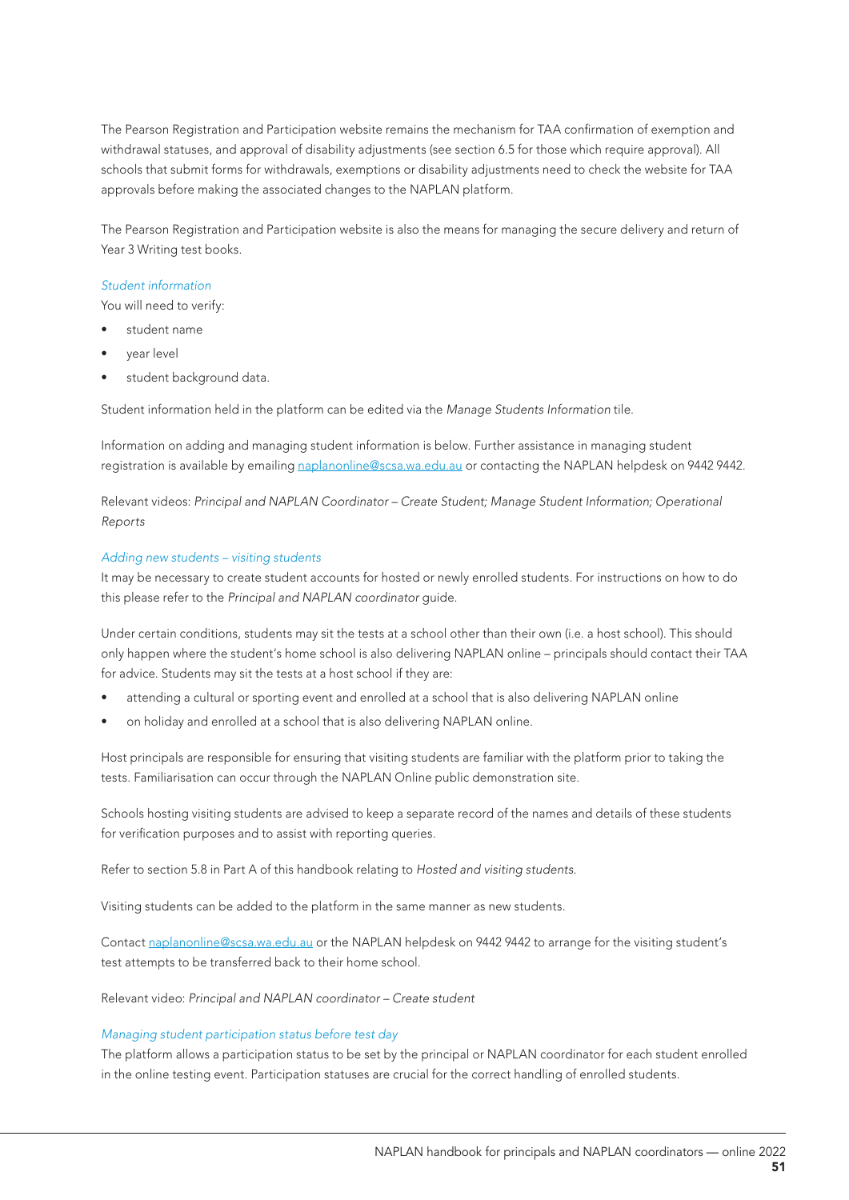The Pearson Registration and Participation website remains the mechanism for TAA confirmation of exemption and withdrawal statuses, and approval of disability adjustments (see section 6.5 for those which require approval). All schools that submit forms for withdrawals, exemptions or disability adjustments need to check the website for TAA approvals before making the associated changes to the NAPLAN platform.

The Pearson Registration and Participation website is also the means for managing the secure delivery and return of Year 3 Writing test books.

### *Student information*

You will need to verify:

- student name
- year level
- student background data.

Student information held in the platform can be edited via the *Manage Students Information* tile.

Information on adding and managing student information is below. Further assistance in managing student registration is available by emailing naplanonline@scsa.wa.edu.au or contacting the NAPLAN helpdesk on 9442 9442.

Relevant videos: *Principal and NAPLAN Coordinator – Create Student; Manage Student Information; Operational Reports*

### *Adding new students – visiting students*

It may be necessary to create student accounts for hosted or newly enrolled students. For instructions on how to do this please refer to the *Principal and NAPLAN coordinator* guide.

Under certain conditions, students may sit the tests at a school other than their own (i.e. a host school). This should only happen where the student's home school is also delivering NAPLAN online – principals should contact their TAA for advice. Students may sit the tests at a host school if they are:

- attending a cultural or sporting event and enrolled at a school that is also delivering NAPLAN online
- on holiday and enrolled at a school that is also delivering NAPLAN online.

Host principals are responsible for ensuring that visiting students are familiar with the platform prior to taking the tests. Familiarisation can occur through the NAPLAN Online public demonstration site.

Schools hosting visiting students are advised to keep a separate record of the names and details of these students for verification purposes and to assist with reporting queries.

Refer to section 5.8 in Part A of this handbook relating to *Hosted and visiting students*.

Visiting students can be added to the platform in the same manner as new students.

Contact naplanonline@scsa.wa.edu.au or the NAPLAN helpdesk on 9442 9442 to arrange for the visiting student's test attempts to be transferred back to their home school.

Relevant video: *Principal and NAPLAN coordinator – Create student*

### *Managing student participation status before test day*

The platform allows a participation status to be set by the principal or NAPLAN coordinator for each student enrolled in the online testing event. Participation statuses are crucial for the correct handling of enrolled students.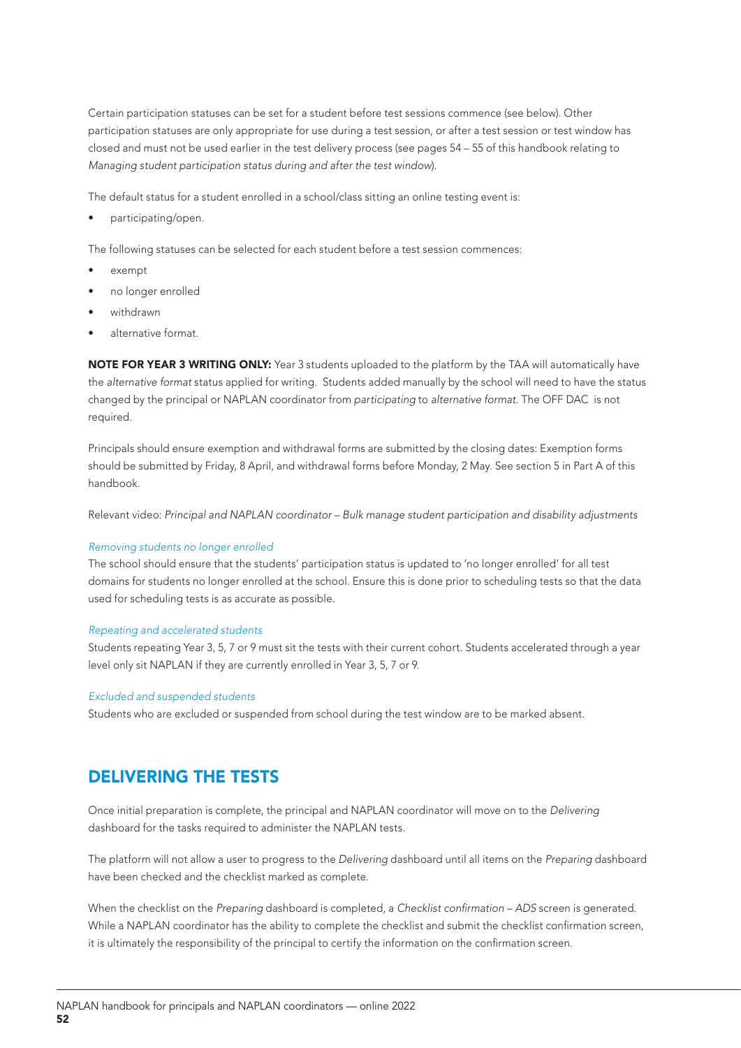Certain participation statuses can be set for a student before test sessions commence (see below). Other participation statuses are only appropriate for use during a test session, or after a test session or test window has closed and must not be used earlier in the test delivery process (see pages 54 – 55 of this handbook relating to *Managing student participation status during and after the test window*).

The default status for a student enrolled in a school/class sitting an online testing event is:

- participating/open.

The following statuses can be selected for each student before a test session commences:

- exempt
- no longer enrolled
- withdrawn
- alternative format.

**NOTE FOR YEAR 3 WRITING ONLY:** Year 3 students uploaded to the platform by the TAA will automatically have the *alternative format* status applied for writing. Students added manually by the school will need to have the status changed by the principal or NAPLAN coordinator from *participating* to *alternative format*. The OFF DAC is not required.

Principals should ensure exemption and withdrawal forms are submitted by the closing dates: Exemption forms should be submitted by Friday, 8 April, and withdrawal forms before Monday, 2 May. See section 5 in Part A of this handbook.

Relevant video: *Principal and NAPLAN coordinator – Bulk manage student participation and disability adjustments*

*Removing students no longer enrolled*

The school should ensure that the students' participation status is updated to 'no longer enrolled' for all test domains for students no longer enrolled at the school. Ensure this is done prior to scheduling tests so that the data used for scheduling tests is as accurate as possible.

*Repeating and accelerated students*

Students repeating Year 3, 5, 7 or 9 must sit the tests with their current cohort. Students accelerated through a year level only sit NAPLAN if they are currently enrolled in Year 3, 5, 7 or 9.

*Excluded and suspended students*

Students who are excluded or suspended from school during the test window are to be marked absent.

## DELIVERING THE TESTS

Once initial preparation is complete, the principal and NAPLAN coordinator will move on to the *Delivering* dashboard for the tasks required to administer the NAPLAN tests.

The platform will not allow a user to progress to the *Delivering* dashboard until all items on the *Preparing* dashboard have been checked and the checklist marked as complete.

When the checklist on the *Preparing* dashboard is completed, a *Checklist confirmation – ADS* screen is generated. While a NAPLAN coordinator has the ability to complete the checklist and submit the checklist confirmation screen, it is ultimately the responsibility of the principal to certify the information on the confirmation screen.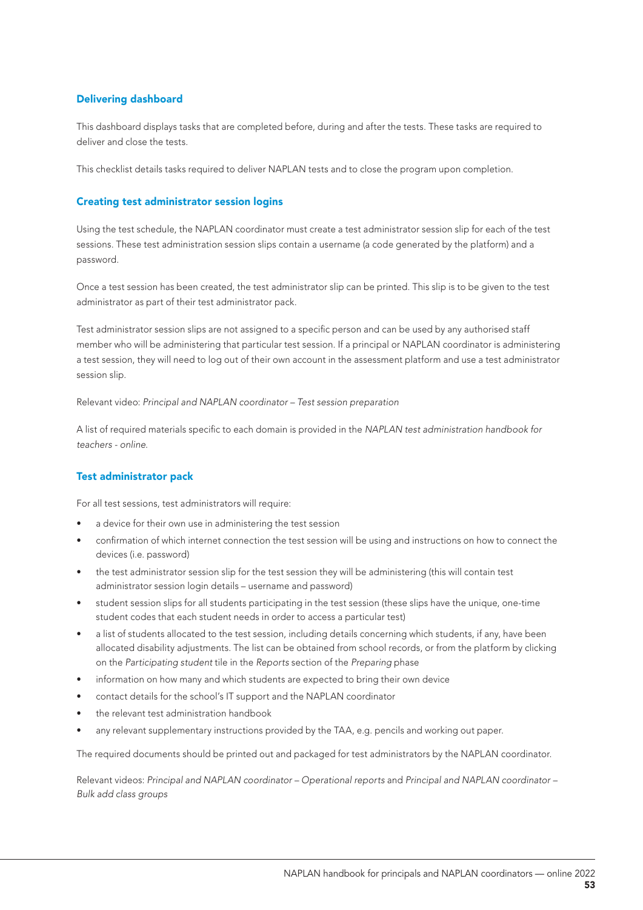### Delivering dashboard

This dashboard displays tasks that are completed before, during and after the tests. These tasks are required to deliver and close the tests.

This checklist details tasks required to deliver NAPLAN tests and to close the program upon completion.

### Creating test administrator session logins

Using the test schedule, the NAPLAN coordinator must create a test administrator session slip for each of the test sessions. These test administration session slips contain a username (a code generated by the platform) and a password.

Once a test session has been created, the test administrator slip can be printed. This slip is to be given to the test administrator as part of their test administrator pack.

Test administrator session slips are not assigned to a specific person and can be used by any authorised staff member who will be administering that particular test session. If a principal or NAPLAN coordinator is administering a test session, they will need to log out of their own account in the assessment platform and use a test administrator session slip.

Relevant video: *Principal and NAPLAN coordinator – Test session preparation*

A list of required materials specific to each domain is provided in the *NAPLAN test administration handbook for teachers - online*.

### Test administrator pack

For all test sessions, test administrators will require:

- a device for their own use in administering the test session
- confirmation of which internet connection the test session will be using and instructions on how to connect the devices (i.e. password)
- the test administrator session slip for the test session they will be administering (this will contain test administrator session login details – username and password)
- student session slips for all students participating in the test session (these slips have the unique, one-time student codes that each student needs in order to access a particular test)
- a list of students allocated to the test session, including details concerning which students, if any, have been allocated disability adjustments. The list can be obtained from school records, or from the platform by clicking on the *Participating student* tile in the *Reports* section of the *Preparing* phase
- information on how many and which students are expected to bring their own device
- contact details for the school's IT support and the NAPLAN coordinator
- the relevant test administration handbook
- any relevant supplementary instructions provided by the TAA, e.g. pencils and working out paper.

The required documents should be printed out and packaged for test administrators by the NAPLAN coordinator.

Relevant videos: *Principal and NAPLAN coordinator – Operational reports* and *Principal and NAPLAN coordinator – Bulk add class groups*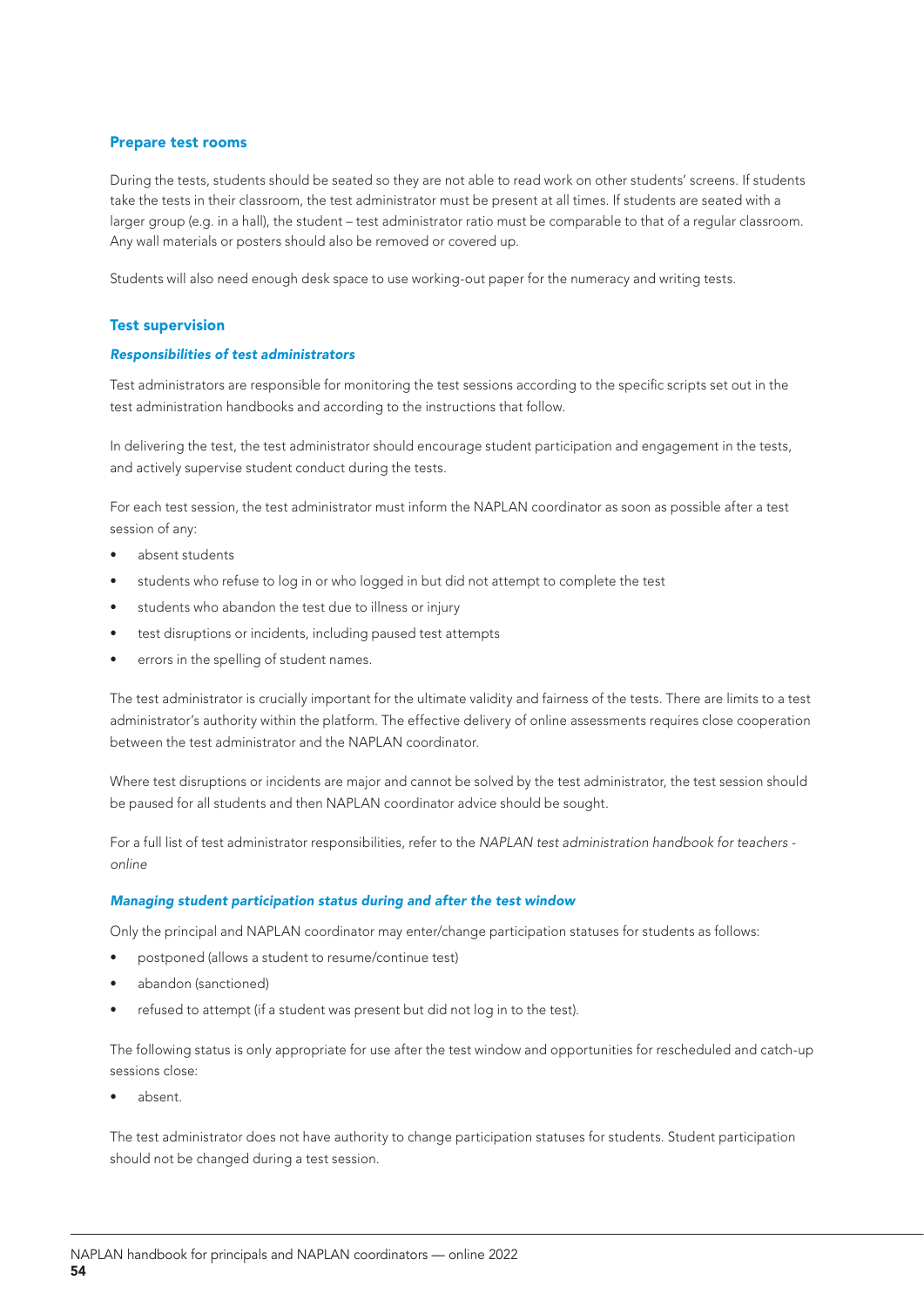## Prepare test rooms

During the tests, students should be seated so they are not able to read work on other students' screens. If students take the tests in their classroom, the test administrator must be present at all times. If students are seated with a larger group (e.g. in a hall), the student – test administrator ratio must be comparable to that of a regular classroom. Any wall materials or posters should also be removed or covered up.

Students will also need enough desk space to use working-out paper for the numeracy and writing tests.

## Test supervision

### *Responsibilities of test administrators*

Test administrators are responsible for monitoring the test sessions according to the specific scripts set out in the test administration handbooks and according to the instructions that follow.

In delivering the test, the test administrator should encourage student participation and engagement in the tests, and actively supervise student conduct during the tests.

For each test session, the test administrator must inform the NAPLAN coordinator as soon as possible after a test session of any:

- absent students
- students who refuse to log in or who logged in but did not attempt to complete the test
- students who abandon the test due to illness or injury
- test disruptions or incidents, including paused test attempts
- errors in the spelling of student names.

The test administrator is crucially important for the ultimate validity and fairness of the tests. There are limits to a test administrator's authority within the platform. The effective delivery of online assessments requires close cooperation between the test administrator and the NAPLAN coordinator.

Where test disruptions or incidents are major and cannot be solved by the test administrator, the test session should be paused for all students and then NAPLAN coordinator advice should be sought.

For a full list of test administrator responsibilities, refer to the *NAPLAN test administration handbook for teachers - online*

### *Managing student participation status during and after the test window*

Only the principal and NAPLAN coordinator may enter/change participation statuses for students as follows:

- postponed (allows a student to resume/continue test)
- abandon (sanctioned)
- refused to attempt (if a student was present but did not log in to the test).

The following status is only appropriate for use after the test window and opportunities for rescheduled and catch-up sessions close:

- absent.

The test administrator does not have authority to change participation statuses for students. Student participation should not be changed during a test session.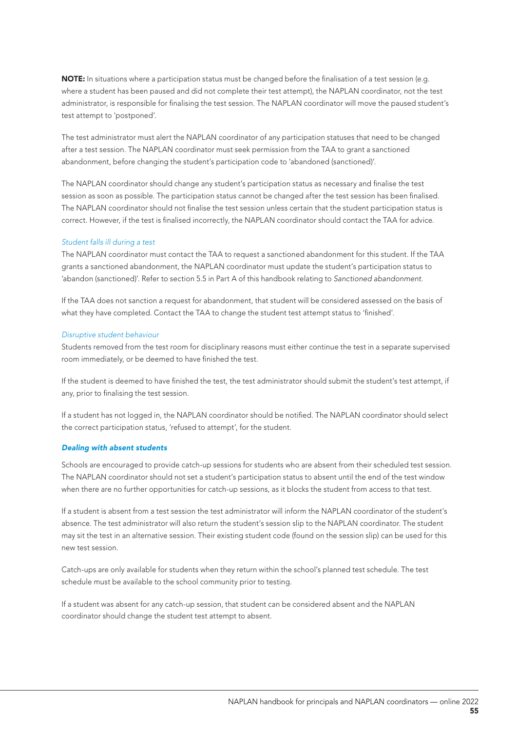**NOTE:** In situations where a participation status must be changed before the finalisation of a test session (e.g. where a student has been paused and did not complete their test attempt), the NAPLAN coordinator, not the test administrator, is responsible for finalising the test session. The NAPLAN coordinator will move the paused student's test attempt to 'postponed'.

The test administrator must alert the NAPLAN coordinator of any participation statuses that need to be changed after a test session. The NAPLAN coordinator must seek permission from the TAA to grant a sanctioned abandonment, before changing the student's participation code to 'abandoned (sanctioned)'.

The NAPLAN coordinator should change any student's participation status as necessary and finalise the test session as soon as possible. The participation status cannot be changed after the test session has been finalised. The NAPLAN coordinator should not finalise the test session unless certain that the student participation status is correct. However, if the test is finalised incorrectly, the NAPLAN coordinator should contact the TAA for advice.

*Student falls ill during a test*

The NAPLAN coordinator must contact the TAA to request a sanctioned abandonment for this student. If the TAA grants a sanctioned abandonment, the NAPLAN coordinator must update the student's participation status to 'abandon (sanctioned)'. Refer to section 5.5 in Part A of this handbook relating to *Sanctioned abandonment*.

If the TAA does not sanction a request for abandonment, that student will be considered assessed on the basis of what they have completed. Contact the TAA to change the student test attempt status to 'finished'.

*Disruptive student behaviour*

Students removed from the test room for disciplinary reasons must either continue the test in a separate supervised room immediately, or be deemed to have finished the test.

If the student is deemed to have finished the test, the test administrator should submit the student's test attempt, if any, prior to finalising the test session.

If a student has not logged in, the NAPLAN coordinator should be notified. The NAPLAN coordinator should select the correct participation status, 'refused to attempt', for the student.

#### *Dealing with absent students*

Schools are encouraged to provide catch-up sessions for students who are absent from their scheduled test session. The NAPLAN coordinator should not set a student's participation status to absent until the end of the test window when there are no further opportunities for catch-up sessions, as it blocks the student from access to that test.

If a student is absent from a test session the test administrator will inform the NAPLAN coordinator of the student's absence. The test administrator will also return the student's session slip to the NAPLAN coordinator. The student may sit the test in an alternative session. Their existing student code (found on the session slip) can be used for this new test session.

Catch-ups are only available for students when they return within the school's planned test schedule. The test schedule must be available to the school community prior to testing.

If a student was absent for any catch-up session, that student can be considered absent and the NAPLAN coordinator should change the student test attempt to absent.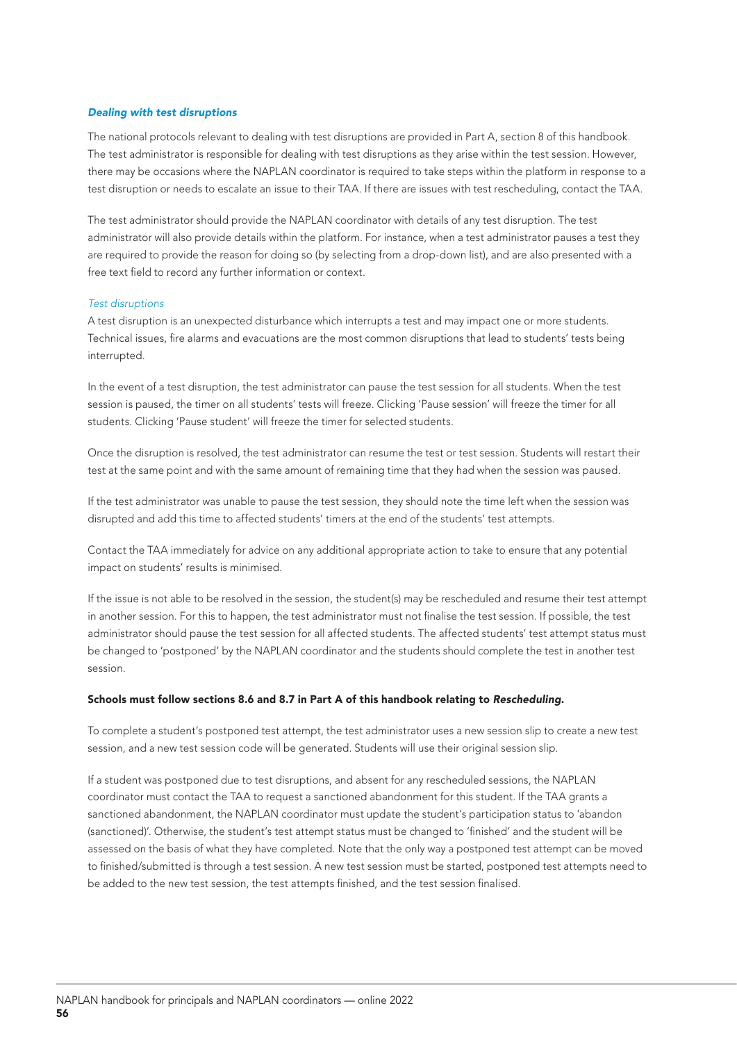### *Dealing with test disruptions*

The national protocols relevant to dealing with test disruptions are provided in Part A, section 8 of this handbook. The test administrator is responsible for dealing with test disruptions as they arise within the test session. However, there may be occasions where the NAPLAN coordinator is required to take steps within the platform in response to a test disruption or needs to escalate an issue to their TAA. If there are issues with test rescheduling, contact the TAA.

The test administrator should provide the NAPLAN coordinator with details of any test disruption. The test administrator will also provide details within the platform. For instance, when a test administrator pauses a test they are required to provide the reason for doing so (by selecting from a drop-down list), and are also presented with a free text field to record any further information or context.

#### *Test disruptions*

A test disruption is an unexpected disturbance which interrupts a test and may impact one or more students. Technical issues, fire alarms and evacuations are the most common disruptions that lead to students' tests being interrupted.

In the event of a test disruption, the test administrator can pause the test session for all students. When the test session is paused, the timer on all students' tests will freeze. Clicking 'Pause session' will freeze the timer for all students. Clicking 'Pause student' will freeze the timer for selected students.

Once the disruption is resolved, the test administrator can resume the test or test session. Students will restart their test at the same point and with the same amount of remaining time that they had when the session was paused.

If the test administrator was unable to pause the test session, they should note the time left when the session was disrupted and add this time to affected students' timers at the end of the students' test attempts.

Contact the TAA immediately for advice on any additional appropriate action to take to ensure that any potential impact on students' results is minimised.

If the issue is not able to be resolved in the session, the student(s) may be rescheduled and resume their test attempt in another session. For this to happen, the test administrator must not finalise the test session. If possible, the test administrator should pause the test session for all affected students. The affected students' test attempt status must be changed to 'postponed' by the NAPLAN coordinator and the students should complete the test in another test session.

**Schools must follow sections 8.6 and 8.7 in Part A of this handbook relating to *Rescheduling*.**

To complete a student's postponed test attempt, the test administrator uses a new session slip to create a new test session, and a new test session code will be generated. Students will use their original session slip.

If a student was postponed due to test disruptions, and absent for any rescheduled sessions, the NAPLAN coordinator must contact the TAA to request a sanctioned abandonment for this student. If the TAA grants a sanctioned abandonment, the NAPLAN coordinator must update the student's participation status to 'abandon (sanctioned)'. Otherwise, the student's test attempt status must be changed to 'finished' and the student will be assessed on the basis of what they have completed. Note that the only way a postponed test attempt can be moved to finished/submitted is through a test session. A new test session must be started, postponed test attempts need to be added to the new test session, the test attempts finished, and the test session finalised.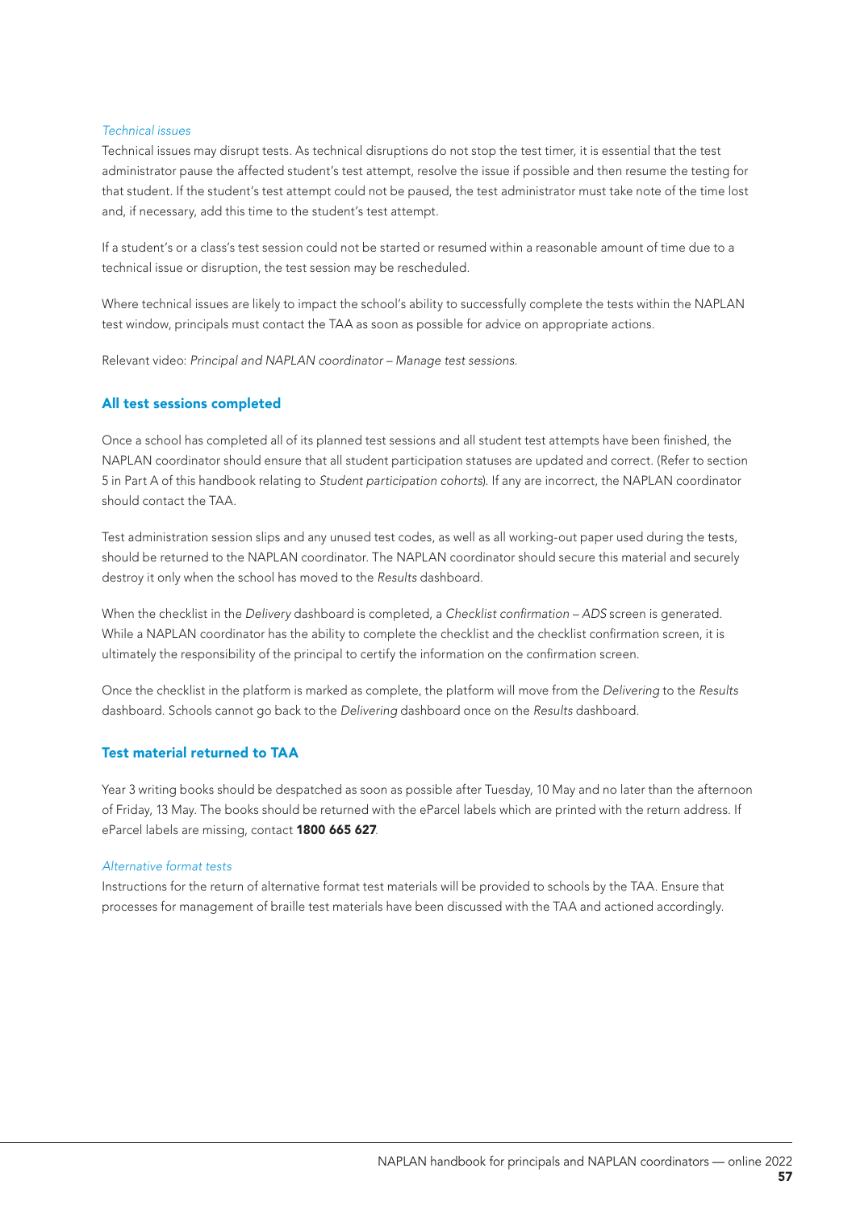#### *Technical issues*

Technical issues may disrupt tests. As technical disruptions do not stop the test timer, it is essential that the test administrator pause the affected student's test attempt, resolve the issue if possible and then resume the testing for that student. If the student's test attempt could not be paused, the test administrator must take note of the time lost and, if necessary, add this time to the student's test attempt.

If a student's or a class's test session could not be started or resumed within a reasonable amount of time due to a technical issue or disruption, the test session may be rescheduled.

Where technical issues are likely to impact the school's ability to successfully complete the tests within the NAPLAN test window, principals must contact the TAA as soon as possible for advice on appropriate actions.

Relevant video: *Principal and NAPLAN coordinator – Manage test sessions*.

### All test sessions completed

Once a school has completed all of its planned test sessions and all student test attempts have been finished, the NAPLAN coordinator should ensure that all student participation statuses are updated and correct. (Refer to section 5 in Part A of this handbook relating to *Student participation cohorts*). If any are incorrect, the NAPLAN coordinator should contact the TAA.

Test administration session slips and any unused test codes, as well as all working-out paper used during the tests, should be returned to the NAPLAN coordinator. The NAPLAN coordinator should secure this material and securely destroy it only when the school has moved to the *Results* dashboard.

When the checklist in the *Delivery* dashboard is completed, a *Checklist confirmation – ADS* screen is generated. While a NAPLAN coordinator has the ability to complete the checklist and the checklist confirmation screen, it is ultimately the responsibility of the principal to certify the information on the confirmation screen.

Once the checklist in the platform is marked as complete, the platform will move from the *Delivering* to the *Results* dashboard. Schools cannot go back to the *Delivering* dashboard once on the *Results* dashboard.

### Test material returned to TAA

Year 3 writing books should be despatched as soon as possible after Tuesday, 10 May and no later than the afternoon of Friday, 13 May. The books should be returned with the eParcel labels which are printed with the return address. If eParcel labels are missing, contact **1800 665 627**.

#### *Alternative format tests*

Instructions for the return of alternative format test materials will be provided to schools by the TAA. Ensure that processes for management of braille test materials have been discussed with the TAA and actioned accordingly.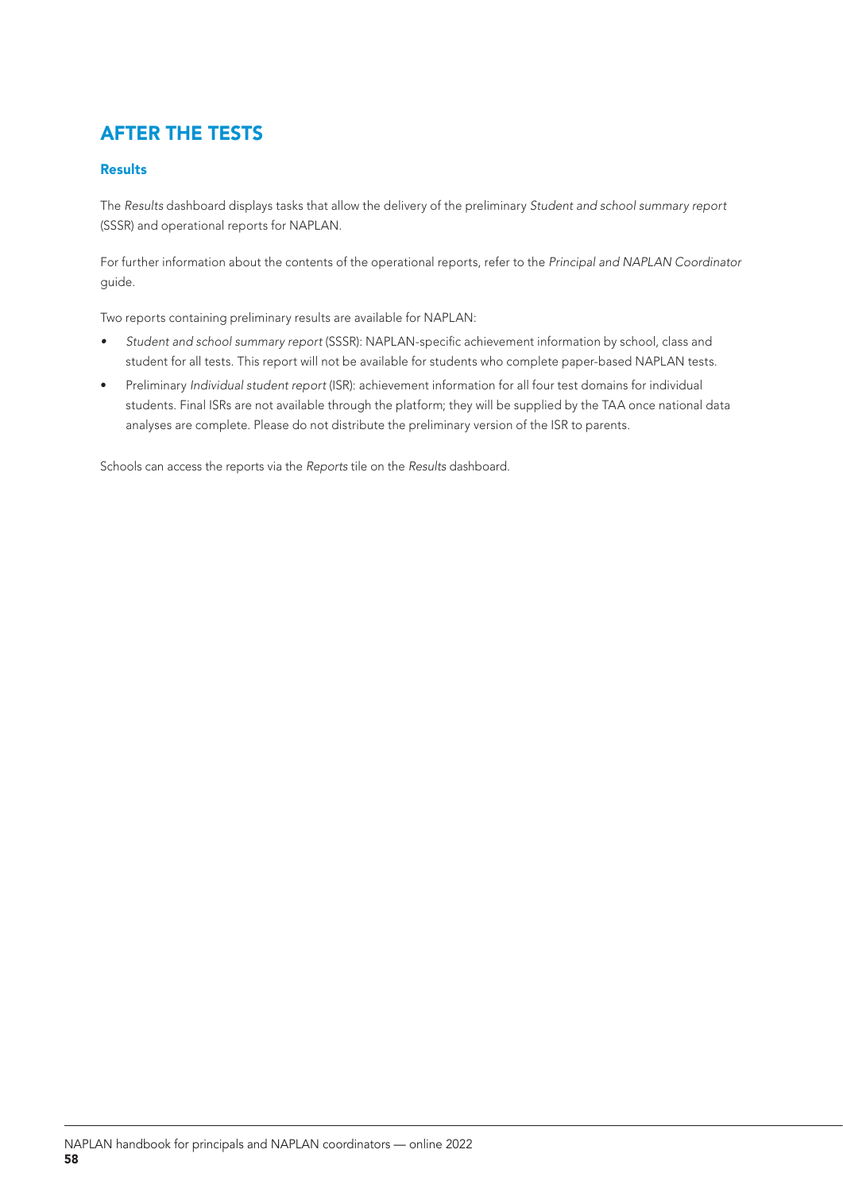# AFTER THE TESTS

## Results

The *Results* dashboard displays tasks that allow the delivery of the preliminary *Student and school summary report* (SSSR) and operational reports for NAPLAN.

For further information about the contents of the operational reports, refer to the *Principal and NAPLAN Coordinator* guide.

Two reports containing preliminary results are available for NAPLAN:

- *Student and school summary report* (SSSR): NAPLAN-specific achievement information by school, class and student for all tests. This report will not be available for students who complete paper-based NAPLAN tests.
- Preliminary *Individual student report* (ISR): achievement information for all four test domains for individual students. Final ISRs are not available through the platform; they will be supplied by the TAA once national data analyses are complete. Please do not distribute the preliminary version of the ISR to parents.

Schools can access the reports via the *Reports* tile on the *Results* dashboard.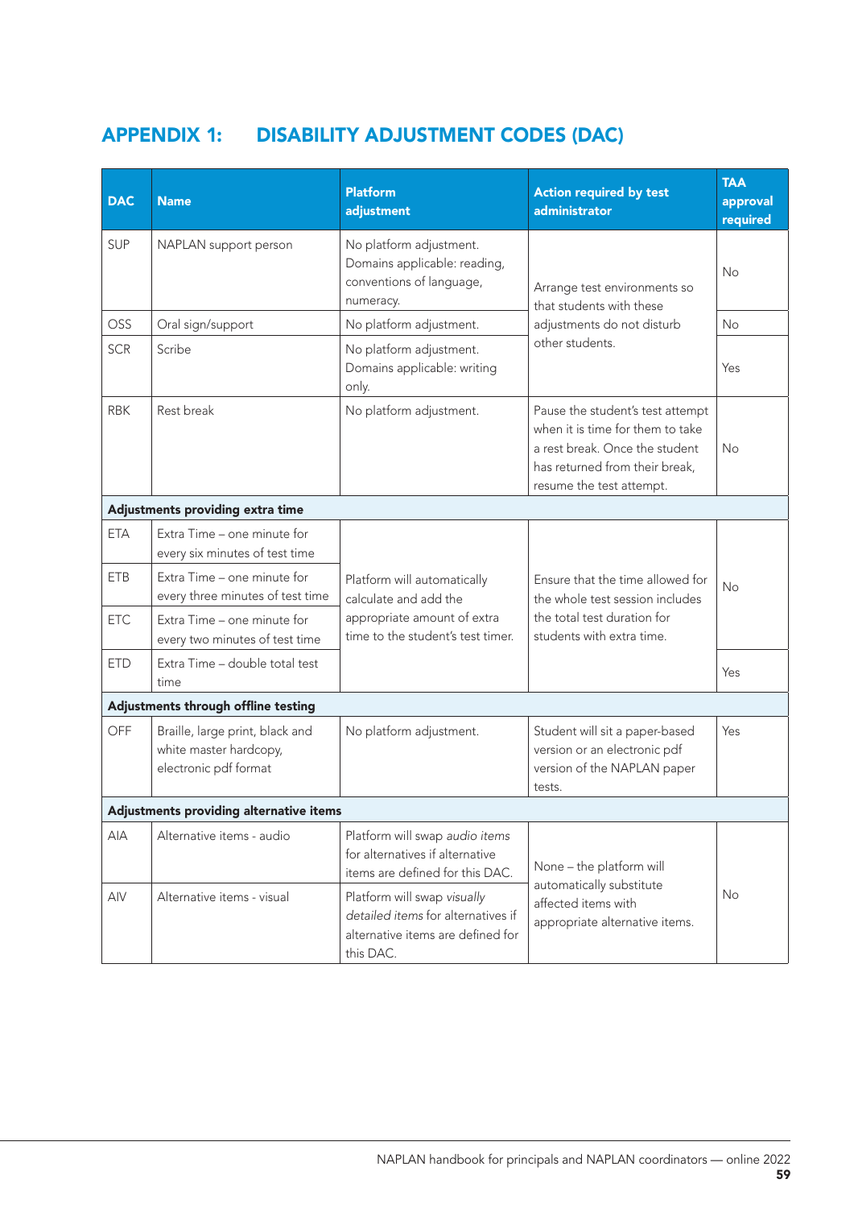# APPENDIX 1: DISABILITY ADJUSTMENT CODES (DAC)

| DAC | Name | Platform adjustment | Action required by test administrator | TAA approval required |
|---|---|---|---|---|
| SUP | NAPLAN support person | No platform adjustment. Domains applicable: reading, conventions of language, numeracy. | Arrange test environments so that students with these adjustments do not disturb other students. | No |
| OSS | Oral sign/support | No platform adjustment. | | No |
| SCR | Scribe | No platform adjustment. Domains applicable: writing only. | | Yes |
| RBK | Rest break | No platform adjustment. | Pause the student's test attempt when it is time for them to take a rest break. Once the student has returned from their break, resume the test attempt. | No |
| **Adjustments providing extra time** | | | | |
| ETA | Extra Time – one minute for every six minutes of test time | Platform will automatically calculate and add the appropriate amount of extra time to the student's test timer. | Ensure that the time allowed for the whole test session includes the total test duration for students with extra time. | No |
| ETB | Extra Time – one minute for every three minutes of test time | | | |
| ETC | Extra Time – one minute for every two minutes of test time | | | |
| ETD | Extra Time – double total test time | | | Yes |
| **Adjustments through offline testing** | | | | |
| OFF | Braille, large print, black and white master hardcopy, electronic pdf format | No platform adjustment. | Student will sit a paper-based version or an electronic pdf version of the NAPLAN paper tests. | Yes |
| **Adjustments providing alternative items** | | | | |
| AIA | Alternative items - audio | Platform will swap *audio items* for alternatives if alternative items are defined for this DAC. | None – the platform will automatically substitute affected items with appropriate alternative items. | No |
| AIV | Alternative items - visual | Platform will swap *visually detailed items* for alternatives if alternative items are defined for this DAC. | | |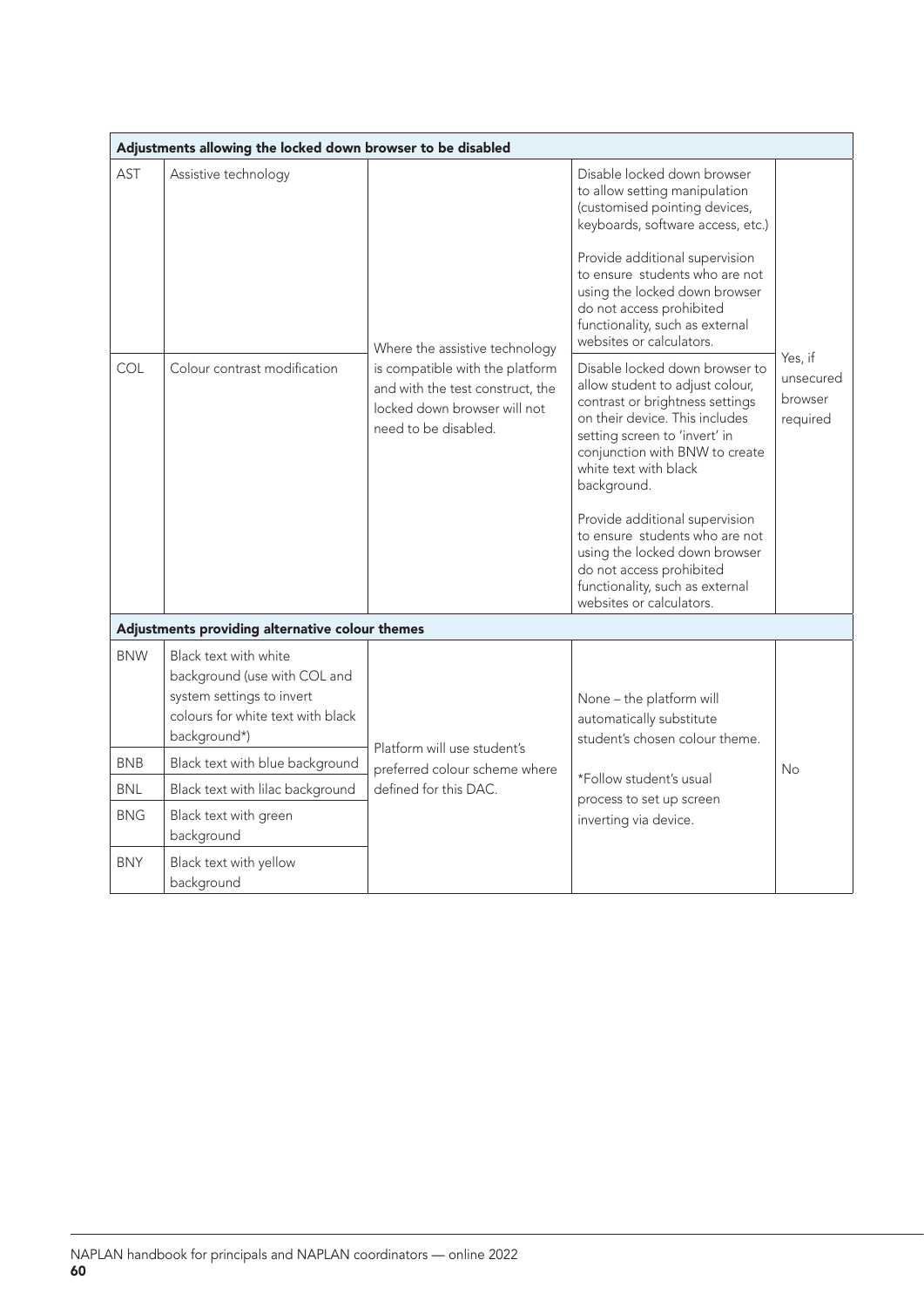| Adjustments allowing the locked down browser to be disabled | | | | |
|---|---|---|---|---|
| AST | Assistive technology | Where the assistive technology is compatible with the platform and with the test construct, the locked down browser will not need to be disabled. | Disable locked down browser to allow setting manipulation (customised pointing devices, keyboards, software access, etc.)<br><br>Provide additional supervision to ensure students who are not using the locked down browser do not access prohibited functionality, such as external websites or calculators. | Yes, if unsecured browser required |
| COL | Colour contrast modification | | Disable locked down browser to allow student to adjust colour, contrast or brightness settings on their device. This includes setting screen to 'invert' in conjunction with BNW to create white text with black background.<br><br>Provide additional supervision to ensure students who are not using the locked down browser do not access prohibited functionality, such as external websites or calculators. | |
| **Adjustments providing alternative colour themes** | | | | |
| BNW | Black text with white background (use with COL and system settings to invert colours for white text with black background*) | Platform will use student's preferred colour scheme where defined for this DAC. | None – the platform will automatically substitute student's chosen colour theme.<br><br>*Follow student's usual process to set up screen inverting via device. | No |
| BNB | Black text with blue background | | | |
| BNL | Black text with lilac background | | | |
| BNG | Black text with green background | | | |
| BNY | Black text with yellow background | | | |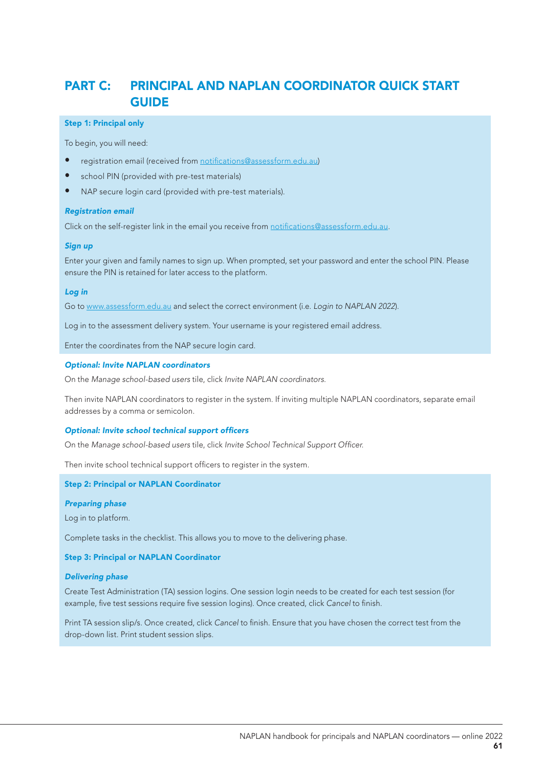# PART C: PRINCIPAL AND NAPLAN COORDINATOR QUICK START GUIDE

### Step 1: Principal only

To begin, you will need:

- registration email (received from notifications@assessform.edu.au)
- school PIN (provided with pre-test materials)
- NAP secure login card (provided with pre-test materials).

#### *Registration email*

Click on the self-register link in the email you receive from notifications@assessform.edu.au.

#### *Sign up*

Enter your given and family names to sign up. When prompted, set your password and enter the school PIN. Please ensure the PIN is retained for later access to the platform.

#### *Log in*

Go to www.assessform.edu.au and select the correct environment (i.e. *Login to NAPLAN 2022*).

Log in to the assessment delivery system. Your username is your registered email address.

Enter the coordinates from the NAP secure login card.

#### *Optional: Invite NAPLAN coordinators*

On the *Manage school-based users* tile, click *Invite NAPLAN coordinators.*

Then invite NAPLAN coordinators to register in the system. If inviting multiple NAPLAN coordinators, separate email addresses by a comma or semicolon.

#### *Optional: Invite school technical support officers*

On the *Manage school-based users* tile, click *Invite School Technical Support Officer.*

Then invite school technical support officers to register in the system.

### Step 2: Principal or NAPLAN Coordinator

#### *Preparing phase*

Log in to platform.

Complete tasks in the checklist. This allows you to move to the delivering phase.

### Step 3: Principal or NAPLAN Coordinator

#### *Delivering phase*

Create Test Administration (TA) session logins. One session login needs to be created for each test session (for example, five test sessions require five session logins). Once created, click *Cancel* to finish.

Print TA session slip/s. Once created, click *Cancel* to finish. Ensure that you have chosen the correct test from the drop-down list. Print student session slips.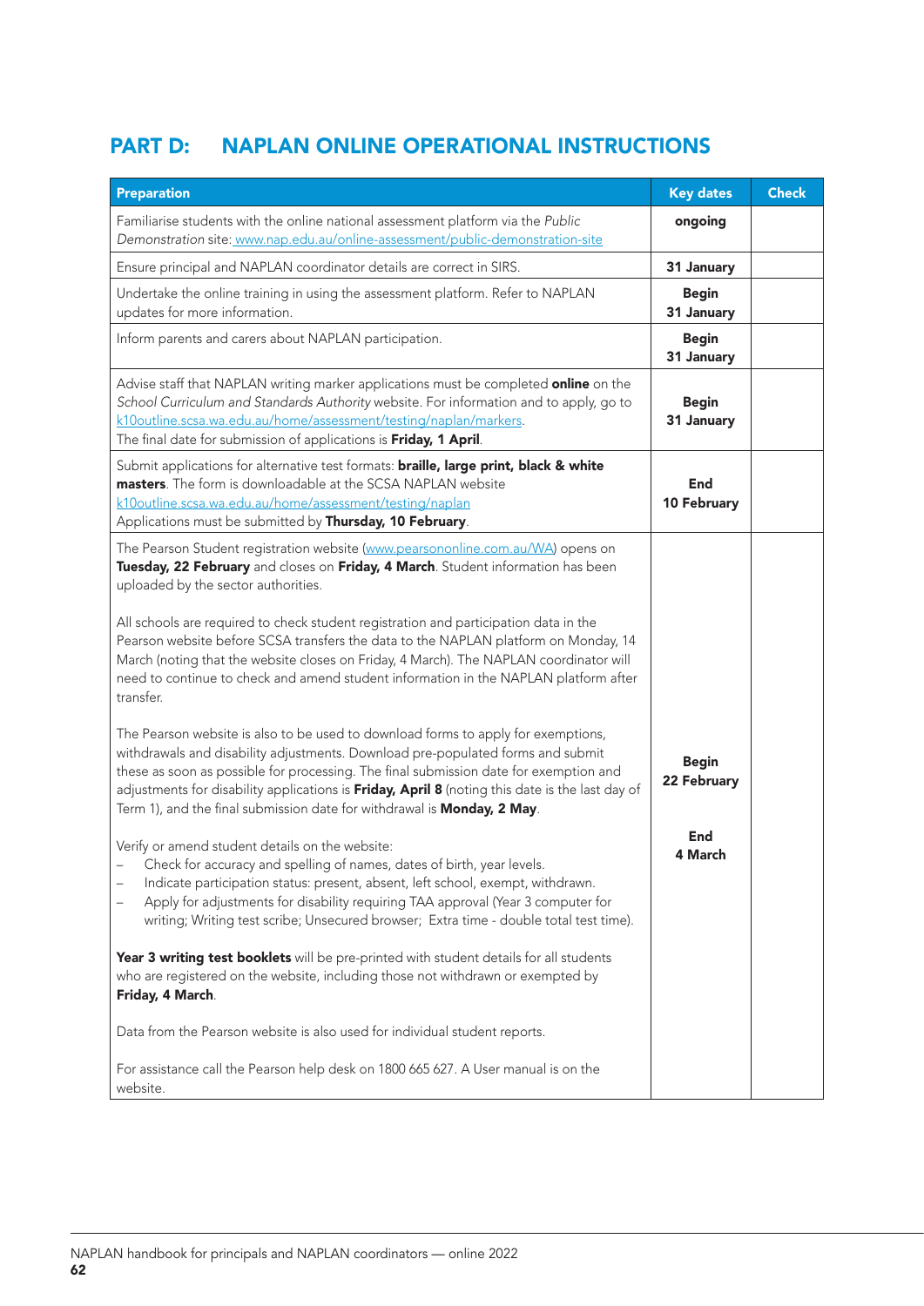## PART D: NAPLAN ONLINE OPERATIONAL INSTRUCTIONS

| Preparation | Key dates | Check |
|---|---|---|
| Familiarise students with the online national assessment platform via the *Public Demonstration* site: www.nap.edu.au/online-assessment/public-demonstration-site | **ongoing** | |
| Ensure principal and NAPLAN coordinator details are correct in SIRS. | **31 January** | |
| Undertake the online training in using the assessment platform. Refer to NAPLAN updates for more information. | **Begin 31 January** | |
| Inform parents and carers about NAPLAN participation. | **Begin 31 January** | |
| Advise staff that NAPLAN writing marker applications must be completed **online** on the *School Curriculum and Standards Authority* website. For information and to apply, go to k10outline.scsa.wa.edu.au/home/assessment/testing/naplan/markers.<br>The final date for submission of applications is **Friday, 1 April**. | **Begin 31 January** | |
| Submit applications for alternative test formats: **braille, large print, black & white masters**. The form is downloadable at the SCSA NAPLAN website k10outline.scsa.wa.edu.au/home/assessment/testing/naplan<br>Applications must be submitted by **Thursday, 10 February**. | **End 10 February** | |
| The Pearson Student registration website (www.pearsononline.com.au/WA) opens on **Tuesday, 22 February** and closes on **Friday, 4 March**. Student information has been uploaded by the sector authorities.<br><br>All schools are required to check student registration and participation data in the Pearson website before SCSA transfers the data to the NAPLAN platform on Monday, 14 March (noting that the website closes on Friday, 4 March). The NAPLAN coordinator will need to continue to check and amend student information in the NAPLAN platform after transfer.<br><br>The Pearson website is also to be used to download forms to apply for exemptions, withdrawals and disability adjustments. Download pre-populated forms and submit these as soon as possible for processing. The final submission date for exemption and adjustments for disability applications is **Friday, April 8** (noting this date is the last day of Term 1), and the final submission date for withdrawal is **Monday, 2 May**.<br><br>Verify or amend student details on the website:<br>– Check for accuracy and spelling of names, dates of birth, year levels.<br>– Indicate participation status: present, absent, left school, exempt, withdrawn.<br>– Apply for adjustments for disability requiring TAA approval (Year 3 computer for writing; Writing test scribe; Unsecured browser; Extra time - double total test time).<br><br>**Year 3 writing test booklets** will be pre-printed with student details for all students who are registered on the website, including those not withdrawn or exempted by **Friday, 4 March**.<br><br>Data from the Pearson website is also used for individual student reports.<br><br>For assistance call the Pearson help desk on 1800 665 627. A User manual is on the website. | **Begin 22 February**<br><br>**End 4 March** | |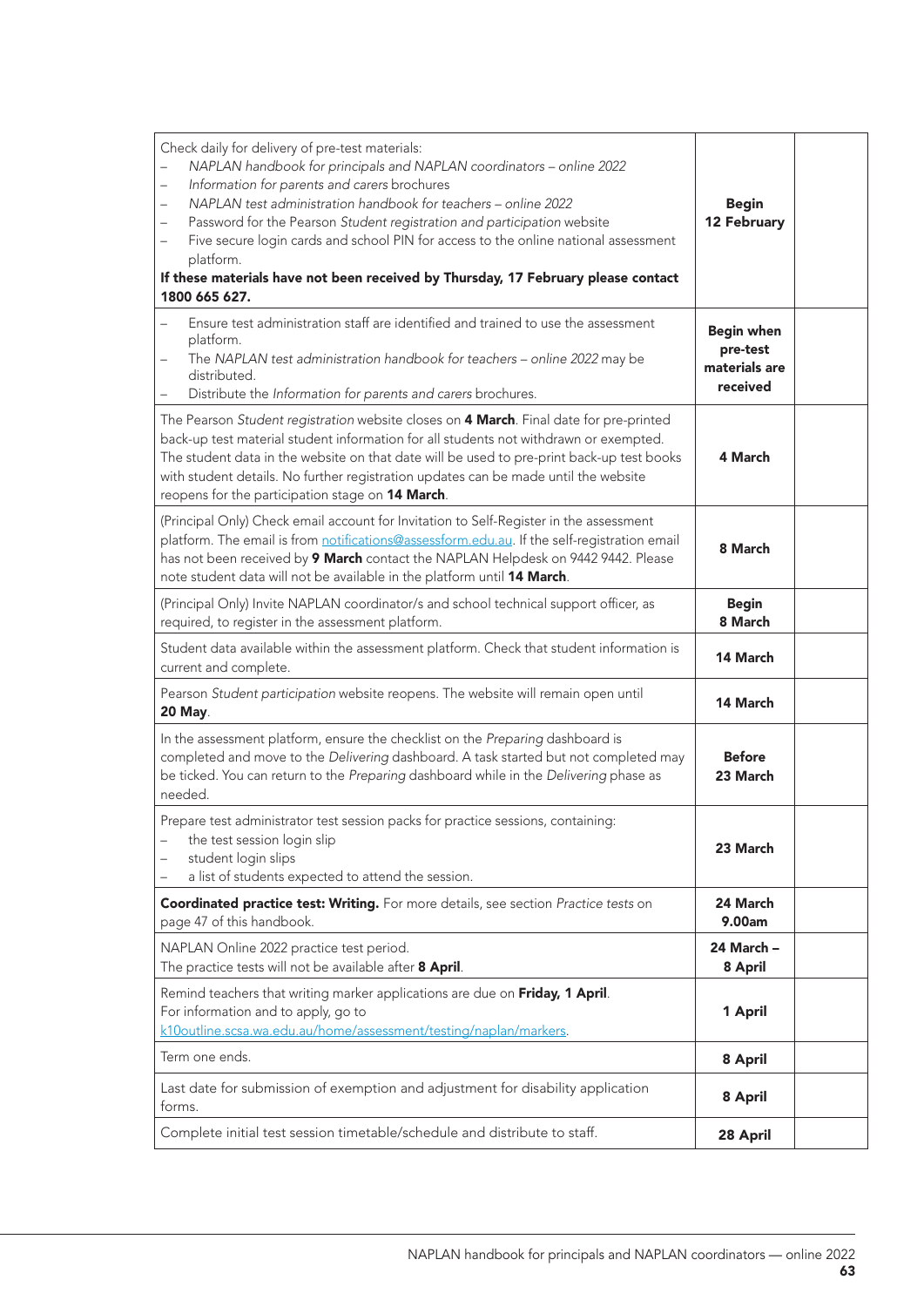| | | |
|---|---|---|
| Check daily for delivery of pre-test materials:<br>– *NAPLAN handbook for principals and NAPLAN coordinators – online 2022*<br>– *Information for parents and carers* brochures<br>– *NAPLAN test administration handbook for teachers – online 2022*<br>– Password for the Pearson *Student registration and participation* website<br>– Five secure login cards and school PIN for access to the online national assessment platform.<br>**If these materials have not been received by Thursday, 17 February please contact 1800 665 627.** | **Begin 12 February** | |
| – Ensure test administration staff are identified and trained to use the assessment platform.<br>– The *NAPLAN test administration handbook for teachers – online 2022* may be distributed.<br>– Distribute the *Information for parents and carers* brochures. | **Begin when pre-test materials are received** | |
| The Pearson *Student registration* website closes on **4 March**. Final date for pre-printed back-up test material student information for all students not withdrawn or exempted. The student data in the website on that date will be used to pre-print back-up test books with student details. No further registration updates can be made until the website reopens for the participation stage on **14 March**. | **4 March** | |
| (Principal Only) Check email account for Invitation to Self-Register in the assessment platform. The email is from notifications@assessform.edu.au. If the self-registration email has not been received by **9 March** contact the NAPLAN Helpdesk on 9442 9442. Please note student data will not be available in the platform until **14 March**. | **8 March** | |
| (Principal Only) Invite NAPLAN coordinator/s and school technical support officer, as required, to register in the assessment platform. | **Begin 8 March** | |
| Student data available within the assessment platform. Check that student information is current and complete. | **14 March** | |
| Pearson *Student participation* website reopens. The website will remain open until **20 May**. | **14 March** | |
| In the assessment platform, ensure the checklist on the *Preparing* dashboard is completed and move to the *Delivering* dashboard. A task started but not completed may be ticked. You can return to the *Preparing* dashboard while in the *Delivering* phase as needed. | **Before 23 March** | |
| Prepare test administrator test session packs for practice sessions, containing:<br>– the test session login slip<br>– student login slips<br>– a list of students expected to attend the session. | **23 March** | |
| **Coordinated practice test: Writing.** For more details, see section *Practice tests* on page 47 of this handbook. | **24 March 9.00am** | |
| NAPLAN Online 2022 practice test period.<br>The practice tests will not be available after **8 April**. | **24 March – 8 April** | |
| Remind teachers that writing marker applications are due on **Friday, 1 April**.<br>For information and to apply, go to k10outline.scsa.wa.edu.au/home/assessment/testing/naplan/markers. | **1 April** | |
| Term one ends. | **8 April** | |
| Last date for submission of exemption and adjustment for disability application forms. | **8 April** | |
| Complete initial test session timetable/schedule and distribute to staff. | **28 April** | |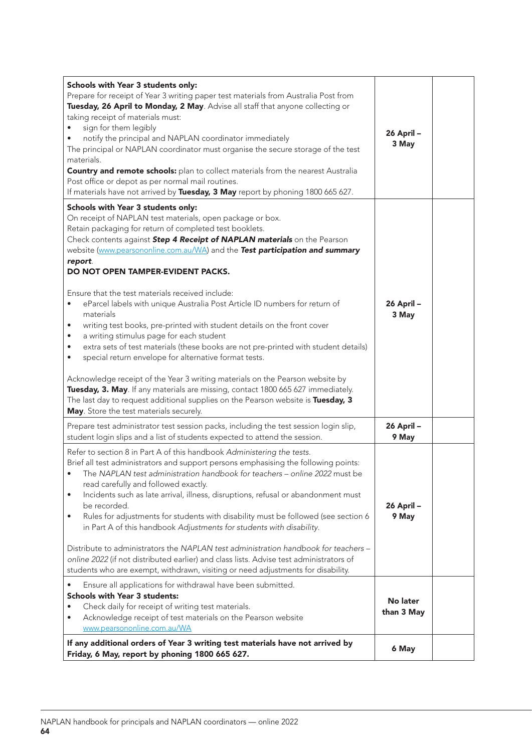| | | |
|---|---|---|
| **Schools with Year 3 students only:**<br>Prepare for receipt of Year 3 writing paper test materials from Australia Post from **Tuesday, 26 April to Monday, 2 May**. Advise all staff that anyone collecting or taking receipt of materials must:<br>• sign for them legibly<br>• notify the principal and NAPLAN coordinator immediately<br>The principal or NAPLAN coordinator must organise the secure storage of the test materials.<br>**Country and remote schools:** plan to collect materials from the nearest Australia Post office or depot as per normal mail routines.<br>If materials have not arrived by **Tuesday, 3 May** report by phoning 1800 665 627. | **26 April – 3 May** | |
| **Schools with Year 3 students only:**<br>On receipt of NAPLAN test materials, open package or box.<br>Retain packaging for return of completed test booklets.<br>Check contents against ***Step 4 Receipt of NAPLAN materials*** on the Pearson website (www.pearsononline.com.au/WA) and the ***Test participation and summary report***.<br>**DO NOT OPEN TAMPER-EVIDENT PACKS.**<br><br>Ensure that the test materials received include:<br>• eParcel labels with unique Australia Post Article ID numbers for return of materials<br>• writing test books, pre-printed with student details on the front cover<br>• a writing stimulus page for each student<br>• extra sets of test materials (these books are not pre-printed with student details)<br>• special return envelope for alternative format tests.<br><br>Acknowledge receipt of the Year 3 writing materials on the Pearson website by **Tuesday, 3. May**. If any materials are missing, contact 1800 665 627 immediately. The last day to request additional supplies on the Pearson website is **Tuesday, 3 May**. Store the test materials securely. | **26 April – 3 May** | |
| Prepare test administrator test session packs, including the test session login slip, student login slips and a list of students expected to attend the session. | **26 April – 9 May** | |
| Refer to section 8 in Part A of this handbook *Administering the tests*.<br>Brief all test administrators and support persons emphasising the following points:<br>• The *NAPLAN test administration handbook for teachers – online 2022* must be read carefully and followed exactly.<br>• Incidents such as late arrival, illness, disruptions, refusal or abandonment must be recorded.<br>• Rules for adjustments for students with disability must be followed (see section 6 in Part A of this handbook *Adjustments for students with disability*.<br><br>Distribute to administrators the *NAPLAN test administration handbook for teachers – online 2022* (if not distributed earlier) and class lists. Advise test administrators of students who are exempt, withdrawn, visiting or need adjustments for disability. | **26 April – 9 May** | |
| • Ensure all applications for withdrawal have been submitted.<br>**Schools with Year 3 students:**<br>• Check daily for receipt of writing test materials.<br>• Acknowledge receipt of test materials on the Pearson website www.pearsononline.com.au/WA | **No later than 3 May** | |
| **If any additional orders of Year 3 writing test materials have not arrived by Friday, 6 May, report by phoning 1800 665 627.** | **6 May** | |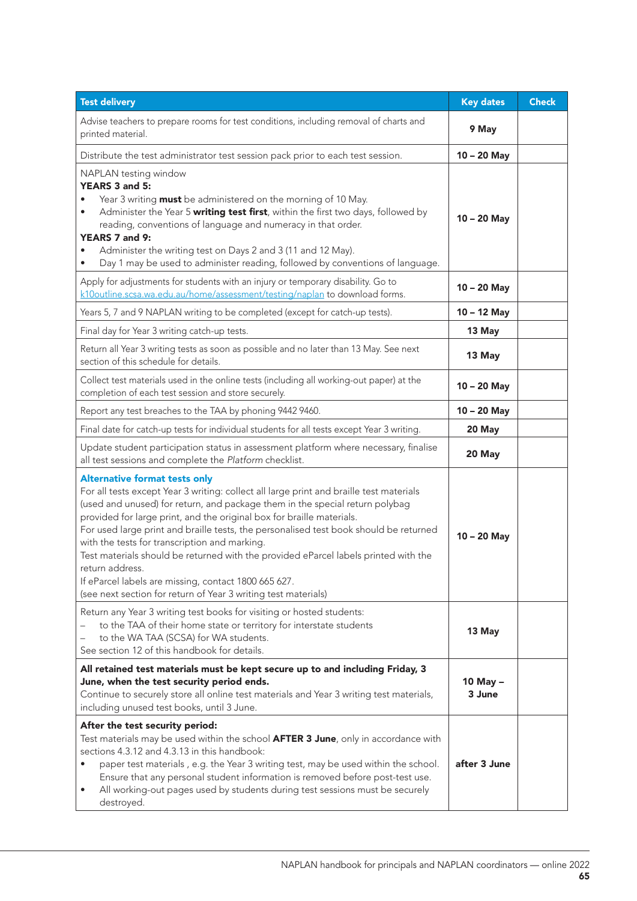| Test delivery | Key dates | Check |
| --- | --- | --- |
| Advise teachers to prepare rooms for test conditions, including removal of charts and printed material. | **9 May** | |
| Distribute the test administrator test session pack prior to each test session. | **10 – 20 May** | |
| NAPLAN testing window<br>**YEARS 3 and 5:**<br>• Year 3 writing **must** be administered on the morning of 10 May.<br>• Administer the Year 5 **writing test first**, within the first two days, followed by reading, conventions of language and numeracy in that order.<br>**YEARS 7 and 9:**<br>• Administer the writing test on Days 2 and 3 (11 and 12 May).<br>• Day 1 may be used to administer reading, followed by conventions of language. | **10 – 20 May** | |
| Apply for adjustments for students with an injury or temporary disability. Go to k10outline.scsa.wa.edu.au/home/assessment/testing/naplan to download forms. | **10 – 20 May** | |
| Years 5, 7 and 9 NAPLAN writing to be completed (except for catch-up tests). | **10 – 12 May** | |
| Final day for Year 3 writing catch-up tests. | **13 May** | |
| Return all Year 3 writing tests as soon as possible and no later than 13 May. See next section of this schedule for details. | **13 May** | |
| Collect test materials used in the online tests (including all working-out paper) at the completion of each test session and store securely. | **10 – 20 May** | |
| Report any test breaches to the TAA by phoning 9442 9460. | **10 – 20 May** | |
| Final date for catch-up tests for individual students for all tests except Year 3 writing. | **20 May** | |
| Update student participation status in assessment platform where necessary, finalise all test sessions and complete the *Platform* checklist. | **20 May** | |
| **Alternative format tests only**<br>For all tests except Year 3 writing: collect all large print and braille test materials (used and unused) for return, and package them in the special return polybag provided for large print, and the original box for braille materials.<br>For used large print and braille tests, the personalised test book should be returned with the tests for transcription and marking.<br>Test materials should be returned with the provided eParcel labels printed with the return address.<br>If eParcel labels are missing, contact 1800 665 627.<br>(see next section for return of Year 3 writing test materials) | **10 – 20 May** | |
| Return any Year 3 writing test books for visiting or hosted students:<br>– to the TAA of their home state or territory for interstate students<br>– to the WA TAA (SCSA) for WA students.<br>See section 12 of this handbook for details. | **13 May** | |
| **All retained test materials must be kept secure up to and including Friday, 3 June, when the test security period ends.**<br>Continue to securely store all online test materials and Year 3 writing test materials, including unused test books, until 3 June. | **10 May – 3 June** | |
| **After the test security period:**<br>Test materials may be used within the school **AFTER 3 June**, only in accordance with sections 4.3.12 and 4.3.13 in this handbook:<br>• paper test materials , e.g. the Year 3 writing test, may be used within the school. Ensure that any personal student information is removed before post-test use.<br>• All working-out pages used by students during test sessions must be securely destroyed. | **after 3 June** | |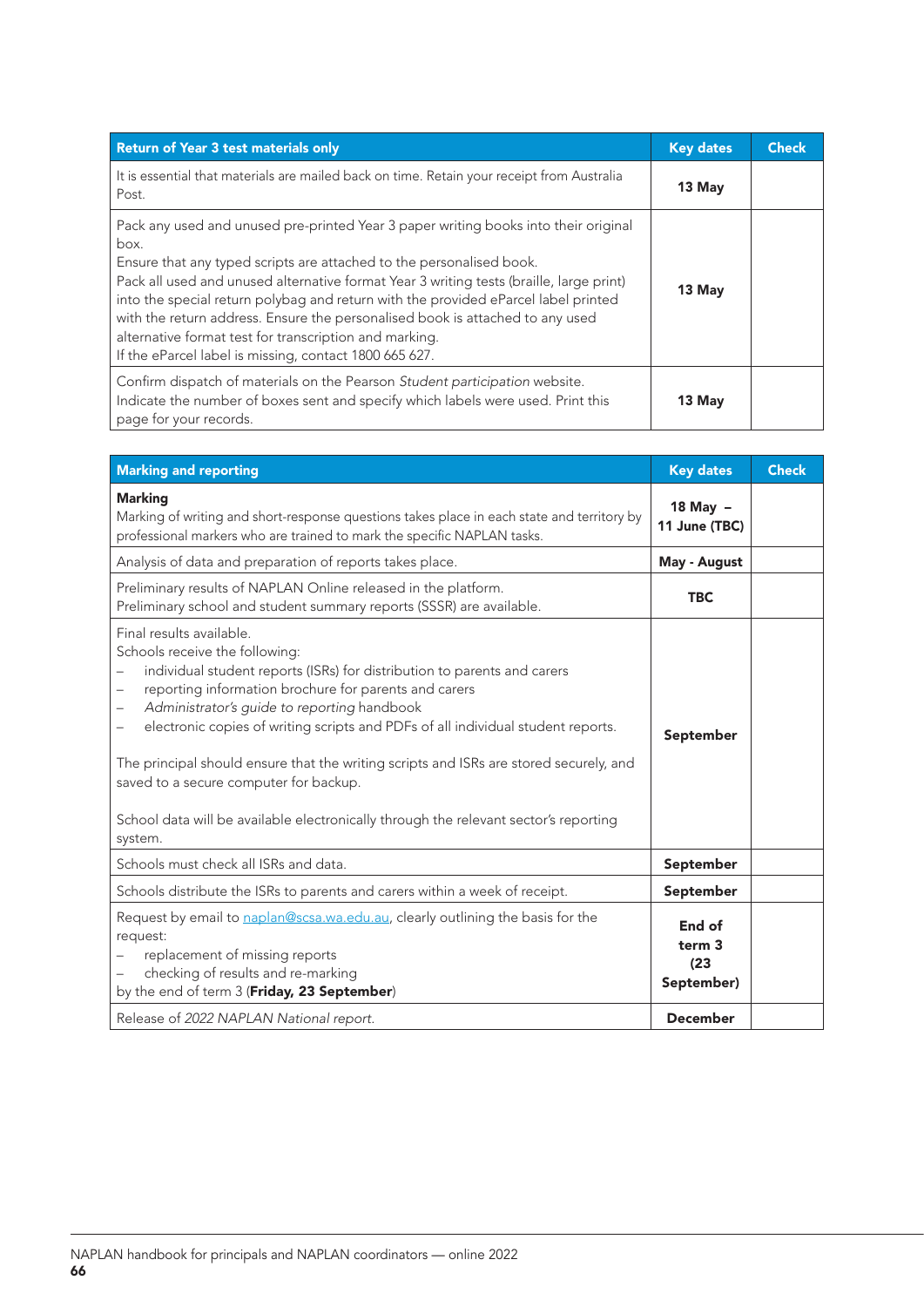| Return of Year 3 test materials only | Key dates | Check |
|---|---|---|
| It is essential that materials are mailed back on time. Retain your receipt from Australia Post. | **13 May** | |
| Pack any used and unused pre-printed Year 3 paper writing books into their original box.<br>Ensure that any typed scripts are attached to the personalised book.<br>Pack all used and unused alternative format Year 3 writing tests (braille, large print) into the special return polybag and return with the provided eParcel label printed with the return address. Ensure the personalised book is attached to any used alternative format test for transcription and marking.<br>If the eParcel label is missing, contact 1800 665 627. | **13 May** | |
| Confirm dispatch of materials on the Pearson *Student participation* website. Indicate the number of boxes sent and specify which labels were used. Print this page for your records. | **13 May** | |

| Marking and reporting | Key dates | Check |
|---|---|---|
| **Marking**<br>Marking of writing and short-response questions takes place in each state and territory by professional markers who are trained to mark the specific NAPLAN tasks. | **18 May – 11 June (TBC)** | |
| Analysis of data and preparation of reports takes place. | **May - August** | |
| Preliminary results of NAPLAN Online released in the platform.<br>Preliminary school and student summary reports (SSSR) are available. | **TBC** | |
| Final results available.<br>Schools receive the following:<br>– individual student reports (ISRs) for distribution to parents and carers<br>– reporting information brochure for parents and carers<br>– *Administrator's guide to reporting* handbook<br>– electronic copies of writing scripts and PDFs of all individual student reports.<br><br>The principal should ensure that the writing scripts and ISRs are stored securely, and saved to a secure computer for backup.<br><br>School data will be available electronically through the relevant sector's reporting system. | **September** | |
| Schools must check all ISRs and data. | **September** | |
| Schools distribute the ISRs to parents and carers within a week of receipt. | **September** | |
| Request by email to naplan@scsa.wa.edu.au, clearly outlining the basis for the request:<br>– replacement of missing reports<br>– checking of results and re-marking<br>by the end of term 3 (**Friday, 23 September**) | **End of term 3 (23 September)** | |
| Release of *2022 NAPLAN National report.* | **December** | |